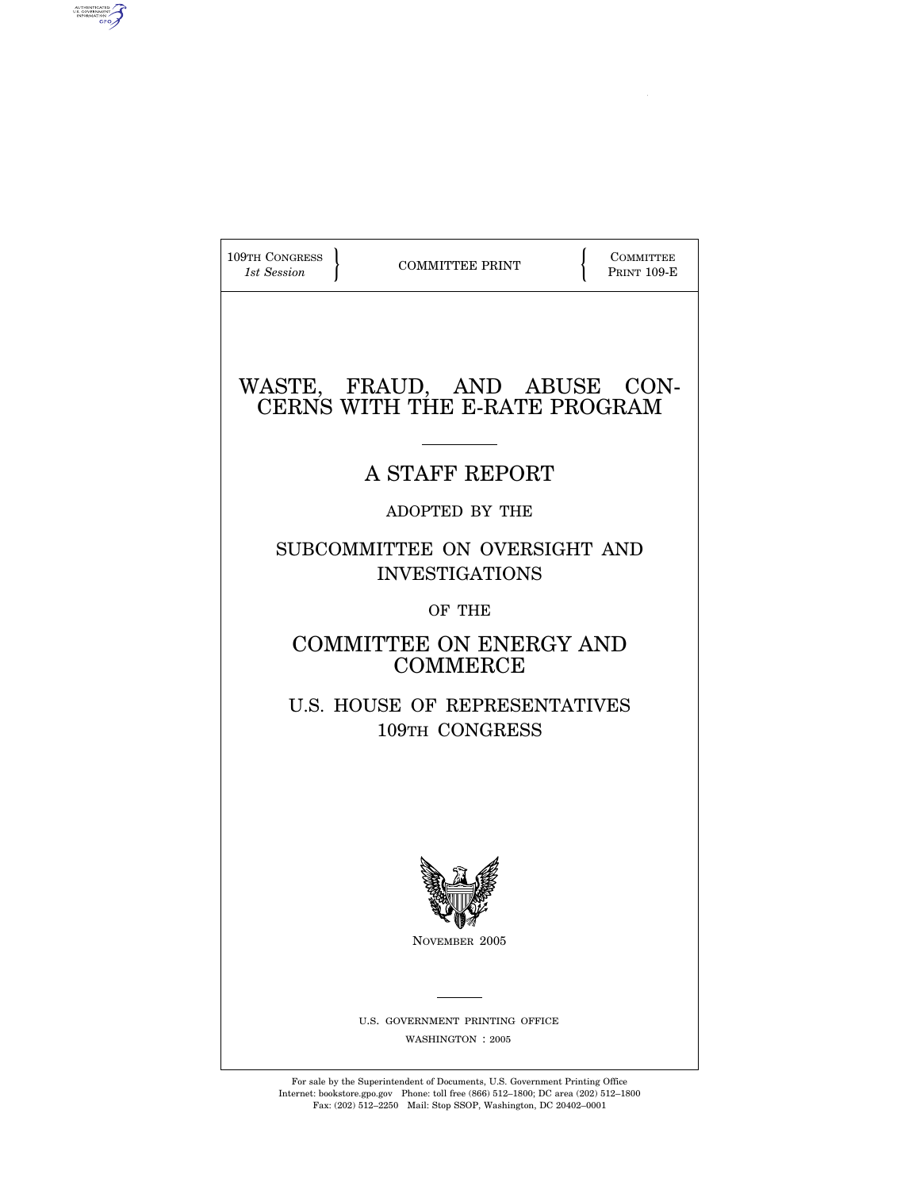109TH CONGRESS
*1st Session*

COMMITTEE PRINT

COMMITTEE PRINT 109-E

# WASTE, FRAUD, AND ABUSE CONCERNS WITH THE E-RATE PROGRAM

## A STAFF REPORT

ADOPTED BY THE

SUBCOMMITTEE ON OVERSIGHT AND INVESTIGATIONS

OF THE

COMMITTEE ON ENERGY AND COMMERCE

U.S. HOUSE OF REPRESENTATIVES
109TH CONGRESS

NOVEMBER 2005

U.S. GOVERNMENT PRINTING OFFICE
WASHINGTON : 2005

For sale by the Superintendent of Documents, U.S. Government Printing Office
Internet: bookstore.gpo.gov Phone: toll free (866) 512–1800; DC area (202) 512–1800
Fax: (202) 512–2250 Mail: Stop SSOP, Washington, DC 20402–0001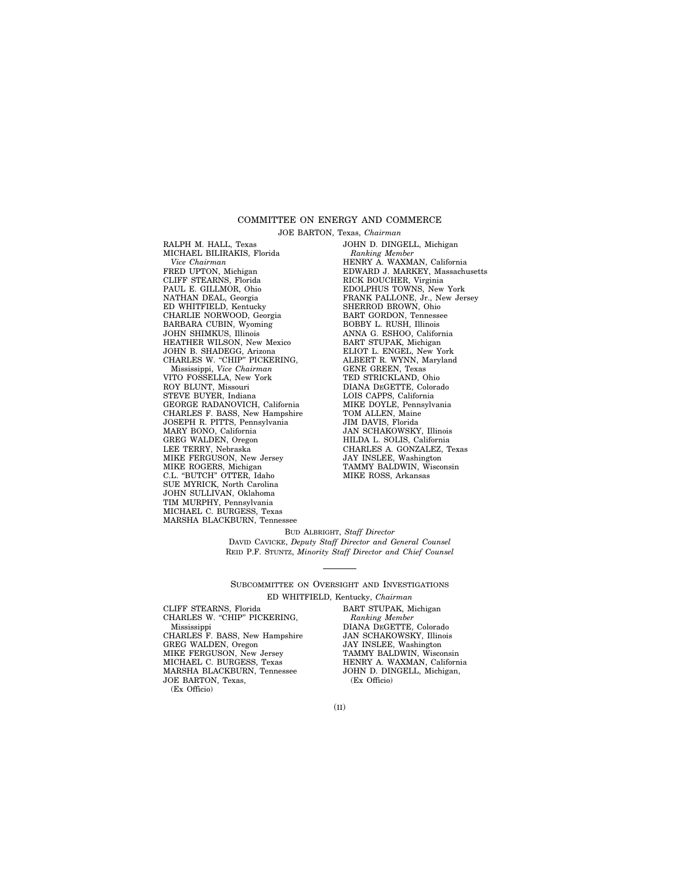## COMMITTEE ON ENERGY AND COMMERCE

JOE BARTON, Texas, *Chairman*

RALPH M. HALL, Texas
MICHAEL BILIRAKIS, Florida
*Vice Chairman*
FRED UPTON, Michigan
CLIFF STEARNS, Florida
PAUL E. GILLMOR, Ohio
NATHAN DEAL, Georgia
ED WHITFIELD, Kentucky
CHARLIE NORWOOD, Georgia
BARBARA CUBIN, Wyoming
JOHN SHIMKUS, Illinois
HEATHER WILSON, New Mexico
JOHN B. SHADEGG, Arizona
CHARLES W. "CHIP" PICKERING, Mississippi, *Vice Chairman*
VITO FOSSELLA, New York
ROY BLUNT, Missouri
STEVE BUYER, Indiana
GEORGE RADANOVICH, California
CHARLES F. BASS, New Hampshire
JOSEPH R. PITTS, Pennsylvania
MARY BONO, California
GREG WALDEN, Oregon
LEE TERRY, Nebraska
MIKE FERGUSON, New Jersey
MIKE ROGERS, Michigan
C.L. "BUTCH" OTTER, Idaho
SUE MYRICK, North Carolina
JOHN SULLIVAN, Oklahoma
TIM MURPHY, Pennsylvania
MICHAEL C. BURGESS, Texas
MARSHA BLACKBURN, Tennessee

JOHN D. DINGELL, Michigan
*Ranking Member*
HENRY A. WAXMAN, California
EDWARD J. MARKEY, Massachusetts
RICK BOUCHER, Virginia
EDOLPHUS TOWNS, New York
FRANK PALLONE, Jr., New Jersey
SHERROD BROWN, Ohio
BART GORDON, Tennessee
BOBBY L. RUSH, Illinois
ANNA G. ESHOO, California
BART STUPAK, Michigan
ELIOT L. ENGEL, New York
ALBERT R. WYNN, Maryland
GENE GREEN, Texas
TED STRICKLAND, Ohio
DIANA DEGETTE, Colorado
LOIS CAPPS, California
MIKE DOYLE, Pennsylvania
TOM ALLEN, Maine
JIM DAVIS, Florida
JAN SCHAKOWSKY, Illinois
HILDA L. SOLIS, California
CHARLES A. GONZALEZ, Texas
JAY INSLEE, Washington
TAMMY BALDWIN, Wisconsin
MIKE ROSS, Arkansas

BUD ALBRIGHT, *Staff Director*
DAVID CAVICKE, *Deputy Staff Director and General Counsel*
REID P.F. STUNTZ, *Minority Staff Director and Chief Counsel*

---

## SUBCOMMITTEE ON OVERSIGHT AND INVESTIGATIONS

ED WHITFIELD, Kentucky, *Chairman*

CLIFF STEARNS, Florida
CHARLES W. "CHIP" PICKERING, Mississippi
CHARLES F. BASS, New Hampshire
GREG WALDEN, Oregon
MIKE FERGUSON, New Jersey
MICHAEL C. BURGESS, Texas
MARSHA BLACKBURN, Tennessee
JOE BARTON, Texas, (Ex Officio)

BART STUPAK, Michigan
*Ranking Member*
DIANA DEGETTE, Colorado
JAN SCHAKOWSKY, Illinois
JAY INSLEE, Washington
TAMMY BALDWIN, Wisconsin
HENRY A. WAXMAN, California
JOHN D. DINGELL, Michigan, (Ex Officio)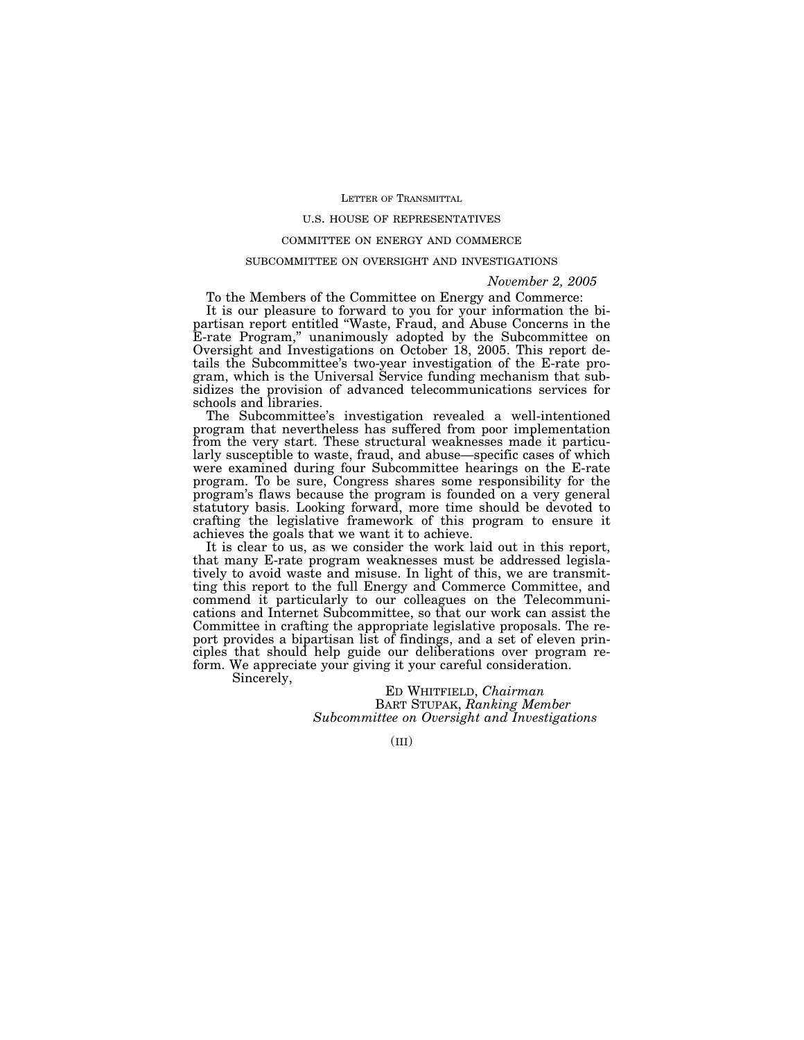# LETTER OF TRANSMITTAL

U.S. HOUSE OF REPRESENTATIVES

COMMITTEE ON ENERGY AND COMMERCE

SUBCOMMITTEE ON OVERSIGHT AND INVESTIGATIONS

*November 2, 2005*

To the Members of the Committee on Energy and Commerce:

It is our pleasure to forward to you for your information the bipartisan report entitled "Waste, Fraud, and Abuse Concerns in the E-rate Program," unanimously adopted by the Subcommittee on Oversight and Investigations on October 18, 2005. This report details the Subcommittee's two-year investigation of the E-rate program, which is the Universal Service funding mechanism that subsidizes the provision of advanced telecommunications services for schools and libraries.

The Subcommittee's investigation revealed a well-intentioned program that nevertheless has suffered from poor implementation from the very start. These structural weaknesses made it particularly susceptible to waste, fraud, and abuse—specific cases of which were examined during four Subcommittee hearings on the E-rate program. To be sure, Congress shares some responsibility for the program's flaws because the program is founded on a very general statutory basis. Looking forward, more time should be devoted to crafting the legislative framework of this program to ensure it achieves the goals that we want it to achieve.

It is clear to us, as we consider the work laid out in this report, that many E-rate program weaknesses must be addressed legislatively to avoid waste and misuse. In light of this, we are transmitting this report to the full Energy and Commerce Committee, and commend it particularly to our colleagues on the Telecommunications and Internet Subcommittee, so that our work can assist the Committee in crafting the appropriate legislative proposals. The report provides a bipartisan list of findings, and a set of eleven principles that should help guide our deliberations over program reform. We appreciate your giving it your careful consideration.

Sincerely,

ED WHITFIELD, *Chairman*
BART STUPAK, *Ranking Member*
*Subcommittee on Oversight and Investigations*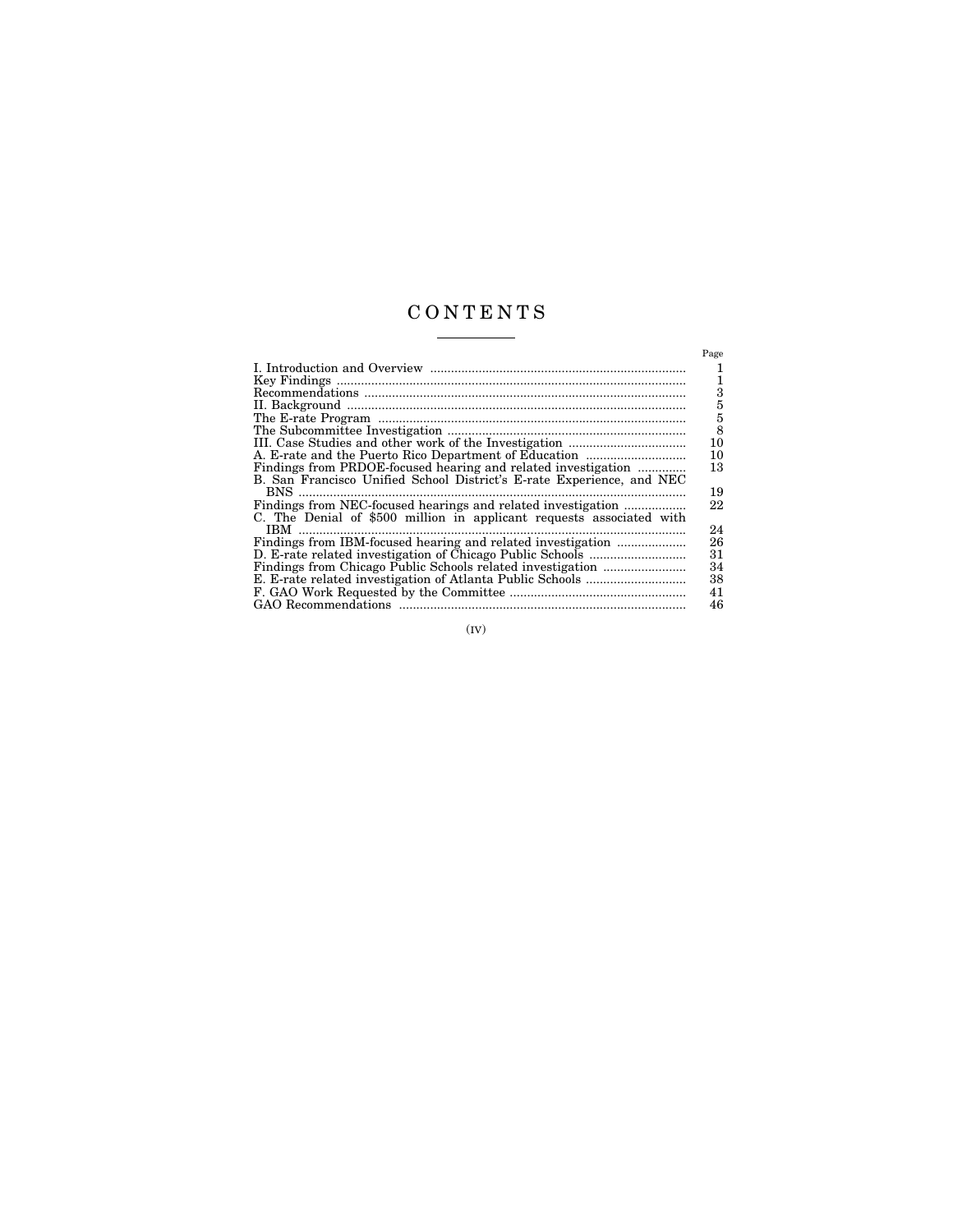# CONTENTS

| | Page |
|---|---|
| I. Introduction and Overview | 1 |
| Key Findings | 1 |
| Recommendations | 3 |
| II. Background | 5 |
| The E-rate Program | 5 |
| The Subcommittee Investigation | 8 |
| III. Case Studies and other work of the Investigation | 10 |
| A. E-rate and the Puerto Rico Department of Education | 10 |
| Findings from PRDOE-focused hearing and related investigation | 13 |
| B. San Francisco Unified School District's E-rate Experience, and NEC BNS | 19 |
| Findings from NEC-focused hearings and related investigation | 22 |
| C. The Denial of $500 million in applicant requests associated with IBM | 24 |
| Findings from IBM-focused hearing and related investigation | 26 |
| D. E-rate related investigation of Chicago Public Schools | 31 |
| Findings from Chicago Public Schools related investigation | 34 |
| E. E-rate related investigation of Atlanta Public Schools | 38 |
| F. GAO Work Requested by the Committee | 41 |
| GAO Recommendations | 46 |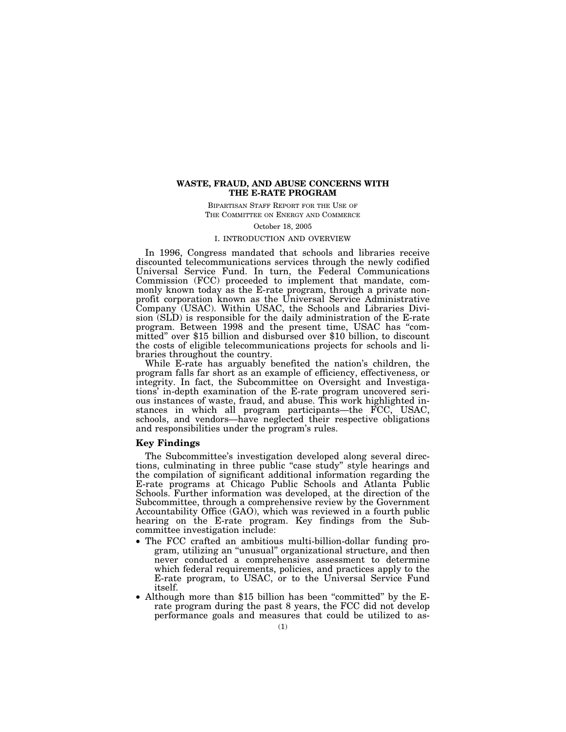# WASTE, FRAUD, AND ABUSE CONCERNS WITH THE E-RATE PROGRAM

BIPARTISAN STAFF REPORT FOR THE USE OF THE COMMITTEE ON ENERGY AND COMMERCE

October 18, 2005

## I. INTRODUCTION AND OVERVIEW

In 1996, Congress mandated that schools and libraries receive discounted telecommunications services through the newly codified Universal Service Fund. In turn, the Federal Communications Commission (FCC) proceeded to implement that mandate, commonly known today as the E-rate program, through a private non-profit corporation known as the Universal Service Administrative Company (USAC). Within USAC, the Schools and Libraries Division (SLD) is responsible for the daily administration of the E-rate program. Between 1998 and the present time, USAC has "committed" over $15 billion and disbursed over $10 billion, to discount the costs of eligible telecommunications projects for schools and libraries throughout the country.

While E-rate has arguably benefited the nation's children, the program falls far short as an example of efficiency, effectiveness, or integrity. In fact, the Subcommittee on Oversight and Investigations' in-depth examination of the E-rate program uncovered serious instances of waste, fraud, and abuse. This work highlighted instances in which all program participants—the FCC, USAC, schools, and vendors—have neglected their respective obligations and responsibilities under the program's rules.

### Key Findings

The Subcommittee's investigation developed along several directions, culminating in three public "case study" style hearings and the compilation of significant additional information regarding the E-rate programs at Chicago Public Schools and Atlanta Public Schools. Further information was developed, at the direction of the Subcommittee, through a comprehensive review by the Government Accountability Office (GAO), which was reviewed in a fourth public hearing on the E-rate program. Key findings from the Subcommittee investigation include:

- The FCC crafted an ambitious multi-billion-dollar funding program, utilizing an "unusual" organizational structure, and then never conducted a comprehensive assessment to determine which federal requirements, policies, and practices apply to the E-rate program, to USAC, or to the Universal Service Fund itself.
- Although more than $15 billion has been "committed" by the E-rate program during the past 8 years, the FCC did not develop performance goals and measures that could be utilized to as-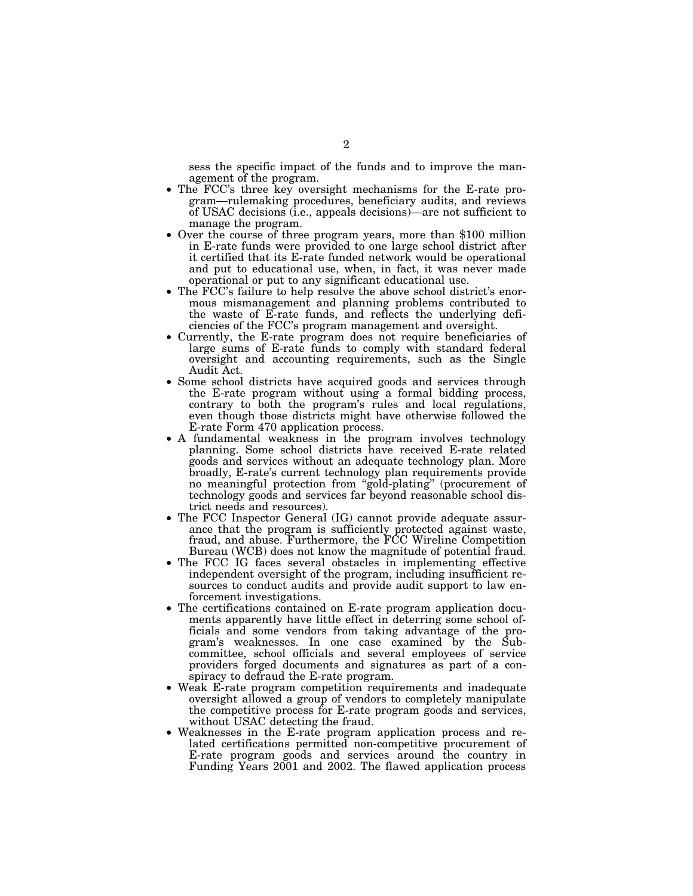sess the specific impact of the funds and to improve the management of the program.

- The FCC's three key oversight mechanisms for the E-rate program—rulemaking procedures, beneficiary audits, and reviews of USAC decisions (i.e., appeals decisions)—are not sufficient to manage the program.
- Over the course of three program years, more than $100 million in E-rate funds were provided to one large school district after it certified that its E-rate funded network would be operational and put to educational use, when, in fact, it was never made operational or put to any significant educational use.
- The FCC's failure to help resolve the above school district's enormous mismanagement and planning problems contributed to the waste of E-rate funds, and reflects the underlying deficiencies of the FCC's program management and oversight.
- Currently, the E-rate program does not require beneficiaries of large sums of E-rate funds to comply with standard federal oversight and accounting requirements, such as the Single Audit Act.
- Some school districts have acquired goods and services through the E-rate program without using a formal bidding process, contrary to both the program's rules and local regulations, even though those districts might have otherwise followed the E-rate Form 470 application process.
- A fundamental weakness in the program involves technology planning. Some school districts have received E-rate related goods and services without an adequate technology plan. More broadly, E-rate's current technology plan requirements provide no meaningful protection from "gold-plating" (procurement of technology goods and services far beyond reasonable school district needs and resources).
- The FCC Inspector General (IG) cannot provide adequate assurance that the program is sufficiently protected against waste, fraud, and abuse. Furthermore, the FCC Wireline Competition Bureau (WCB) does not know the magnitude of potential fraud.
- The FCC IG faces several obstacles in implementing effective independent oversight of the program, including insufficient resources to conduct audits and provide audit support to law enforcement investigations.
- The certifications contained on E-rate program application documents apparently have little effect in deterring some school officials and some vendors from taking advantage of the program's weaknesses. In one case examined by the Subcommittee, school officials and several employees of service providers forged documents and signatures as part of a conspiracy to defraud the E-rate program.
- Weak E-rate program competition requirements and inadequate oversight allowed a group of vendors to completely manipulate the competitive process for E-rate program goods and services, without USAC detecting the fraud.
- Weaknesses in the E-rate program application process and related certifications permitted non-competitive procurement of E-rate program goods and services around the country in Funding Years 2001 and 2002. The flawed application process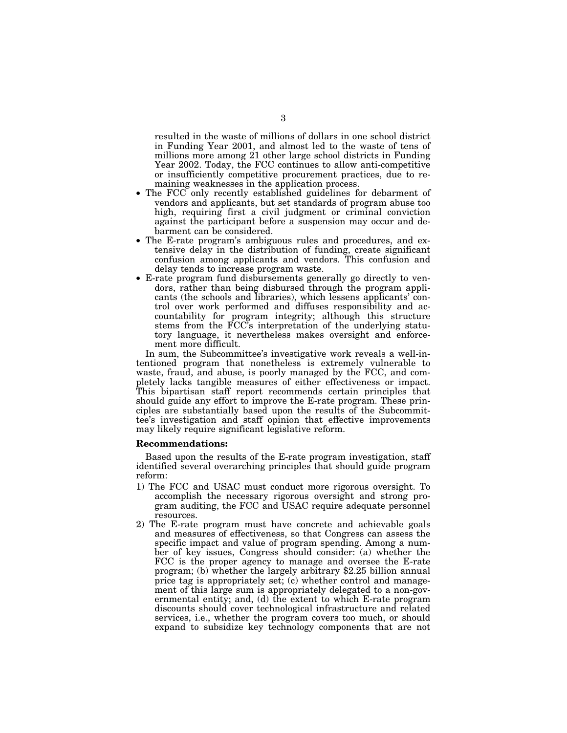resulted in the waste of millions of dollars in one school district in Funding Year 2001, and almost led to the waste of tens of millions more among 21 other large school districts in Funding Year 2002. Today, the FCC continues to allow anti-competitive or insufficiently competitive procurement practices, due to remaining weaknesses in the application process.

- The FCC only recently established guidelines for debarment of vendors and applicants, but set standards of program abuse too high, requiring first a civil judgment or criminal conviction against the participant before a suspension may occur and debarment can be considered.
- The E-rate program's ambiguous rules and procedures, and extensive delay in the distribution of funding, create significant confusion among applicants and vendors. This confusion and delay tends to increase program waste.
- E-rate program fund disbursements generally go directly to vendors, rather than being disbursed through the program applicants (the schools and libraries), which lessens applicants' control over work performed and diffuses responsibility and accountability for program integrity; although this structure stems from the FCC's interpretation of the underlying statutory language, it nevertheless makes oversight and enforcement more difficult.

In sum, the Subcommittee's investigative work reveals a well-intentioned program that nonetheless is extremely vulnerable to waste, fraud, and abuse, is poorly managed by the FCC, and completely lacks tangible measures of either effectiveness or impact. This bipartisan staff report recommends certain principles that should guide any effort to improve the E-rate program. These principles are substantially based upon the results of the Subcommittee's investigation and staff opinion that effective improvements may likely require significant legislative reform.

**Recommendations:**

Based upon the results of the E-rate program investigation, staff identified several overarching principles that should guide program reform:

1) The FCC and USAC must conduct more rigorous oversight. To accomplish the necessary rigorous oversight and strong program auditing, the FCC and USAC require adequate personnel resources.
2) The E-rate program must have concrete and achievable goals and measures of effectiveness, so that Congress can assess the specific impact and value of program spending. Among a number of key issues, Congress should consider: (a) whether the FCC is the proper agency to manage and oversee the E-rate program; (b) whether the largely arbitrary $2.25 billion annual price tag is appropriately set; (c) whether control and management of this large sum is appropriately delegated to a non-governmental entity; and, (d) the extent to which E-rate program discounts should cover technological infrastructure and related services, i.e., whether the program covers too much, or should expand to subsidize key technology components that are not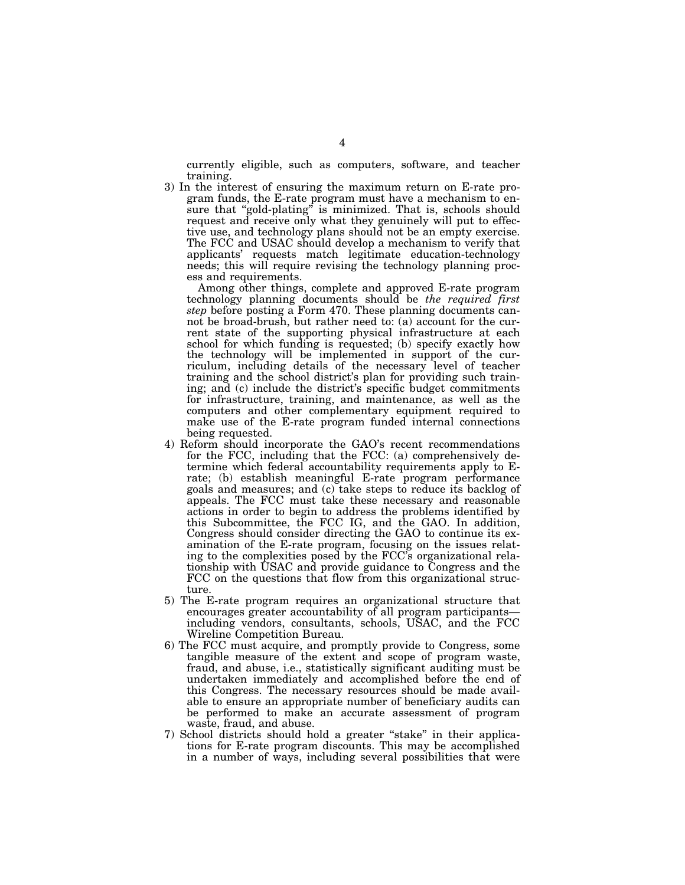currently eligible, such as computers, software, and teacher training.

3) In the interest of ensuring the maximum return on E-rate program funds, the E-rate program must have a mechanism to ensure that "gold-plating" is minimized. That is, schools should request and receive only what they genuinely will put to effective use, and technology plans should not be an empty exercise. The FCC and USAC should develop a mechanism to verify that applicants' requests match legitimate education-technology needs; this will require revising the technology planning process and requirements.

   Among other things, complete and approved E-rate program technology planning documents should be *the required first step* before posting a Form 470. These planning documents cannot be broad-brush, but rather need to: (a) account for the current state of the supporting physical infrastructure at each school for which funding is requested; (b) specify exactly how the technology will be implemented in support of the curriculum, including details of the necessary level of teacher training and the school district's plan for providing such training; and (c) include the district's specific budget commitments for infrastructure, training, and maintenance, as well as the computers and other complementary equipment required to make use of the E-rate program funded internal connections being requested.

4) Reform should incorporate the GAO's recent recommendations for the FCC, including that the FCC: (a) comprehensively determine which federal accountability requirements apply to E-rate; (b) establish meaningful E-rate program performance goals and measures; and (c) take steps to reduce its backlog of appeals. The FCC must take these necessary and reasonable actions in order to begin to address the problems identified by this Subcommittee, the FCC IG, and the GAO. In addition, Congress should consider directing the GAO to continue its examination of the E-rate program, focusing on the issues relating to the complexities posed by the FCC's organizational relationship with USAC and provide guidance to Congress and the FCC on the questions that flow from this organizational structure.

5) The E-rate program requires an organizational structure that encourages greater accountability of all program participants—including vendors, consultants, schools, USAC, and the FCC Wireline Competition Bureau.

6) The FCC must acquire, and promptly provide to Congress, some tangible measure of the extent and scope of program waste, fraud, and abuse, i.e., statistically significant auditing must be undertaken immediately and accomplished before the end of this Congress. The necessary resources should be made available to ensure an appropriate number of beneficiary audits can be performed to make an accurate assessment of program waste, fraud, and abuse.

7) School districts should hold a greater "stake" in their applications for E-rate program discounts. This may be accomplished in a number of ways, including several possibilities that were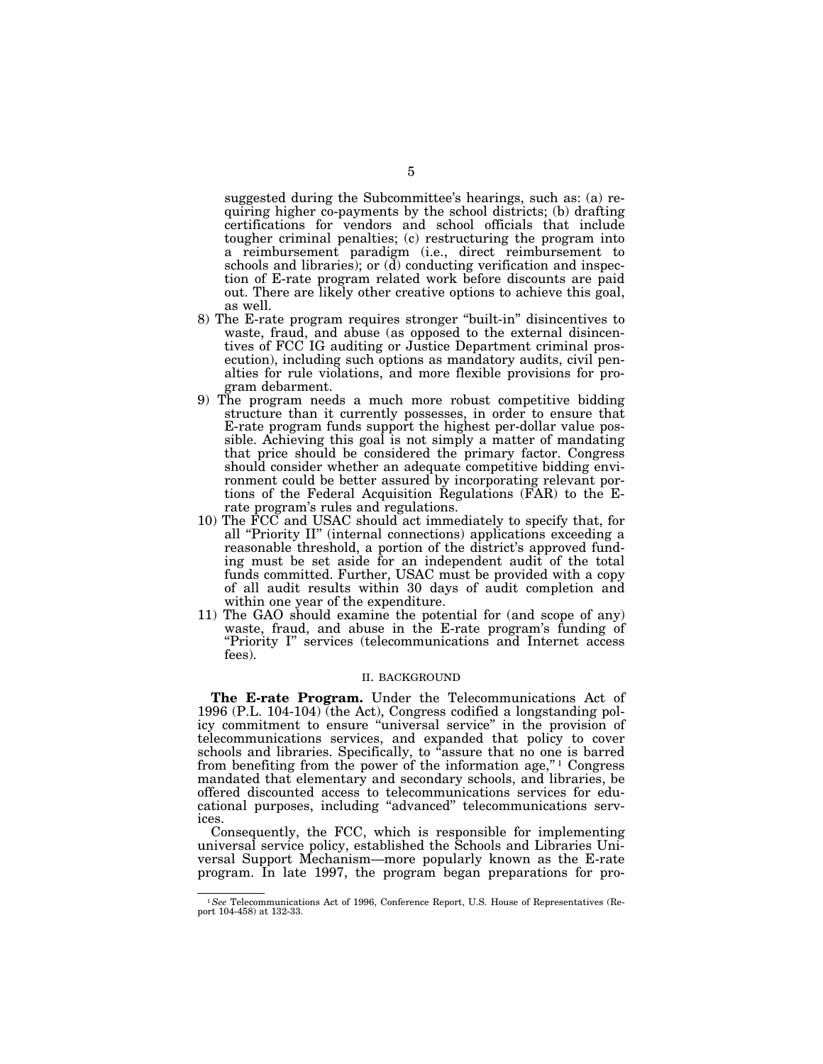suggested during the Subcommittee's hearings, such as: (a) requiring higher co-payments by the school districts; (b) drafting certifications for vendors and school officials that include tougher criminal penalties; (c) restructuring the program into a reimbursement paradigm (i.e., direct reimbursement to schools and libraries); or (d) conducting verification and inspection of E-rate program related work before discounts are paid out. There are likely other creative options to achieve this goal, as well.

8) The E-rate program requires stronger "built-in" disincentives to waste, fraud, and abuse (as opposed to the external disincentives of FCC IG auditing or Justice Department criminal prosecution), including such options as mandatory audits, civil penalties for rule violations, and more flexible provisions for program debarment.
9) The program needs a much more robust competitive bidding structure than it currently possesses, in order to ensure that E-rate program funds support the highest per-dollar value possible. Achieving this goal is not simply a matter of mandating that price should be considered the primary factor. Congress should consider whether an adequate competitive bidding environment could be better assured by incorporating relevant portions of the Federal Acquisition Regulations (FAR) to the E-rate program's rules and regulations.
10) The FCC and USAC should act immediately to specify that, for all "Priority II" (internal connections) applications exceeding a reasonable threshold, a portion of the district's approved funding must be set aside for an independent audit of the total funds committed. Further, USAC must be provided with a copy of all audit results within 30 days of audit completion and within one year of the expenditure.
11) The GAO should examine the potential for (and scope of any) waste, fraud, and abuse in the E-rate program's funding of "Priority I" services (telecommunications and Internet access fees).

## II. BACKGROUND

**The E-rate Program.** Under the Telecommunications Act of 1996 (P.L. 104-104) (the Act), Congress codified a longstanding policy commitment to ensure "universal service" in the provision of telecommunications services, and expanded that policy to cover schools and libraries. Specifically, to "assure that no one is barred from benefiting from the power of the information age,"[1] Congress mandated that elementary and secondary schools, and libraries, be offered discounted access to telecommunications services for educational purposes, including "advanced" telecommunications services.

Consequently, the FCC, which is responsible for implementing universal service policy, established the Schools and Libraries Universal Support Mechanism—more popularly known as the E-rate program. In late 1997, the program began preparations for pro-

[1] *See* Telecommunications Act of 1996, Conference Report, U.S. House of Representatives (Report 104-458) at 132-33.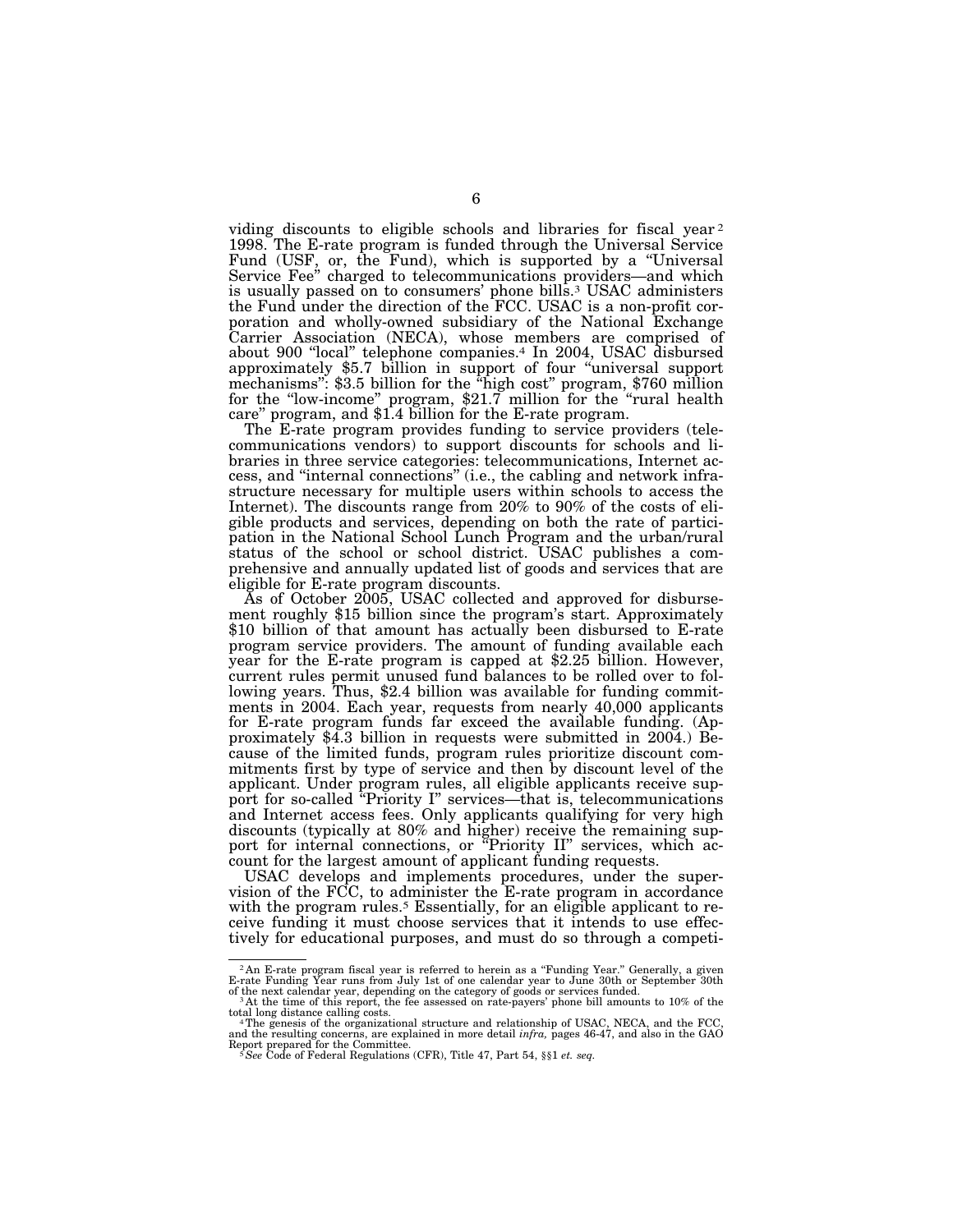viding discounts to eligible schools and libraries for fiscal year[2] 1998. The E-rate program is funded through the Universal Service Fund (USF, or, the Fund), which is supported by a "Universal Service Fee" charged to telecommunications providers—and which is usually passed on to consumers' phone bills.[3] USAC administers the Fund under the direction of the FCC. USAC is a non-profit corporation and wholly-owned subsidiary of the National Exchange Carrier Association (NECA), whose members are comprised of about 900 "local" telephone companies.[4] In 2004, USAC disbursed approximately $5.7 billion in support of four "universal support mechanisms": $3.5 billion for the "high cost" program, $760 million for the "low-income" program, $21.7 million for the "rural health care" program, and $1.4 billion for the E-rate program.

The E-rate program provides funding to service providers (telecommunications vendors) to support discounts for schools and libraries in three service categories: telecommunications, Internet access, and "internal connections" (i.e., the cabling and network infrastructure necessary for multiple users within schools to access the Internet). The discounts range from 20% to 90% of the costs of eligible products and services, depending on both the rate of participation in the National School Lunch Program and the urban/rural status of the school or school district. USAC publishes a comprehensive and annually updated list of goods and services that are eligible for E-rate program discounts.

As of October 2005, USAC collected and approved for disbursement roughly $15 billion since the program's start. Approximately $10 billion of that amount has actually been disbursed to E-rate program service providers. The amount of funding available each year for the E-rate program is capped at $2.25 billion. However, current rules permit unused fund balances to be rolled over to following years. Thus, $2.4 billion was available for funding commitments in 2004. Each year, requests from nearly 40,000 applicants for E-rate program funds far exceed the available funding. (Approximately $4.3 billion in requests were submitted in 2004.) Because of the limited funds, program rules prioritize discount commitments first by type of service and then by discount level of the applicant. Under program rules, all eligible applicants receive support for so-called "Priority I" services—that is, telecommunications and Internet access fees. Only applicants qualifying for very high discounts (typically at 80% and higher) receive the remaining support for internal connections, or "Priority II" services, which account for the largest amount of applicant funding requests.

USAC develops and implements procedures, under the supervision of the FCC, to administer the E-rate program in accordance with the program rules.[5] Essentially, for an eligible applicant to receive funding it must choose services that it intends to use effectively for educational purposes, and must do so through a competi-

---

[2] An E-rate program fiscal year is referred to herein as a "Funding Year." Generally, a given E-rate Funding Year runs from July 1st of one calendar year to June 30th or September 30th of the next calendar year, depending on the category of goods or services funded.

[3] At the time of this report, the fee assessed on rate-payers' phone bill amounts to 10% of the total long distance calling costs.

[4] The genesis of the organizational structure and relationship of USAC, NECA, and the FCC, and the resulting concerns, are explained in more detail *infra*, pages 46-47, and also in the GAO Report prepared for the Committee.

[5] *See* Code of Federal Regulations (CFR), Title 47, Part 54, §§1 *et. seq.*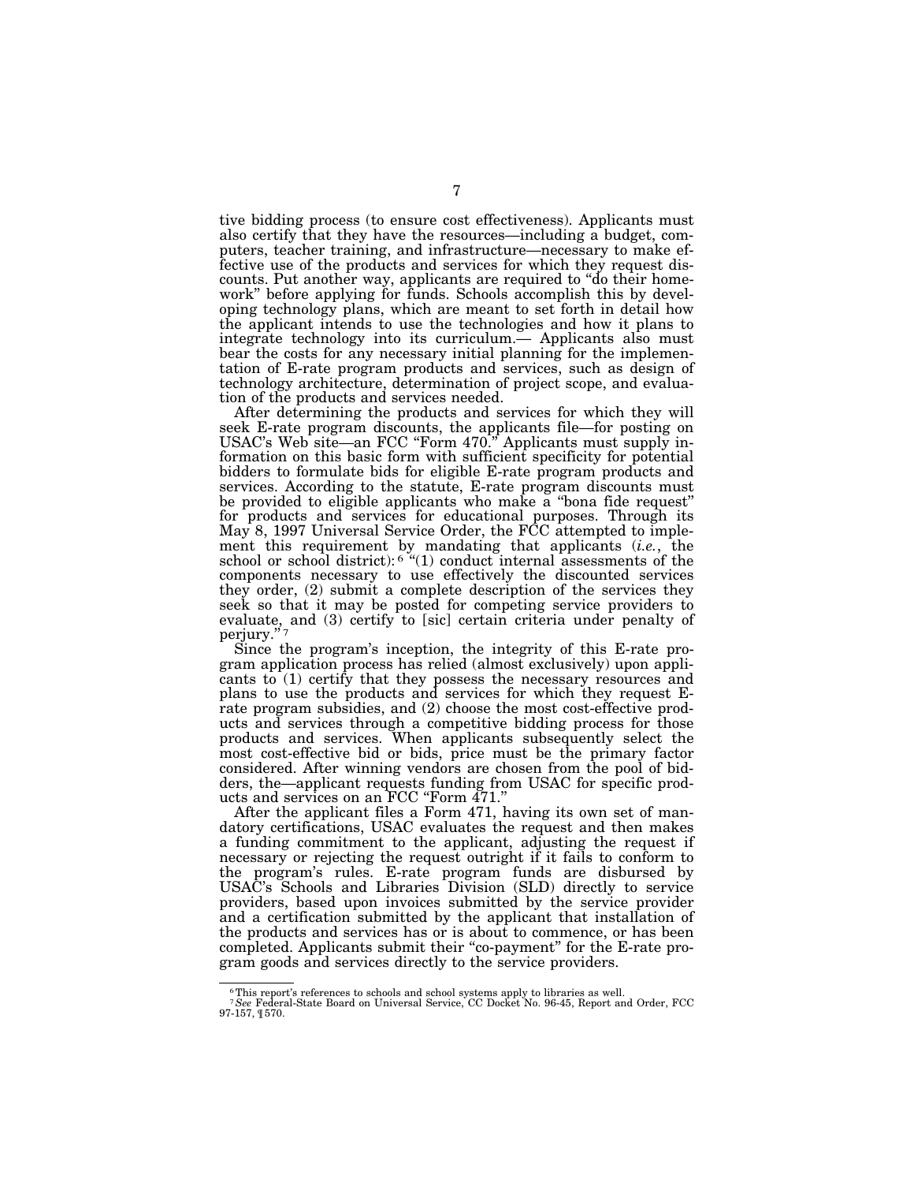tive bidding process (to ensure cost effectiveness). Applicants must also certify that they have the resources—including a budget, computers, teacher training, and infrastructure—necessary to make effective use of the products and services for which they request discounts. Put another way, applicants are required to "do their homework" before applying for funds. Schools accomplish this by developing technology plans, which are meant to set forth in detail how the applicant intends to use the technologies and how it plans to integrate technology into its curriculum.— Applicants also must bear the costs for any necessary initial planning for the implementation of E-rate program products and services, such as design of technology architecture, determination of project scope, and evaluation of the products and services needed.

After determining the products and services for which they will seek E-rate program discounts, the applicants file—for posting on USAC's Web site—an FCC "Form 470." Applicants must supply information on this basic form with sufficient specificity for potential bidders to formulate bids for eligible E-rate program products and services. According to the statute, E-rate program discounts must be provided to eligible applicants who make a "bona fide request" for products and services for educational purposes. Through its May 8, 1997 Universal Service Order, the FCC attempted to implement this requirement by mandating that applicants (*i.e.*, the school or school district):[6] "(1) conduct internal assessments of the components necessary to use effectively the discounted services they order, (2) submit a complete description of the services they seek so that it may be posted for competing service providers to evaluate, and (3) certify to [sic] certain criteria under penalty of perjury."[7]

Since the program's inception, the integrity of this E-rate program application process has relied (almost exclusively) upon applicants to (1) certify that they possess the necessary resources and plans to use the products and services for which they request E-rate program subsidies, and (2) choose the most cost-effective products and services through a competitive bidding process for those products and services. When applicants subsequently select the most cost-effective bid or bids, price must be the primary factor considered. After winning vendors are chosen from the pool of bidders, the—applicant requests funding from USAC for specific products and services on an FCC "Form 471."

After the applicant files a Form 471, having its own set of mandatory certifications, USAC evaluates the request and then makes a funding commitment to the applicant, adjusting the request if necessary or rejecting the request outright if it fails to conform to the program's rules. E-rate program funds are disbursed by USAC's Schools and Libraries Division (SLD) directly to service providers, based upon invoices submitted by the service provider and a certification submitted by the applicant that installation of the products and services has or is about to commence, or has been completed. Applicants submit their "co-payment" for the E-rate program goods and services directly to the service providers.

---

[6] This report's references to schools and school systems apply to libraries as well.

[7] *See* Federal-State Board on Universal Service, CC Docket No. 96-45, Report and Order, FCC 97-157, ¶570.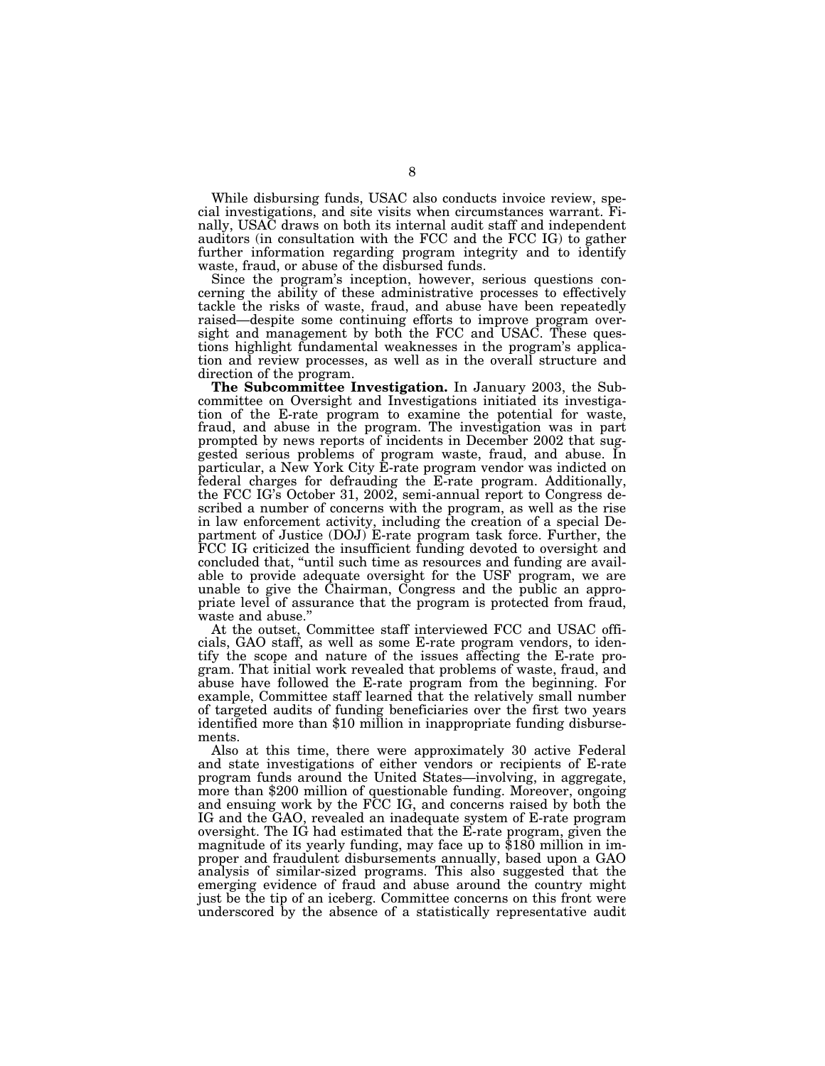While disbursing funds, USAC also conducts invoice review, special investigations, and site visits when circumstances warrant. Finally, USAC draws on both its internal audit staff and independent auditors (in consultation with the FCC and the FCC IG) to gather further information regarding program integrity and to identify waste, fraud, or abuse of the disbursed funds.

Since the program's inception, however, serious questions concerning the ability of these administrative processes to effectively tackle the risks of waste, fraud, and abuse have been repeatedly raised—despite some continuing efforts to improve program oversight and management by both the FCC and USAC. These questions highlight fundamental weaknesses in the program's application and review processes, as well as in the overall structure and direction of the program.

**The Subcommittee Investigation.** In January 2003, the Subcommittee on Oversight and Investigations initiated its investigation of the E-rate program to examine the potential for waste, fraud, and abuse in the program. The investigation was in part prompted by news reports of incidents in December 2002 that suggested serious problems of program waste, fraud, and abuse. In particular, a New York City E-rate program vendor was indicted on federal charges for defrauding the E-rate program. Additionally, the FCC IG's October 31, 2002, semi-annual report to Congress described a number of concerns with the program, as well as the rise in law enforcement activity, including the creation of a special Department of Justice (DOJ) E-rate program task force. Further, the FCC IG criticized the insufficient funding devoted to oversight and concluded that, "until such time as resources and funding are available to provide adequate oversight for the USF program, we are unable to give the Chairman, Congress and the public an appropriate level of assurance that the program is protected from fraud, waste and abuse."

At the outset, Committee staff interviewed FCC and USAC officials, GAO staff, as well as some E-rate program vendors, to identify the scope and nature of the issues affecting the E-rate program. That initial work revealed that problems of waste, fraud, and abuse have followed the E-rate program from the beginning. For example, Committee staff learned that the relatively small number of targeted audits of funding beneficiaries over the first two years identified more than $10 million in inappropriate funding disbursements.

Also at this time, there were approximately 30 active Federal and state investigations of either vendors or recipients of E-rate program funds around the United States—involving, in aggregate, more than $200 million of questionable funding. Moreover, ongoing and ensuing work by the FCC IG, and concerns raised by both the IG and the GAO, revealed an inadequate system of E-rate program oversight. The IG had estimated that the E-rate program, given the magnitude of its yearly funding, may face up to $180 million in improper and fraudulent disbursements annually, based upon a GAO analysis of similar-sized programs. This also suggested that the emerging evidence of fraud and abuse around the country might just be the tip of an iceberg. Committee concerns on this front were underscored by the absence of a statistically representative audit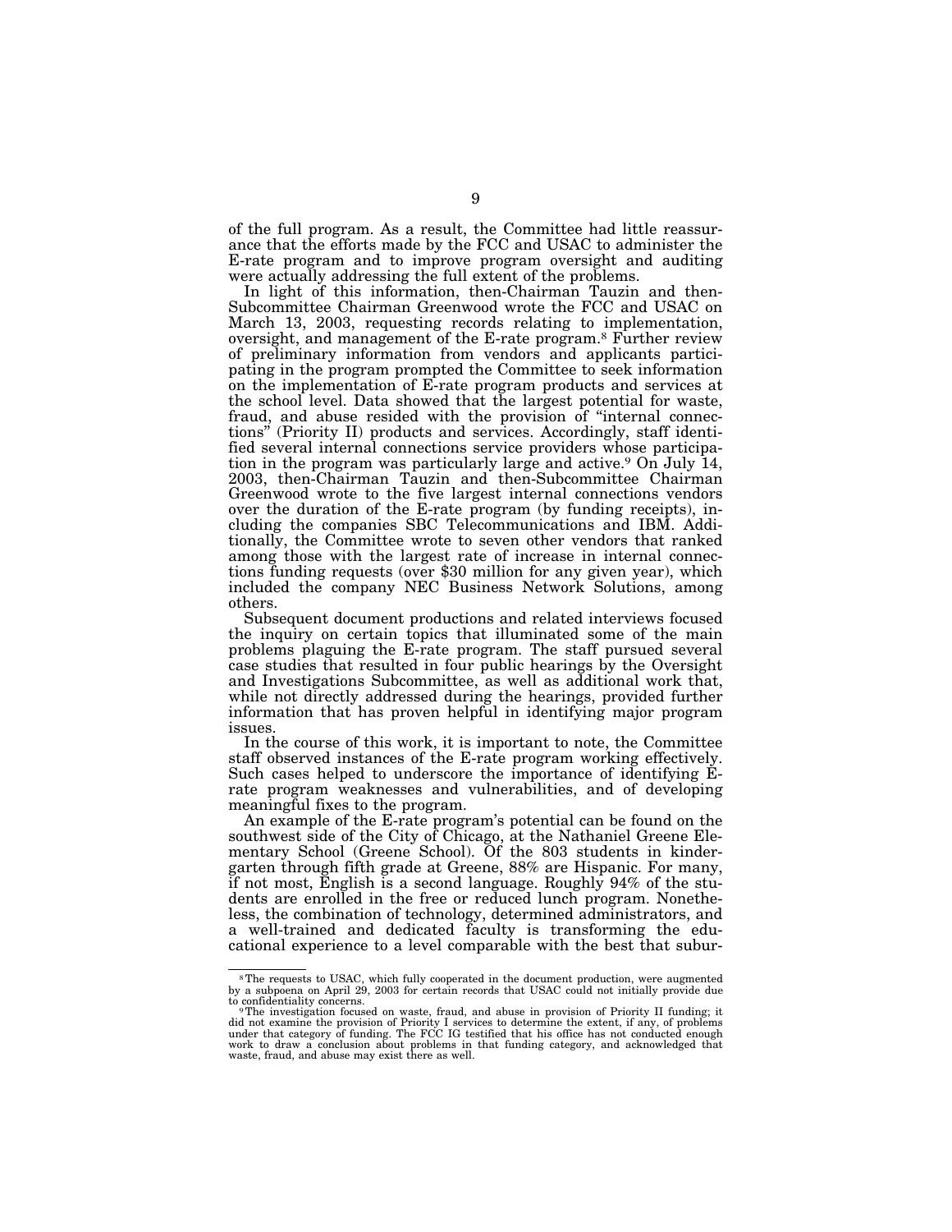of the full program. As a result, the Committee had little reassurance that the efforts made by the FCC and USAC to administer the E-rate program and to improve program oversight and auditing were actually addressing the full extent of the problems.

In light of this information, then-Chairman Tauzin and then-Subcommittee Chairman Greenwood wrote the FCC and USAC on March 13, 2003, requesting records relating to implementation, oversight, and management of the E-rate program.[8] Further review of preliminary information from vendors and applicants participating in the program prompted the Committee to seek information on the implementation of E-rate program products and services at the school level. Data showed that the largest potential for waste, fraud, and abuse resided with the provision of "internal connections" (Priority II) products and services. Accordingly, staff identified several internal connections service providers whose participation in the program was particularly large and active.[9] On July 14, 2003, then-Chairman Tauzin and then-Subcommittee Chairman Greenwood wrote to the five largest internal connections vendors over the duration of the E-rate program (by funding receipts), including the companies SBC Telecommunications and IBM. Additionally, the Committee wrote to seven other vendors that ranked among those with the largest rate of increase in internal connections funding requests (over $30 million for any given year), which included the company NEC Business Network Solutions, among others.

Subsequent document productions and related interviews focused the inquiry on certain topics that illuminated some of the main problems plaguing the E-rate program. The staff pursued several case studies that resulted in four public hearings by the Oversight and Investigations Subcommittee, as well as additional work that, while not directly addressed during the hearings, provided further information that has proven helpful in identifying major program issues.

In the course of this work, it is important to note, the Committee staff observed instances of the E-rate program working effectively. Such cases helped to underscore the importance of identifying E-rate program weaknesses and vulnerabilities, and of developing meaningful fixes to the program.

An example of the E-rate program's potential can be found on the southwest side of the City of Chicago, at the Nathaniel Greene Elementary School (Greene School). Of the 803 students in kindergarten through fifth grade at Greene, 88% are Hispanic. For many, if not most, English is a second language. Roughly 94% of the students are enrolled in the free or reduced lunch program. Nonetheless, the combination of technology, determined administrators, and a well-trained and dedicated faculty is transforming the educational experience to a level comparable with the best that subur-

---

[8] The requests to USAC, which fully cooperated in the document production, were augmented by a subpoena on April 29, 2003 for certain records that USAC could not initially provide due to confidentiality concerns.

[9] The investigation focused on waste, fraud, and abuse in provision of Priority II funding; it did not examine the provision of Priority I services to determine the extent, if any, of problems under that category of funding. The FCC IG testified that his office has not conducted enough work to draw a conclusion about problems in that funding category, and acknowledged that waste, fraud, and abuse may exist there as well.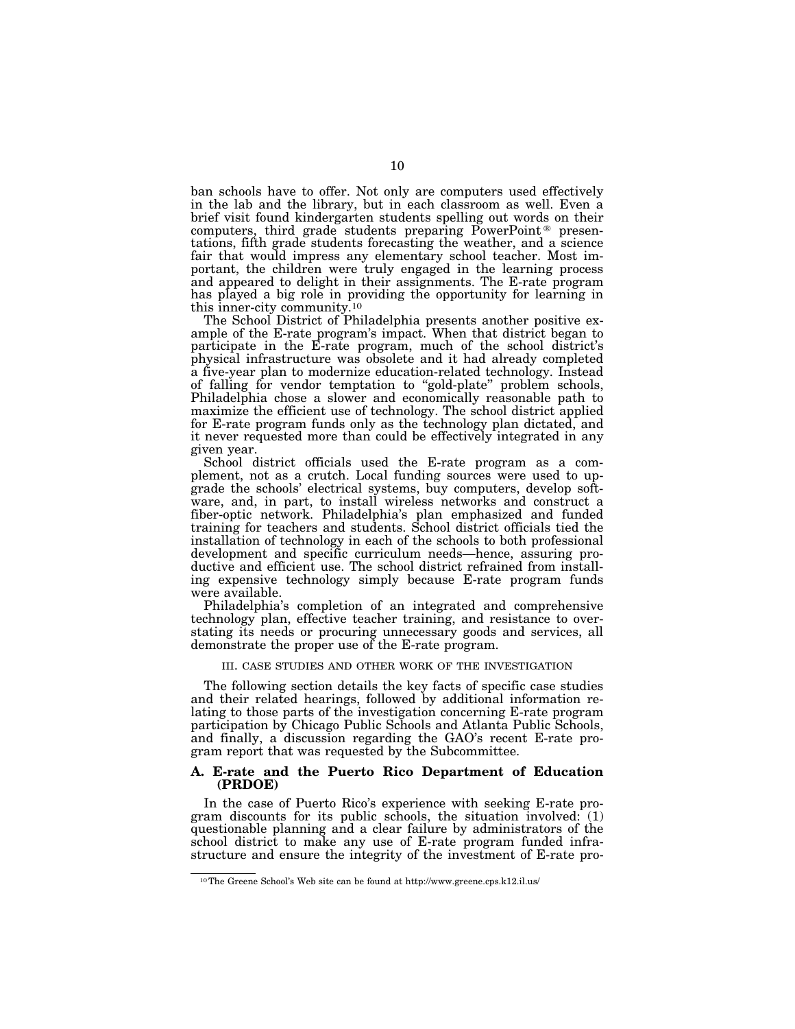ban schools have to offer. Not only are computers used effectively in the lab and the library, but in each classroom as well. Even a brief visit found kindergarten students spelling out words on their computers, third grade students preparing PowerPoint® presentations, fifth grade students forecasting the weather, and a science fair that would impress any elementary school teacher. Most important, the children were truly engaged in the learning process and appeared to delight in their assignments. The E-rate program has played a big role in providing the opportunity for learning in this inner-city community.[10]

The School District of Philadelphia presents another positive example of the E-rate program's impact. When that district began to participate in the E-rate program, much of the school district's physical infrastructure was obsolete and it had already completed a five-year plan to modernize education-related technology. Instead of falling for vendor temptation to "gold-plate" problem schools, Philadelphia chose a slower and economically reasonable path to maximize the efficient use of technology. The school district applied for E-rate program funds only as the technology plan dictated, and it never requested more than could be effectively integrated in any given year.

School district officials used the E-rate program as a complement, not as a crutch. Local funding sources were used to upgrade the schools' electrical systems, buy computers, develop software, and, in part, to install wireless networks and construct a fiber-optic network. Philadelphia's plan emphasized and funded training for teachers and students. School district officials tied the installation of technology in each of the schools to both professional development and specific curriculum needs—hence, assuring productive and efficient use. The school district refrained from installing expensive technology simply because E-rate program funds were available.

Philadelphia's completion of an integrated and comprehensive technology plan, effective teacher training, and resistance to overstating its needs or procuring unnecessary goods and services, all demonstrate the proper use of the E-rate program.

## III. CASE STUDIES AND OTHER WORK OF THE INVESTIGATION

The following section details the key facts of specific case studies and their related hearings, followed by additional information relating to those parts of the investigation concerning E-rate program participation by Chicago Public Schools and Atlanta Public Schools, and finally, a discussion regarding the GAO's recent E-rate program report that was requested by the Subcommittee.

### A. E-rate and the Puerto Rico Department of Education (PRDOE)

In the case of Puerto Rico's experience with seeking E-rate program discounts for its public schools, the situation involved: (1) questionable planning and a clear failure by administrators of the school district to make any use of E-rate program funded infrastructure and ensure the integrity of the investment of E-rate pro-

---

[10] The Greene School's Web site can be found at http://www.greene.cps.k12.il.us/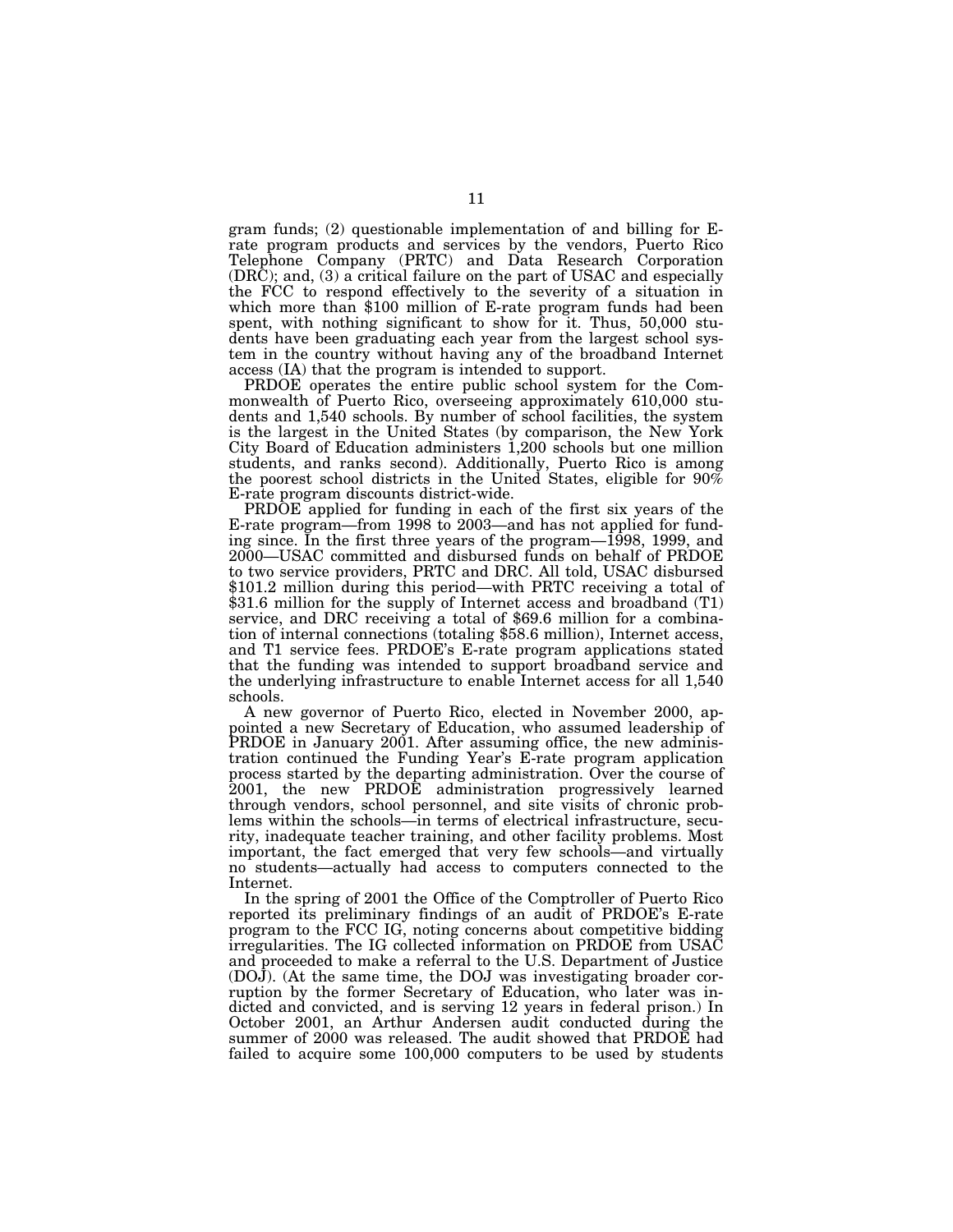gram funds; (2) questionable implementation of and billing for E-rate program products and services by the vendors, Puerto Rico Telephone Company (PRTC) and Data Research Corporation (DRC); and, (3) a critical failure on the part of USAC and especially the FCC to respond effectively to the severity of a situation in which more than $100 million of E-rate program funds had been spent, with nothing significant to show for it. Thus, 50,000 students have been graduating each year from the largest school system in the country without having any of the broadband Internet access (IA) that the program is intended to support.

PRDOE operates the entire public school system for the Commonwealth of Puerto Rico, overseeing approximately 610,000 students and 1,540 schools. By number of school facilities, the system is the largest in the United States (by comparison, the New York City Board of Education administers 1,200 schools but one million students, and ranks second). Additionally, Puerto Rico is among the poorest school districts in the United States, eligible for 90% E-rate program discounts district-wide.

PRDOE applied for funding in each of the first six years of the E-rate program—from 1998 to 2003—and has not applied for funding since. In the first three years of the program—1998, 1999, and 2000—USAC committed and disbursed funds on behalf of PRDOE to two service providers, PRTC and DRC. All told, USAC disbursed $101.2 million during this period—with PRTC receiving a total of $31.6 million for the supply of Internet access and broadband (T1) service, and DRC receiving a total of $69.6 million for a combination of internal connections (totaling $58.6 million), Internet access, and T1 service fees. PRDOE's E-rate program applications stated that the funding was intended to support broadband service and the underlying infrastructure to enable Internet access for all 1,540 schools.

A new governor of Puerto Rico, elected in November 2000, appointed a new Secretary of Education, who assumed leadership of PRDOE in January 2001. After assuming office, the new administration continued the Funding Year's E-rate program application process started by the departing administration. Over the course of 2001, the new PRDOE administration progressively learned through vendors, school personnel, and site visits of chronic problems within the schools—in terms of electrical infrastructure, security, inadequate teacher training, and other facility problems. Most important, the fact emerged that very few schools—and virtually no students—actually had access to computers connected to the Internet.

In the spring of 2001 the Office of the Comptroller of Puerto Rico reported its preliminary findings of an audit of PRDOE's E-rate program to the FCC IG, noting concerns about competitive bidding irregularities. The IG collected information on PRDOE from USAC and proceeded to make a referral to the U.S. Department of Justice (DOJ). (At the same time, the DOJ was investigating broader corruption by the former Secretary of Education, who later was indicted and convicted, and is serving 12 years in federal prison.) In October 2001, an Arthur Andersen audit conducted during the summer of 2000 was released. The audit showed that PRDOE had failed to acquire some 100,000 computers to be used by students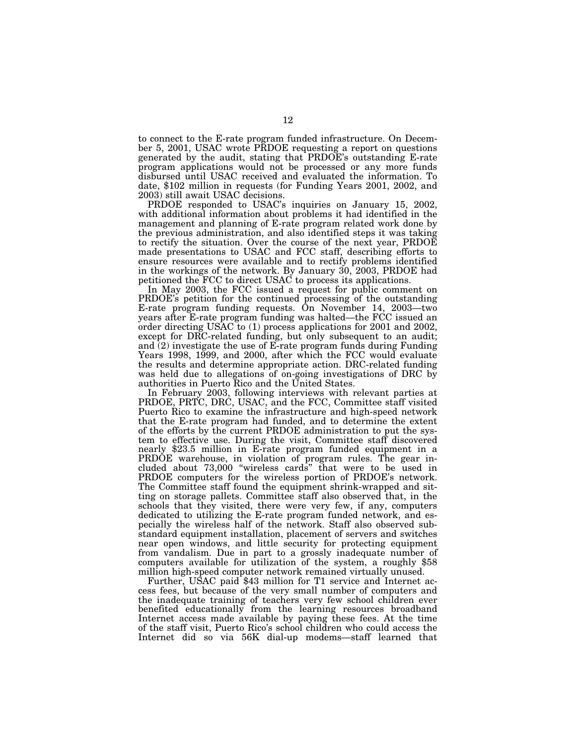to connect to the E-rate program funded infrastructure. On December 5, 2001, USAC wrote PRDOE requesting a report on questions generated by the audit, stating that PRDOE's outstanding E-rate program applications would not be processed or any more funds disbursed until USAC received and evaluated the information. To date, $102 million in requests (for Funding Years 2001, 2002, and 2003) still await USAC decisions.

PRDOE responded to USAC's inquiries on January 15, 2002, with additional information about problems it had identified in the management and planning of E-rate program related work done by the previous administration, and also identified steps it was taking to rectify the situation. Over the course of the next year, PRDOE made presentations to USAC and FCC staff, describing efforts to ensure resources were available and to rectify problems identified in the workings of the network. By January 30, 2003, PRDOE had petitioned the FCC to direct USAC to process its applications.

In May 2003, the FCC issued a request for public comment on PRDOE's petition for the continued processing of the outstanding E-rate program funding requests. On November 14, 2003—two years after E-rate program funding was halted—the FCC issued an order directing USAC to (1) process applications for 2001 and 2002, except for DRC-related funding, but only subsequent to an audit; and (2) investigate the use of E-rate program funds during Funding Years 1998, 1999, and 2000, after which the FCC would evaluate the results and determine appropriate action. DRC-related funding was held due to allegations of on-going investigations of DRC by authorities in Puerto Rico and the United States.

In February 2003, following interviews with relevant parties at PRDOE, PRTC, DRC, USAC, and the FCC, Committee staff visited Puerto Rico to examine the infrastructure and high-speed network that the E-rate program had funded, and to determine the extent of the efforts by the current PRDOE administration to put the system to effective use. During the visit, Committee staff discovered nearly $23.5 million in E-rate program funded equipment in a PRDOE warehouse, in violation of program rules. The gear included about 73,000 "wireless cards" that were to be used in PRDOE computers for the wireless portion of PRDOE's network. The Committee staff found the equipment shrink-wrapped and sitting on storage pallets. Committee staff also observed that, in the schools that they visited, there were very few, if any, computers dedicated to utilizing the E-rate program funded network, and especially the wireless half of the network. Staff also observed substandard equipment installation, placement of servers and switches near open windows, and little security for protecting equipment from vandalism. Due in part to a grossly inadequate number of computers available for utilization of the system, a roughly $58 million high-speed computer network remained virtually unused.

Further, USAC paid $43 million for T1 service and Internet access fees, but because of the very small number of computers and the inadequate training of teachers very few school children ever benefited educationally from the learning resources broadband Internet access made available by paying these fees. At the time of the staff visit, Puerto Rico's school children who could access the Internet did so via 56K dial-up modems—staff learned that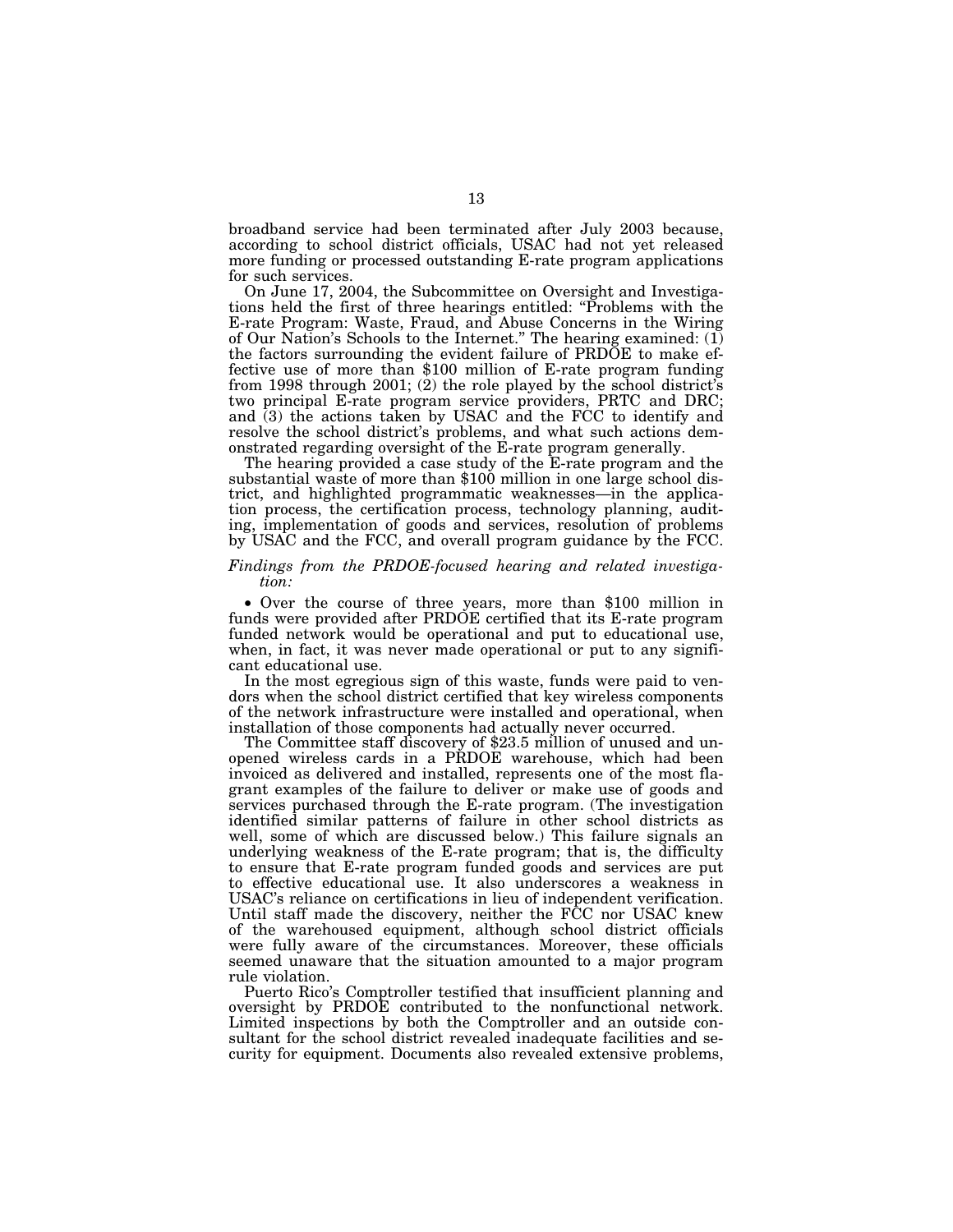broadband service had been terminated after July 2003 because, according to school district officials, USAC had not yet released more funding or processed outstanding E-rate program applications for such services.

On June 17, 2004, the Subcommittee on Oversight and Investigations held the first of three hearings entitled: "Problems with the E-rate Program: Waste, Fraud, and Abuse Concerns in the Wiring of Our Nation's Schools to the Internet." The hearing examined: (1) the factors surrounding the evident failure of PRDOE to make effective use of more than $100 million of E-rate program funding from 1998 through 2001; (2) the role played by the school district's two principal E-rate program service providers, PRTC and DRC; and (3) the actions taken by USAC and the FCC to identify and resolve the school district's problems, and what such actions demonstrated regarding oversight of the E-rate program generally.

The hearing provided a case study of the E-rate program and the substantial waste of more than $100 million in one large school district, and highlighted programmatic weaknesses—in the application process, the certification process, technology planning, auditing, implementation of goods and services, resolution of problems by USAC and the FCC, and overall program guidance by the FCC.

*Findings from the PRDOE-focused hearing and related investigation:*

• Over the course of three years, more than $100 million in funds were provided after PRDOE certified that its E-rate program funded network would be operational and put to educational use, when, in fact, it was never made operational or put to any significant educational use.

In the most egregious sign of this waste, funds were paid to vendors when the school district certified that key wireless components of the network infrastructure were installed and operational, when installation of those components had actually never occurred.

The Committee staff discovery of $23.5 million of unused and unopened wireless cards in a PRDOE warehouse, which had been invoiced as delivered and installed, represents one of the most flagrant examples of the failure to deliver or make use of goods and services purchased through the E-rate program. (The investigation identified similar patterns of failure in other school districts as well, some of which are discussed below.) This failure signals an underlying weakness of the E-rate program; that is, the difficulty to ensure that E-rate program funded goods and services are put to effective educational use. It also underscores a weakness in USAC's reliance on certifications in lieu of independent verification. Until staff made the discovery, neither the FCC nor USAC knew of the warehoused equipment, although school district officials were fully aware of the circumstances. Moreover, these officials seemed unaware that the situation amounted to a major program rule violation.

Puerto Rico's Comptroller testified that insufficient planning and oversight by PRDOE contributed to the nonfunctional network. Limited inspections by both the Comptroller and an outside consultant for the school district revealed inadequate facilities and security for equipment. Documents also revealed extensive problems,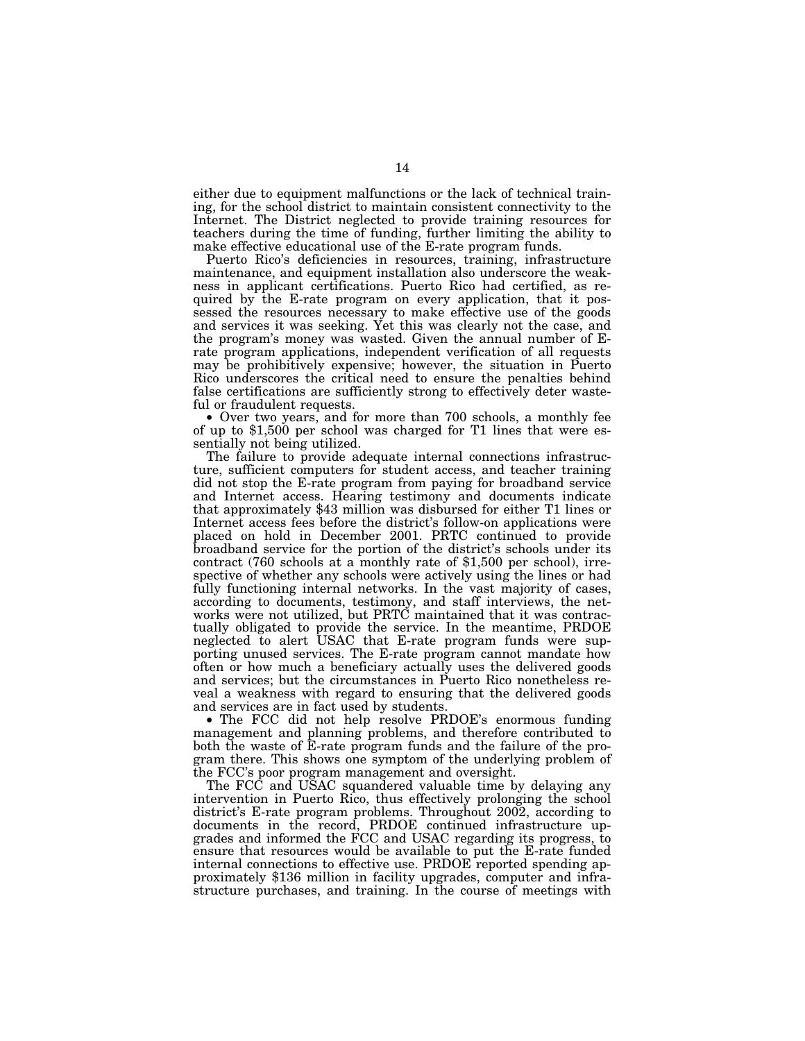either due to equipment malfunctions or the lack of technical training, for the school district to maintain consistent connectivity to the Internet. The District neglected to provide training resources for teachers during the time of funding, further limiting the ability to make effective educational use of the E-rate program funds.

Puerto Rico's deficiencies in resources, training, infrastructure maintenance, and equipment installation also underscore the weakness in applicant certifications. Puerto Rico had certified, as required by the E-rate program on every application, that it possessed the resources necessary to make effective use of the goods and services it was seeking. Yet this was clearly not the case, and the program's money was wasted. Given the annual number of E-rate program applications, independent verification of all requests may be prohibitively expensive; however, the situation in Puerto Rico underscores the critical need to ensure the penalties behind false certifications are sufficiently strong to effectively deter wasteful or fraudulent requests.

- Over two years, and for more than 700 schools, a monthly fee of up to $1,500 per school was charged for T1 lines that were essentially not being utilized.

The failure to provide adequate internal connections infrastructure, sufficient computers for student access, and teacher training did not stop the E-rate program from paying for broadband service and Internet access. Hearing testimony and documents indicate that approximately $43 million was disbursed for either T1 lines or Internet access fees before the district's follow-on applications were placed on hold in December 2001. PRTC continued to provide broadband service for the portion of the district's schools under its contract (760 schools at a monthly rate of $1,500 per school), irrespective of whether any schools were actively using the lines or had fully functioning internal networks. In the vast majority of cases, according to documents, testimony, and staff interviews, the networks were not utilized, but PRTC maintained that it was contractually obligated to provide the service. In the meantime, PRDOE neglected to alert USAC that E-rate program funds were supporting unused services. The E-rate program cannot mandate how often or how much a beneficiary actually uses the delivered goods and services; but the circumstances in Puerto Rico nonetheless reveal a weakness with regard to ensuring that the delivered goods and services are in fact used by students.

- The FCC did not help resolve PRDOE's enormous funding management and planning problems, and therefore contributed to both the waste of E-rate program funds and the failure of the program there. This shows one symptom of the underlying problem of the FCC's poor program management and oversight.

The FCC and USAC squandered valuable time by delaying any intervention in Puerto Rico, thus effectively prolonging the school district's E-rate program problems. Throughout 2002, according to documents in the record, PRDOE continued infrastructure upgrades and informed the FCC and USAC regarding its progress, to ensure that resources would be available to put the E-rate funded internal connections to effective use. PRDOE reported spending approximately $136 million in facility upgrades, computer and infrastructure purchases, and training. In the course of meetings with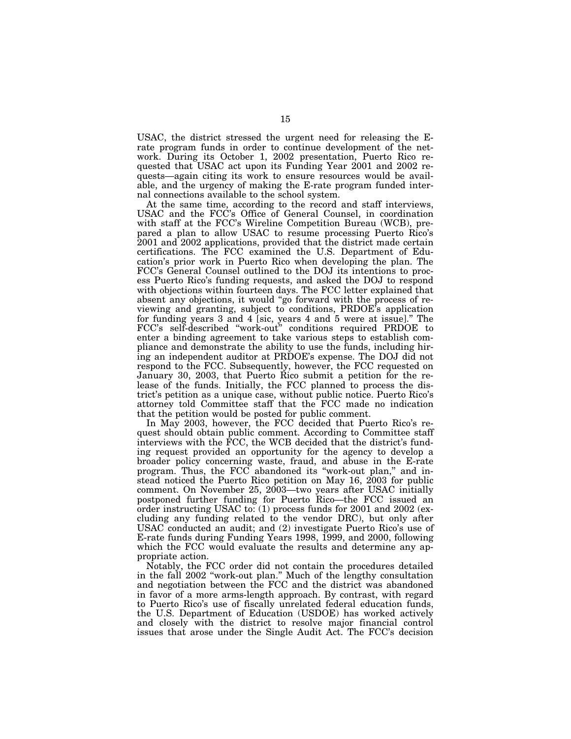USAC, the district stressed the urgent need for releasing the E-rate program funds in order to continue development of the network. During its October 1, 2002 presentation, Puerto Rico requested that USAC act upon its Funding Year 2001 and 2002 requests—again citing its work to ensure resources would be available, and the urgency of making the E-rate program funded internal connections available to the school system.

At the same time, according to the record and staff interviews, USAC and the FCC's Office of General Counsel, in coordination with staff at the FCC's Wireline Competition Bureau (WCB), prepared a plan to allow USAC to resume processing Puerto Rico's 2001 and 2002 applications, provided that the district made certain certifications. The FCC examined the U.S. Department of Education's prior work in Puerto Rico when developing the plan. The FCC's General Counsel outlined to the DOJ its intentions to process Puerto Rico's funding requests, and asked the DOJ to respond with objections within fourteen days. The FCC letter explained that absent any objections, it would "go forward with the process of reviewing and granting, subject to conditions, PRDOE's application for funding years 3 and 4 [sic, years 4 and 5 were at issue]." The FCC's self-described "work-out" conditions required PRDOE to enter a binding agreement to take various steps to establish compliance and demonstrate the ability to use the funds, including hiring an independent auditor at PRDOE's expense. The DOJ did not respond to the FCC. Subsequently, however, the FCC requested on January 30, 2003, that Puerto Rico submit a petition for the release of the funds. Initially, the FCC planned to process the district's petition as a unique case, without public notice. Puerto Rico's attorney told Committee staff that the FCC made no indication that the petition would be posted for public comment.

In May 2003, however, the FCC decided that Puerto Rico's request should obtain public comment. According to Committee staff interviews with the FCC, the WCB decided that the district's funding request provided an opportunity for the agency to develop a broader policy concerning waste, fraud, and abuse in the E-rate program. Thus, the FCC abandoned its "work-out plan," and instead noticed the Puerto Rico petition on May 16, 2003 for public comment. On November 25, 2003—two years after USAC initially postponed further funding for Puerto Rico—the FCC issued an order instructing USAC to: (1) process funds for 2001 and 2002 (excluding any funding related to the vendor DRC), but only after USAC conducted an audit; and (2) investigate Puerto Rico's use of E-rate funds during Funding Years 1998, 1999, and 2000, following which the FCC would evaluate the results and determine any appropriate action.

Notably, the FCC order did not contain the procedures detailed in the fall 2002 "work-out plan." Much of the lengthy consultation and negotiation between the FCC and the district was abandoned in favor of a more arms-length approach. By contrast, with regard to Puerto Rico's use of fiscally unrelated federal education funds, the U.S. Department of Education (USDOE) has worked actively and closely with the district to resolve major financial control issues that arose under the Single Audit Act. The FCC's decision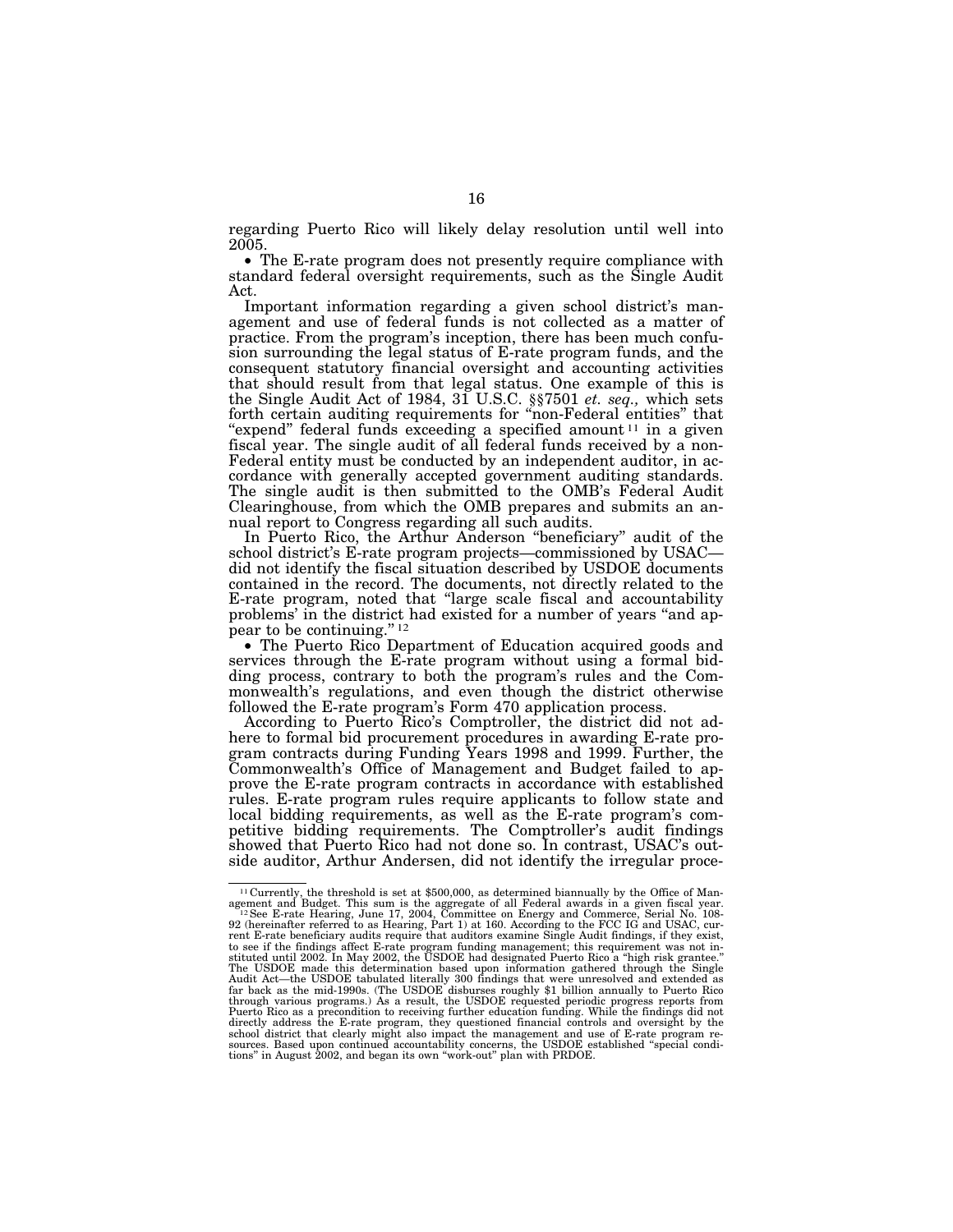regarding Puerto Rico will likely delay resolution until well into 2005.

- The E-rate program does not presently require compliance with standard federal oversight requirements, such as the Single Audit Act.

Important information regarding a given school district's management and use of federal funds is not collected as a matter of practice. From the program's inception, there has been much confusion surrounding the legal status of E-rate program funds, and the consequent statutory financial oversight and accounting activities that should result from that legal status. One example of this is the Single Audit Act of 1984, 31 U.S.C. §§7501 *et. seq.,* which sets forth certain auditing requirements for "non-Federal entities" that "expend" federal funds exceeding a specified amount[11] in a given fiscal year. The single audit of all federal funds received by a non-Federal entity must be conducted by an independent auditor, in accordance with generally accepted government auditing standards. The single audit is then submitted to the OMB's Federal Audit Clearinghouse, from which the OMB prepares and submits an annual report to Congress regarding all such audits.

In Puerto Rico, the Arthur Anderson "beneficiary" audit of the school district's E-rate program projects—commissioned by USAC—did not identify the fiscal situation described by USDOE documents contained in the record. The documents, not directly related to the E-rate program, noted that "large scale fiscal and accountability problems' in the district had existed for a number of years "and appear to be continuing."[12]

- The Puerto Rico Department of Education acquired goods and services through the E-rate program without using a formal bidding process, contrary to both the program's rules and the Commonwealth's regulations, and even though the district otherwise followed the E-rate program's Form 470 application process.

According to Puerto Rico's Comptroller, the district did not adhere to formal bid procurement procedures in awarding E-rate program contracts during Funding Years 1998 and 1999. Further, the Commonwealth's Office of Management and Budget failed to approve the E-rate program contracts in accordance with established rules. E-rate program rules require applicants to follow state and local bidding requirements, as well as the E-rate program's competitive bidding requirements. The Comptroller's audit findings showed that Puerto Rico had not done so. In contrast, USAC's outside auditor, Arthur Andersen, did not identify the irregular proce-

---

[11] Currently, the threshold is set at $500,000, as determined biannually by the Office of Management and Budget. This sum is the aggregate of all Federal awards in a given fiscal year.

[12] See E-rate Hearing, June 17, 2004, Committee on Energy and Commerce, Serial No. 108-92 (hereinafter referred to as Hearing, Part 1) at 160. According to the FCC IG and USAC, current E-rate beneficiary audits require that auditors examine Single Audit findings, if they exist, to see if the findings affect E-rate program funding management; this requirement was not instituted until 2002. In May 2002, the USDOE had designated Puerto Rico a "high risk grantee." The USDOE made this determination based upon information gathered through the Single Audit Act—the USDOE tabulated literally 300 findings that were unresolved and extended as far back as the mid-1990s. (The USDOE disburses roughly $1 billion annually to Puerto Rico through various programs.) As a result, the USDOE requested periodic progress reports from Puerto Rico as a precondition to receiving further education funding. While the findings did not directly address the E-rate program, they questioned financial controls and oversight by the school district that clearly might also impact the management and use of E-rate program resources. Based upon continued accountability concerns, the USDOE established "special conditions" in August 2002, and began its own "work-out" plan with PRDOE.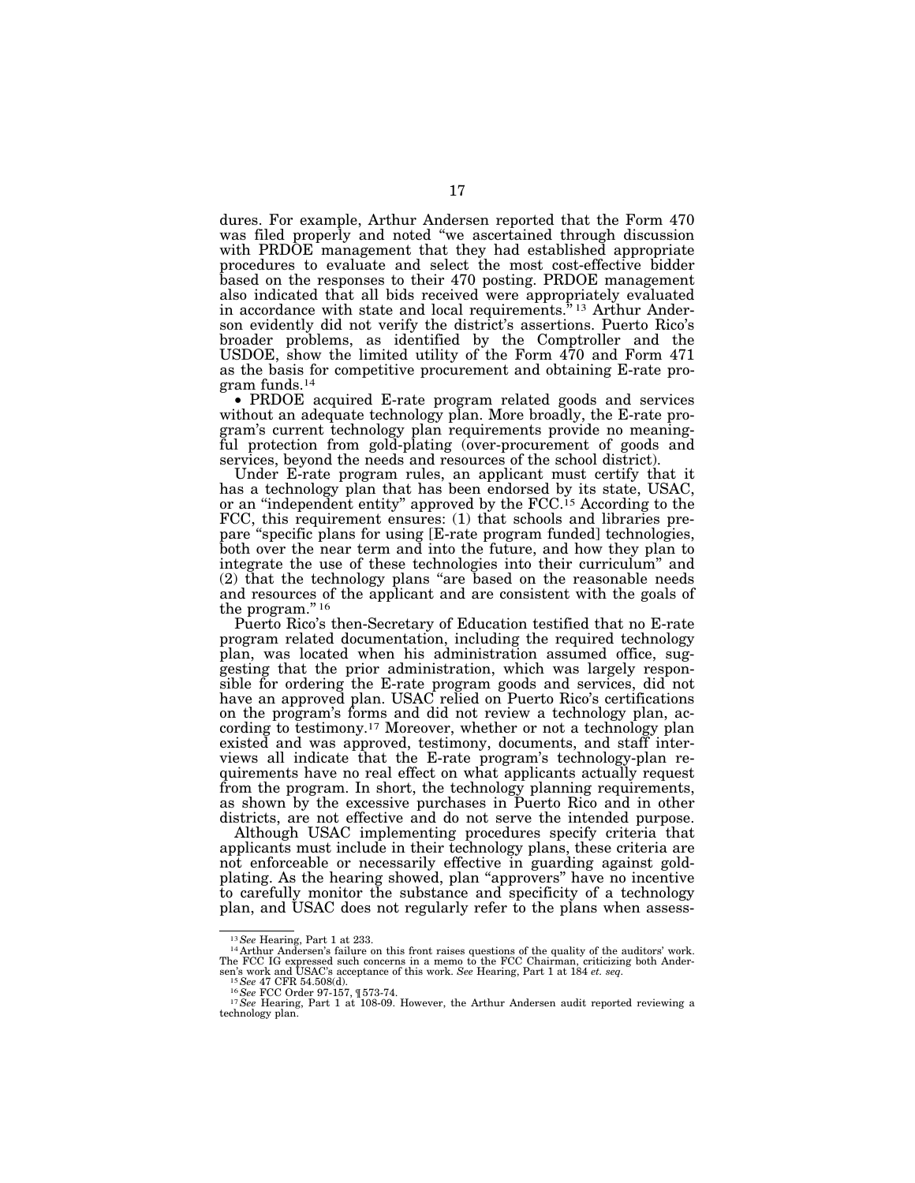dures. For example, Arthur Andersen reported that the Form 470 was filed properly and noted "we ascertained through discussion with PRDOE management that they had established appropriate procedures to evaluate and select the most cost-effective bidder based on the responses to their 470 posting. PRDOE management also indicated that all bids received were appropriately evaluated in accordance with state and local requirements."[13] Arthur Anderson evidently did not verify the district's assertions. Puerto Rico's broader problems, as identified by the Comptroller and the USDOE, show the limited utility of the Form 470 and Form 471 as the basis for competitive procurement and obtaining E-rate program funds.[14]

- PRDOE acquired E-rate program related goods and services without an adequate technology plan. More broadly, the E-rate program's current technology plan requirements provide no meaningful protection from gold-plating (over-procurement of goods and services, beyond the needs and resources of the school district).

Under E-rate program rules, an applicant must certify that it has a technology plan that has been endorsed by its state, USAC, or an "independent entity" approved by the FCC.[15] According to the FCC, this requirement ensures: (1) that schools and libraries prepare "specific plans for using [E-rate program funded] technologies, both over the near term and into the future, and how they plan to integrate the use of these technologies into their curriculum" and (2) that the technology plans "are based on the reasonable needs and resources of the applicant and are consistent with the goals of the program."[16]

Puerto Rico's then-Secretary of Education testified that no E-rate program related documentation, including the required technology plan, was located when his administration assumed office, suggesting that the prior administration, which was largely responsible for ordering the E-rate program goods and services, did not have an approved plan. USAC relied on Puerto Rico's certifications on the program's forms and did not review a technology plan, according to testimony.[17] Moreover, whether or not a technology plan existed and was approved, testimony, documents, and staff interviews all indicate that the E-rate program's technology-plan requirements have no real effect on what applicants actually request from the program. In short, the technology planning requirements, as shown by the excessive purchases in Puerto Rico and in other districts, are not effective and do not serve the intended purpose.

Although USAC implementing procedures specify criteria that applicants must include in their technology plans, these criteria are not enforceable or necessarily effective in guarding against gold-plating. As the hearing showed, plan "approvers" have no incentive to carefully monitor the substance and specificity of a technology plan, and USAC does not regularly refer to the plans when assess-

---

[13] *See* Hearing, Part 1 at 233.

[14] Arthur Andersen's failure on this front raises questions of the quality of the auditors' work. The FCC IG expressed such concerns in a memo to the FCC Chairman, criticizing both Andersen's work and USAC's acceptance of this work. *See* Hearing, Part 1 at 184 *et. seq.*

[15] *See* 47 CFR 54.508(d).

[16] *See* FCC Order 97-157, ¶573-74.

[17] *See* Hearing, Part 1 at 108-09. However, the Arthur Andersen audit reported reviewing a technology plan.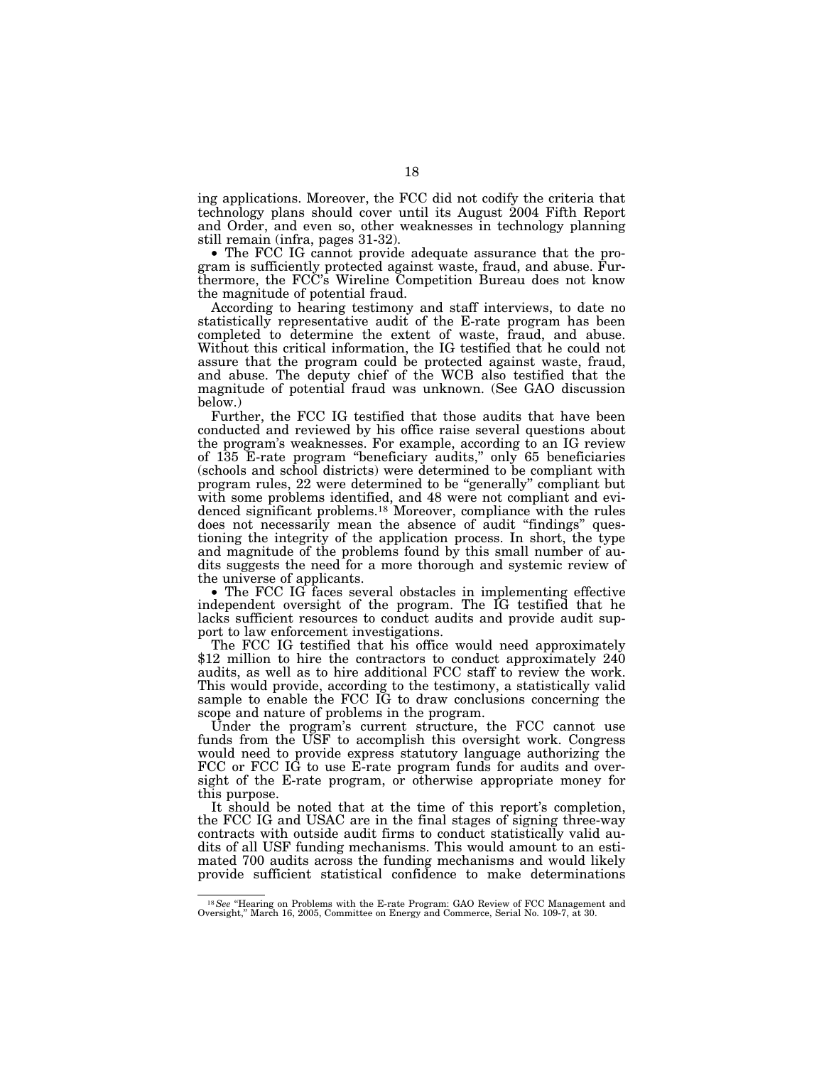ing applications. Moreover, the FCC did not codify the criteria that technology plans should cover until its August 2004 Fifth Report and Order, and even so, other weaknesses in technology planning still remain (infra, pages 31-32).

- The FCC IG cannot provide adequate assurance that the program is sufficiently protected against waste, fraud, and abuse. Furthermore, the FCC's Wireline Competition Bureau does not know the magnitude of potential fraud.

According to hearing testimony and staff interviews, to date no statistically representative audit of the E-rate program has been completed to determine the extent of waste, fraud, and abuse. Without this critical information, the IG testified that he could not assure that the program could be protected against waste, fraud, and abuse. The deputy chief of the WCB also testified that the magnitude of potential fraud was unknown. (See GAO discussion below.)

Further, the FCC IG testified that those audits that have been conducted and reviewed by his office raise several questions about the program's weaknesses. For example, according to an IG review of 135 E-rate program "beneficiary audits," only 65 beneficiaries (schools and school districts) were determined to be compliant with program rules, 22 were determined to be "generally" compliant but with some problems identified, and 48 were not compliant and evidenced significant problems.[18] Moreover, compliance with the rules does not necessarily mean the absence of audit "findings" questioning the integrity of the application process. In short, the type and magnitude of the problems found by this small number of audits suggests the need for a more thorough and systemic review of the universe of applicants.

- The FCC IG faces several obstacles in implementing effective independent oversight of the program. The IG testified that he lacks sufficient resources to conduct audits and provide audit support to law enforcement investigations.

The FCC IG testified that his office would need approximately $12 million to hire the contractors to conduct approximately 240 audits, as well as to hire additional FCC staff to review the work. This would provide, according to the testimony, a statistically valid sample to enable the FCC IG to draw conclusions concerning the scope and nature of problems in the program.

Under the program's current structure, the FCC cannot use funds from the USF to accomplish this oversight work. Congress would need to provide express statutory language authorizing the FCC or FCC IG to use E-rate program funds for audits and oversight of the E-rate program, or otherwise appropriate money for this purpose.

It should be noted that at the time of this report's completion, the FCC IG and USAC are in the final stages of signing three-way contracts with outside audit firms to conduct statistically valid audits of all USF funding mechanisms. This would amount to an estimated 700 audits across the funding mechanisms and would likely provide sufficient statistical confidence to make determinations

---

[18] *See* "Hearing on Problems with the E-rate Program: GAO Review of FCC Management and Oversight," March 16, 2005, Committee on Energy and Commerce, Serial No. 109-7, at 30.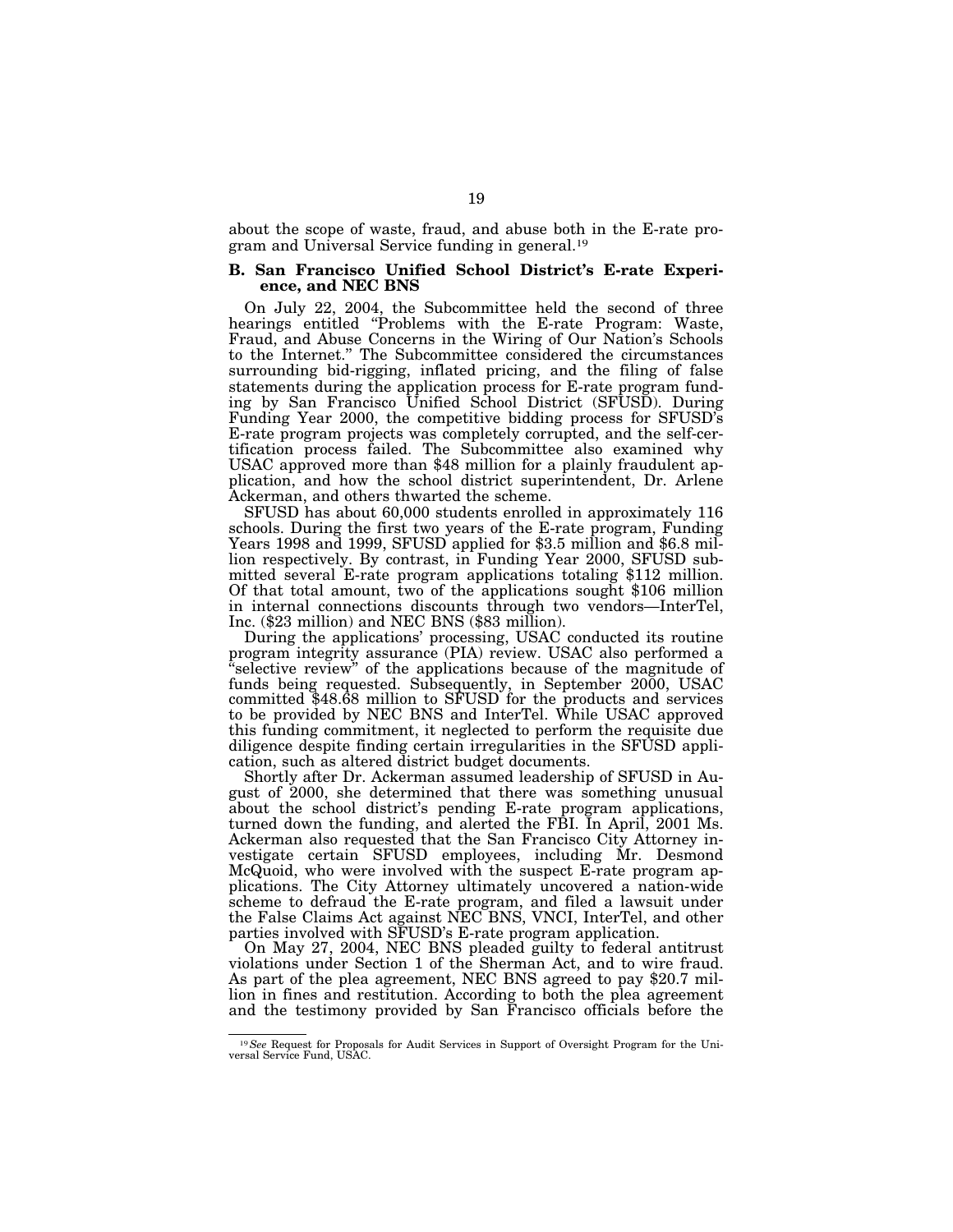about the scope of waste, fraud, and abuse both in the E-rate program and Universal Service funding in general.[19]

### B. San Francisco Unified School District's E-rate Experience, and NEC BNS

On July 22, 2004, the Subcommittee held the second of three hearings entitled "Problems with the E-rate Program: Waste, Fraud, and Abuse Concerns in the Wiring of Our Nation's Schools to the Internet." The Subcommittee considered the circumstances surrounding bid-rigging, inflated pricing, and the filing of false statements during the application process for E-rate program funding by San Francisco Unified School District (SFUSD). During Funding Year 2000, the competitive bidding process for SFUSD's E-rate program projects was completely corrupted, and the self-certification process failed. The Subcommittee also examined why USAC approved more than $48 million for a plainly fraudulent application, and how the school district superintendent, Dr. Arlene Ackerman, and others thwarted the scheme.

SFUSD has about 60,000 students enrolled in approximately 116 schools. During the first two years of the E-rate program, Funding Years 1998 and 1999, SFUSD applied for $3.5 million and $6.8 million respectively. By contrast, in Funding Year 2000, SFUSD submitted several E-rate program applications totaling $112 million. Of that total amount, two of the applications sought $106 million in internal connections discounts through two vendors—InterTel, Inc. ($23 million) and NEC BNS ($83 million).

During the applications' processing, USAC conducted its routine program integrity assurance (PIA) review. USAC also performed a "selective review" of the applications because of the magnitude of funds being requested. Subsequently, in September 2000, USAC committed $48.68 million to SFUSD for the products and services to be provided by NEC BNS and InterTel. While USAC approved this funding commitment, it neglected to perform the requisite due diligence despite finding certain irregularities in the SFUSD application, such as altered district budget documents.

Shortly after Dr. Ackerman assumed leadership of SFUSD in August of 2000, she determined that there was something unusual about the school district's pending E-rate program applications, turned down the funding, and alerted the FBI. In April, 2001 Ms. Ackerman also requested that the San Francisco City Attorney investigate certain SFUSD employees, including Mr. Desmond McQuoid, who were involved with the suspect E-rate program applications. The City Attorney ultimately uncovered a nation-wide scheme to defraud the E-rate program, and filed a lawsuit under the False Claims Act against NEC BNS, VNCI, InterTel, and other parties involved with SFUSD's E-rate program application.

On May 27, 2004, NEC BNS pleaded guilty to federal antitrust violations under Section 1 of the Sherman Act, and to wire fraud. As part of the plea agreement, NEC BNS agreed to pay $20.7 million in fines and restitution. According to both the plea agreement and the testimony provided by San Francisco officials before the

---

[19] *See* Request for Proposals for Audit Services in Support of Oversight Program for the Universal Service Fund, USAC.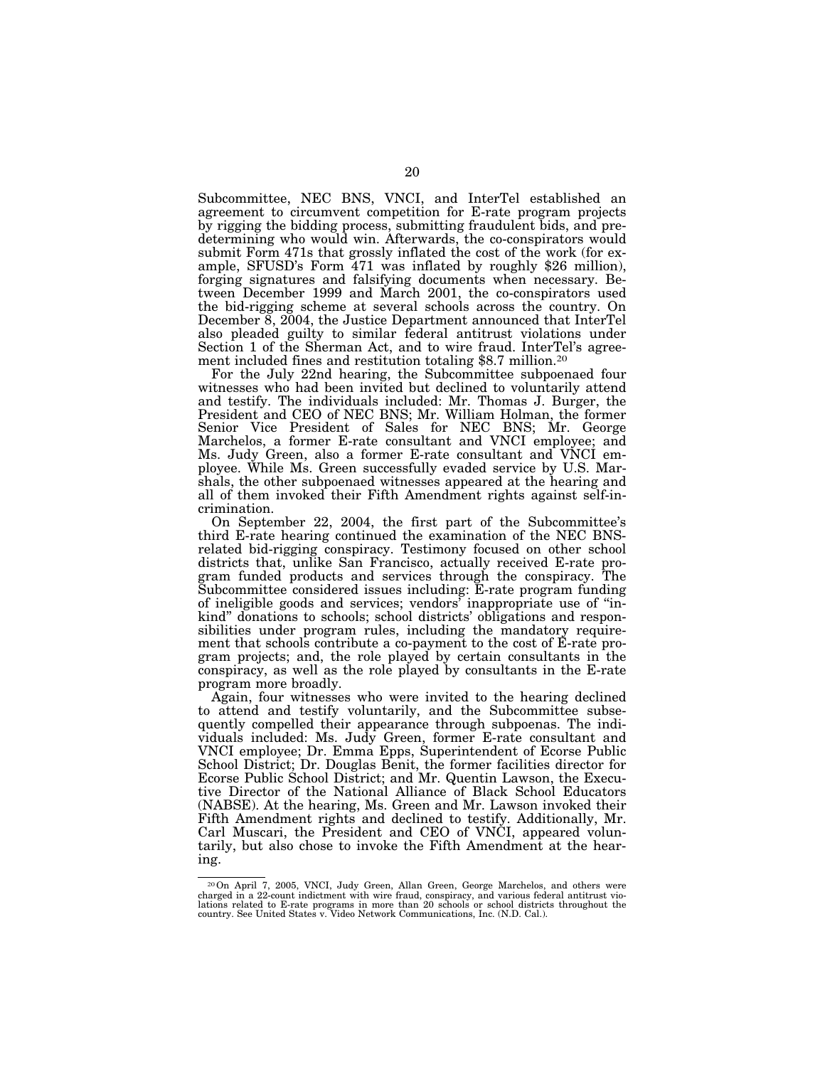Subcommittee, NEC BNS, VNCI, and InterTel established an agreement to circumvent competition for E-rate program projects by rigging the bidding process, submitting fraudulent bids, and predetermining who would win. Afterwards, the co-conspirators would submit Form 471s that grossly inflated the cost of the work (for example, SFUSD's Form 471 was inflated by roughly $26 million), forging signatures and falsifying documents when necessary. Between December 1999 and March 2001, the co-conspirators used the bid-rigging scheme at several schools across the country. On December 8, 2004, the Justice Department announced that InterTel also pleaded guilty to similar federal antitrust violations under Section 1 of the Sherman Act, and to wire fraud. InterTel's agreement included fines and restitution totaling $8.7 million.[20]

For the July 22nd hearing, the Subcommittee subpoenaed four witnesses who had been invited but declined to voluntarily attend and testify. The individuals included: Mr. Thomas J. Burger, the President and CEO of NEC BNS; Mr. William Holman, the former Senior Vice President of Sales for NEC BNS; Mr. George Marchelos, a former E-rate consultant and VNCI employee; and Ms. Judy Green, also a former E-rate consultant and VNCI employee. While Ms. Green successfully evaded service by U.S. Marshals, the other subpoenaed witnesses appeared at the hearing and all of them invoked their Fifth Amendment rights against self-incrimination.

On September 22, 2004, the first part of the Subcommittee's third E-rate hearing continued the examination of the NEC BNS-related bid-rigging conspiracy. Testimony focused on other school districts that, unlike San Francisco, actually received E-rate program funded products and services through the conspiracy. The Subcommittee considered issues including: E-rate program funding of ineligible goods and services; vendors' inappropriate use of "in-kind" donations to schools; school districts' obligations and responsibilities under program rules, including the mandatory requirement that schools contribute a co-payment to the cost of E-rate program projects; and, the role played by certain consultants in the conspiracy, as well as the role played by consultants in the E-rate program more broadly.

Again, four witnesses who were invited to the hearing declined to attend and testify voluntarily, and the Subcommittee subsequently compelled their appearance through subpoenas. The individuals included: Ms. Judy Green, former E-rate consultant and VNCI employee; Dr. Emma Epps, Superintendent of Ecorse Public School District; Dr. Douglas Benit, the former facilities director for Ecorse Public School District; and Mr. Quentin Lawson, the Executive Director of the National Alliance of Black School Educators (NABSE). At the hearing, Ms. Green and Mr. Lawson invoked their Fifth Amendment rights and declined to testify. Additionally, Mr. Carl Muscari, the President and CEO of VNCI, appeared voluntarily, but also chose to invoke the Fifth Amendment at the hearing.

---

[20] On April 7, 2005, VNCI, Judy Green, Allan Green, George Marchelos, and others were charged in a 22-count indictment with wire fraud, conspiracy, and various federal antitrust violations related to E-rate programs in more than 20 schools or school districts throughout the country. See United States v. Video Network Communications, Inc. (N.D. Cal.).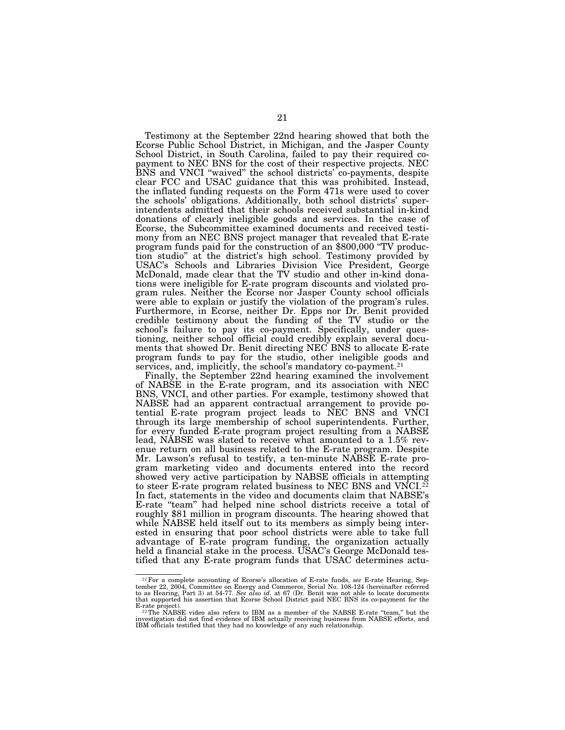Testimony at the September 22nd hearing showed that both the Ecorse Public School District, in Michigan, and the Jasper County School District, in South Carolina, failed to pay their required co-payment to NEC BNS for the cost of their respective projects. NEC BNS and VNCI "waived" the school districts' co-payments, despite clear FCC and USAC guidance that this was prohibited. Instead, the inflated funding requests on the Form 471s were used to cover the schools' obligations. Additionally, both school districts' superintendents admitted that their schools received substantial in-kind donations of clearly ineligible goods and services. In the case of Ecorse, the Subcommittee examined documents and received testimony from an NEC BNS project manager that revealed that E-rate program funds paid for the construction of an $800,000 "TV production studio" at the district's high school. Testimony provided by USAC's Schools and Libraries Division Vice President, George McDonald, made clear that the TV studio and other in-kind donations were ineligible for E-rate program discounts and violated program rules. Neither the Ecorse nor Jasper County school officials were able to explain or justify the violation of the program's rules. Furthermore, in Ecorse, neither Dr. Epps nor Dr. Benit provided credible testimony about the funding of the TV studio or the school's failure to pay its co-payment. Specifically, under questioning, neither school official could credibly explain several documents that showed Dr. Benit directing NEC BNS to allocate E-rate program funds to pay for the studio, other ineligible goods and services, and, implicitly, the school's mandatory co-payment.[21]

Finally, the September 22nd hearing examined the involvement of NABSE in the E-rate program, and its association with NEC BNS, VNCI, and other parties. For example, testimony showed that NABSE had an apparent contractual arrangement to provide potential E-rate program project leads to NEC BNS and VNCI through its large membership of school superintendents. Further, for every funded E-rate program project resulting from a NABSE lead, NABSE was slated to receive what amounted to a 1.5% revenue return on all business related to the E-rate program. Despite Mr. Lawson's refusal to testify, a ten-minute NABSE E-rate program marketing video and documents entered into the record showed very active participation by NABSE officials in attempting to steer E-rate program related business to NEC BNS and VNCI.[22] In fact, statements in the video and documents claim that NABSE's E-rate "team" had helped nine school districts receive a total of roughly $81 million in program discounts. The hearing showed that while NABSE held itself out to its members as simply being interested in ensuring that poor school districts were able to take full advantage of E-rate program funding, the organization actually held a financial stake in the process. USAC's George McDonald testified that any E-rate program funds that USAC determines actu-

---

[21] For a complete accounting of Ecorse's allocation of E-rate funds, *see* E-rate Hearing, September 22, 2004, Committee on Energy and Commerce, Serial No. 108-124 (hereinafter referred to as Hearing, Part 3) at 54-77. *See also id.* at 67 (Dr. Benit was not able to locate documents that supported his assertion that Ecorse School District paid NEC BNS its co-payment for the E-rate project).

[22] The NABSE video also refers to IBM as a member of the NABSE E-rate "team," but the investigation did not find evidence of IBM actually receiving business from NABSE efforts, and IBM officials testified that they had no knowledge of any such relationship.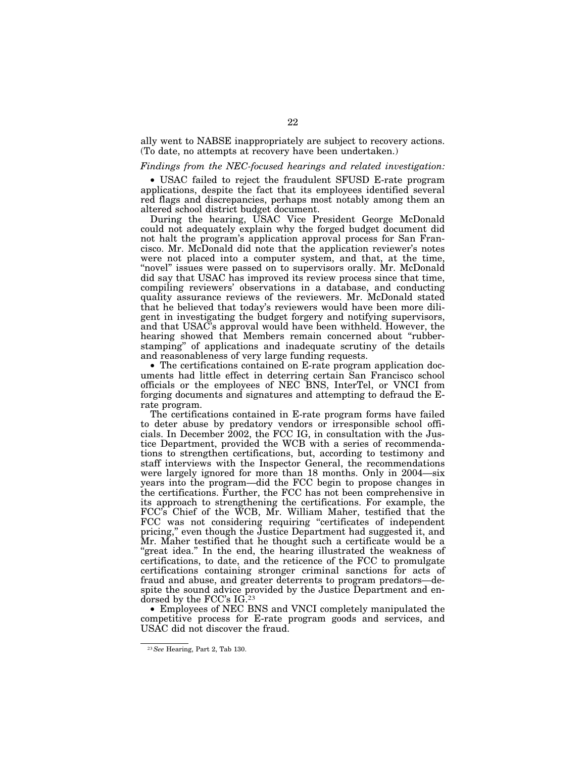ally went to NABSE inappropriately are subject to recovery actions. (To date, no attempts at recovery have been undertaken.)

*Findings from the NEC-focused hearings and related investigation:*

• USAC failed to reject the fraudulent SFUSD E-rate program applications, despite the fact that its employees identified several red flags and discrepancies, perhaps most notably among them an altered school district budget document.

During the hearing, USAC Vice President George McDonald could not adequately explain why the forged budget document did not halt the program's application approval process for San Francisco. Mr. McDonald did note that the application reviewer's notes were not placed into a computer system, and that, at the time, "novel" issues were passed on to supervisors orally. Mr. McDonald did say that USAC has improved its review process since that time, compiling reviewers' observations in a database, and conducting quality assurance reviews of the reviewers. Mr. McDonald stated that he believed that today's reviewers would have been more diligent in investigating the budget forgery and notifying supervisors, and that USAC's approval would have been withheld. However, the hearing showed that Members remain concerned about "rubber-stamping" of applications and inadequate scrutiny of the details and reasonableness of very large funding requests.

• The certifications contained on E-rate program application documents had little effect in deterring certain San Francisco school officials or the employees of NEC BNS, InterTel, or VNCI from forging documents and signatures and attempting to defraud the E-rate program.

The certifications contained in E-rate program forms have failed to deter abuse by predatory vendors or irresponsible school officials. In December 2002, the FCC IG, in consultation with the Justice Department, provided the WCB with a series of recommendations to strengthen certifications, but, according to testimony and staff interviews with the Inspector General, the recommendations were largely ignored for more than 18 months. Only in 2004—six years into the program—did the FCC begin to propose changes in the certifications. Further, the FCC has not been comprehensive in its approach to strengthening the certifications. For example, the FCC's Chief of the WCB, Mr. William Maher, testified that the FCC was not considering requiring "certificates of independent pricing," even though the Justice Department had suggested it, and Mr. Maher testified that he thought such a certificate would be a "great idea." In the end, the hearing illustrated the weakness of certifications, to date, and the reticence of the FCC to promulgate certifications containing stronger criminal sanctions for acts of fraud and abuse, and greater deterrents to program predators—despite the sound advice provided by the Justice Department and endorsed by the FCC's IG.[23]

• Employees of NEC BNS and VNCI completely manipulated the competitive process for E-rate program goods and services, and USAC did not discover the fraud.

[23] *See* Hearing, Part 2, Tab 130.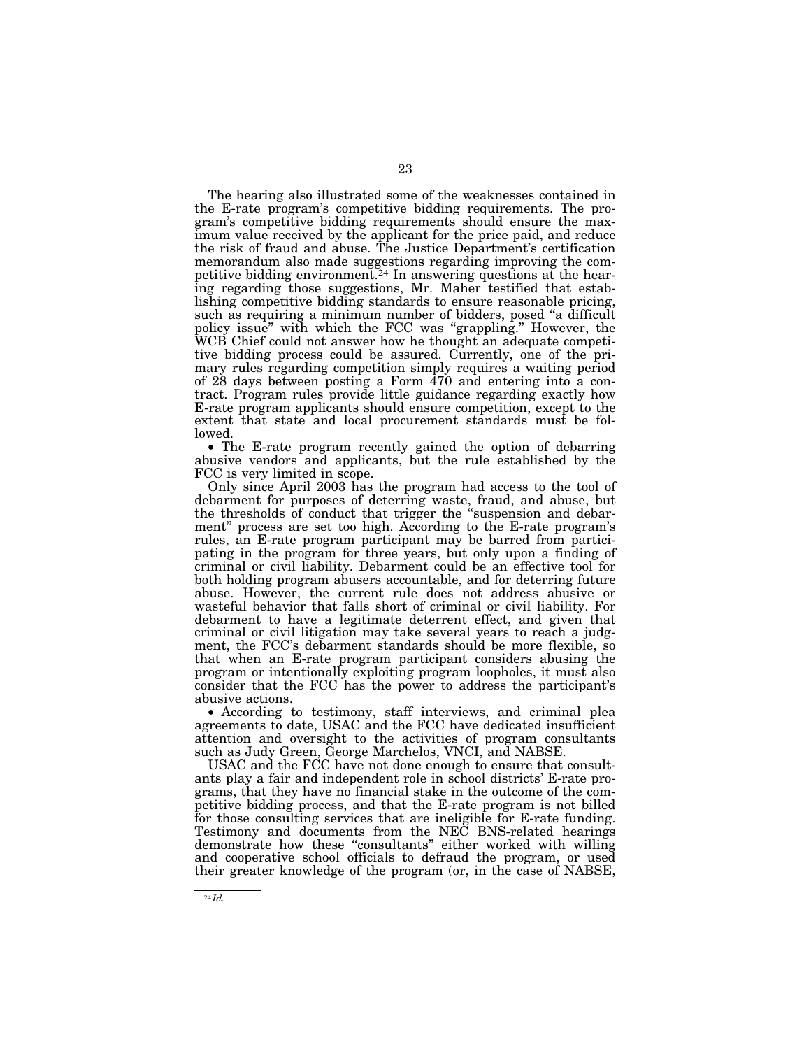The hearing also illustrated some of the weaknesses contained in the E-rate program's competitive bidding requirements. The program's competitive bidding requirements should ensure the maximum value received by the applicant for the price paid, and reduce the risk of fraud and abuse. The Justice Department's certification memorandum also made suggestions regarding improving the competitive bidding environment.[24] In answering questions at the hearing regarding those suggestions, Mr. Maher testified that establishing competitive bidding standards to ensure reasonable pricing, such as requiring a minimum number of bidders, posed "a difficult policy issue" with which the FCC was "grappling." However, the WCB Chief could not answer how he thought an adequate competitive bidding process could be assured. Currently, one of the primary rules regarding competition simply requires a waiting period of 28 days between posting a Form 470 and entering into a contract. Program rules provide little guidance regarding exactly how E-rate program applicants should ensure competition, except to the extent that state and local procurement standards must be followed.

- The E-rate program recently gained the option of debarring abusive vendors and applicants, but the rule established by the FCC is very limited in scope.

Only since April 2003 has the program had access to the tool of debarment for purposes of deterring waste, fraud, and abuse, but the thresholds of conduct that trigger the "suspension and debarment" process are set too high. According to the E-rate program's rules, an E-rate program participant may be barred from participating in the program for three years, but only upon a finding of criminal or civil liability. Debarment could be an effective tool for both holding program abusers accountable, and for deterring future abuse. However, the current rule does not address abusive or wasteful behavior that falls short of criminal or civil liability. For debarment to have a legitimate deterrent effect, and given that criminal or civil litigation may take several years to reach a judgment, the FCC's debarment standards should be more flexible, so that when an E-rate program participant considers abusing the program or intentionally exploiting program loopholes, it must also consider that the FCC has the power to address the participant's abusive actions.

- According to testimony, staff interviews, and criminal plea agreements to date, USAC and the FCC have dedicated insufficient attention and oversight to the activities of program consultants such as Judy Green, George Marchelos, VNCI, and NABSE.

USAC and the FCC have not done enough to ensure that consultants play a fair and independent role in school districts' E-rate programs, that they have no financial stake in the outcome of the competitive bidding process, and that the E-rate program is not billed for those consulting services that are ineligible for E-rate funding. Testimony and documents from the NEC BNS-related hearings demonstrate how these "consultants" either worked with willing and cooperative school officials to defraud the program, or used their greater knowledge of the program (or, in the case of NABSE,

[24] *Id.*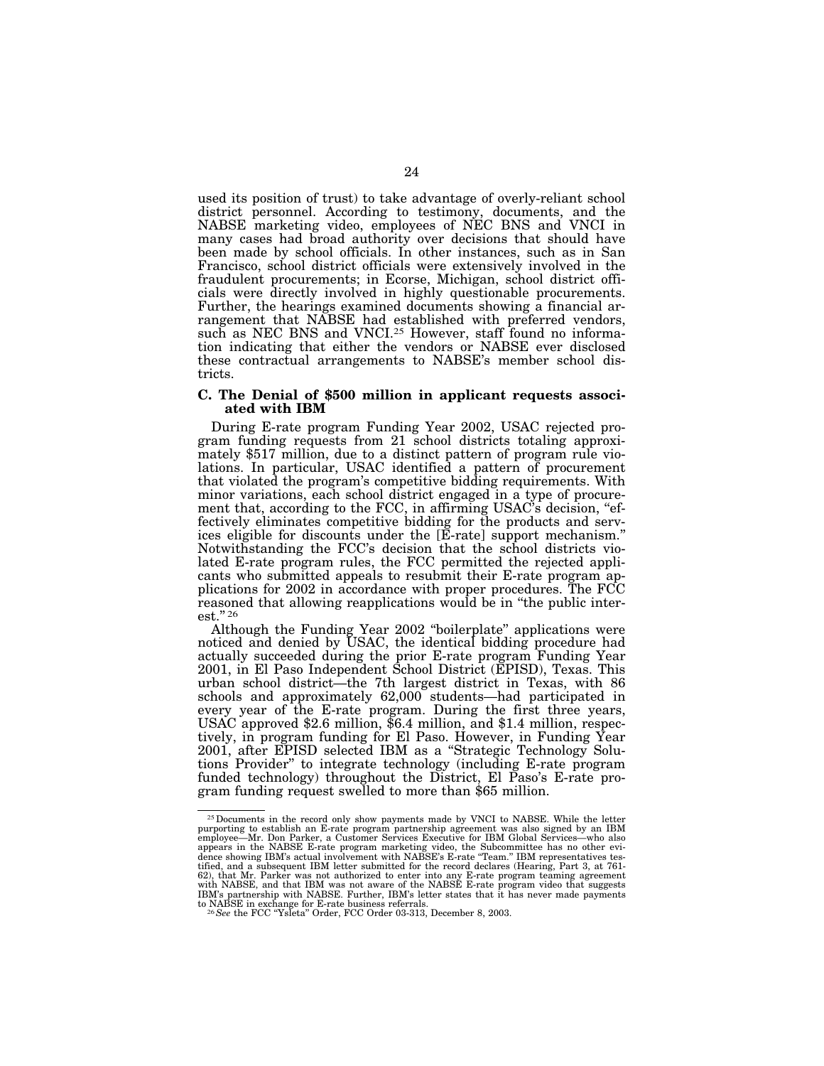used its position of trust) to take advantage of overly-reliant school district personnel. According to testimony, documents, and the NABSE marketing video, employees of NEC BNS and VNCI in many cases had broad authority over decisions that should have been made by school officials. In other instances, such as in San Francisco, school district officials were extensively involved in the fraudulent procurements; in Ecorse, Michigan, school district officials were directly involved in highly questionable procurements. Further, the hearings examined documents showing a financial arrangement that NABSE had established with preferred vendors, such as NEC BNS and VNCI.[25] However, staff found no information indicating that either the vendors or NABSE ever disclosed these contractual arrangements to NABSE's member school districts.

### C. The Denial of $500 million in applicant requests associated with IBM

During E-rate program Funding Year 2002, USAC rejected program funding requests from 21 school districts totaling approximately $517 million, due to a distinct pattern of program rule violations. In particular, USAC identified a pattern of procurement that violated the program's competitive bidding requirements. With minor variations, each school district engaged in a type of procurement that, according to the FCC, in affirming USAC's decision, "effectively eliminates competitive bidding for the products and services eligible for discounts under the [E-rate] support mechanism." Notwithstanding the FCC's decision that the school districts violated E-rate program rules, the FCC permitted the rejected applicants who submitted appeals to resubmit their E-rate program applications for 2002 in accordance with proper procedures. The FCC reasoned that allowing reapplications would be in "the public interest."[26]

Although the Funding Year 2002 "boilerplate" applications were noticed and denied by USAC, the identical bidding procedure had actually succeeded during the prior E-rate program Funding Year 2001, in El Paso Independent School District (EPISD), Texas. This urban school district—the 7th largest district in Texas, with 86 schools and approximately 62,000 students—had participated in every year of the E-rate program. During the first three years, USAC approved $2.6 million, $6.4 million, and $1.4 million, respectively, in program funding for El Paso. However, in Funding Year 2001, after EPISD selected IBM as a "Strategic Technology Solutions Provider" to integrate technology (including E-rate program funded technology) throughout the District, El Paso's E-rate program funding request swelled to more than $65 million.

---

[25] Documents in the record only show payments made by VNCI to NABSE. While the letter purporting to establish an E-rate program partnership agreement was also signed by an IBM employee—Mr. Don Parker, a Customer Services Executive for IBM Global Services—who also appears in the NABSE E-rate program marketing video, the Subcommittee has no other evidence showing IBM's actual involvement with NABSE's E-rate "Team." IBM representatives testified, and a subsequent IBM letter submitted for the record declares (Hearing, Part 3, at 761-62), that Mr. Parker was not authorized to enter into any E-rate program teaming agreement with NABSE, and that IBM was not aware of the NABSE E-rate program video that suggests IBM's partnership with NABSE. Further, IBM's letter states that it has never made payments to NABSE in exchange for E-rate business referrals.

[26] *See* the FCC "Ysleta" Order, FCC Order 03-313, December 8, 2003.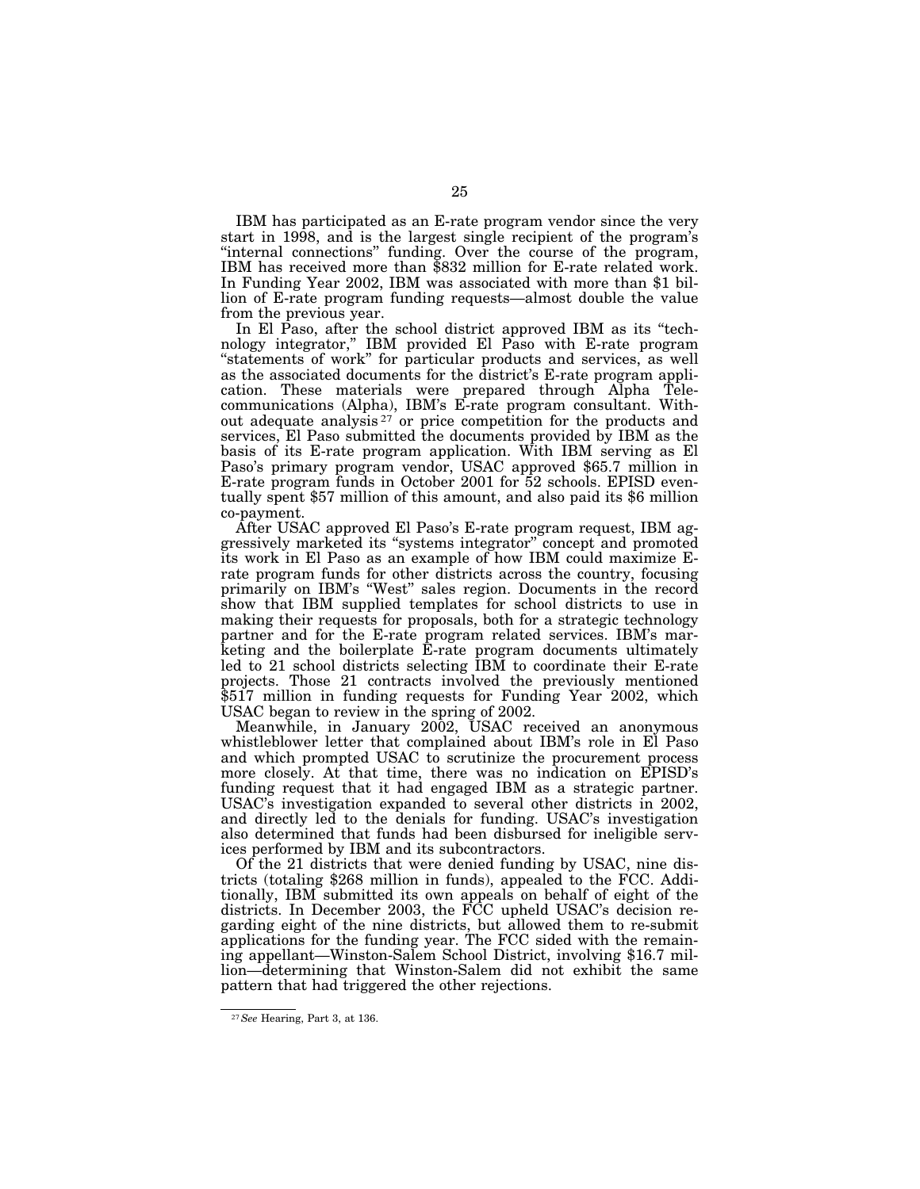IBM has participated as an E-rate program vendor since the very start in 1998, and is the largest single recipient of the program's "internal connections" funding. Over the course of the program, IBM has received more than $832 million for E-rate related work. In Funding Year 2002, IBM was associated with more than $1 billion of E-rate program funding requests—almost double the value from the previous year.

In El Paso, after the school district approved IBM as its "technology integrator," IBM provided El Paso with E-rate program "statements of work" for particular products and services, as well as the associated documents for the district's E-rate program application. These materials were prepared through Alpha Telecommunications (Alpha), IBM's E-rate program consultant. Without adequate analysis[27] or price competition for the products and services, El Paso submitted the documents provided by IBM as the basis of its E-rate program application. With IBM serving as El Paso's primary program vendor, USAC approved $65.7 million in E-rate program funds in October 2001 for 52 schools. EPISD eventually spent $57 million of this amount, and also paid its $6 million co-payment.

After USAC approved El Paso's E-rate program request, IBM aggressively marketed its "systems integrator" concept and promoted its work in El Paso as an example of how IBM could maximize E-rate program funds for other districts across the country, focusing primarily on IBM's "West" sales region. Documents in the record show that IBM supplied templates for school districts to use in making their requests for proposals, both for a strategic technology partner and for the E-rate program related services. IBM's marketing and the boilerplate E-rate program documents ultimately led to 21 school districts selecting IBM to coordinate their E-rate projects. Those 21 contracts involved the previously mentioned $517 million in funding requests for Funding Year 2002, which USAC began to review in the spring of 2002.

Meanwhile, in January 2002, USAC received an anonymous whistleblower letter that complained about IBM's role in El Paso and which prompted USAC to scrutinize the procurement process more closely. At that time, there was no indication on EPISD's funding request that it had engaged IBM as a strategic partner. USAC's investigation expanded to several other districts in 2002, and directly led to the denials for funding. USAC's investigation also determined that funds had been disbursed for ineligible services performed by IBM and its subcontractors.

Of the 21 districts that were denied funding by USAC, nine districts (totaling $268 million in funds), appealed to the FCC. Additionally, IBM submitted its own appeals on behalf of eight of the districts. In December 2003, the FCC upheld USAC's decision regarding eight of the nine districts, but allowed them to re-submit applications for the funding year. The FCC sided with the remaining appellant—Winston-Salem School District, involving $16.7 million—determining that Winston-Salem did not exhibit the same pattern that had triggered the other rejections.

---

[27] *See* Hearing, Part 3, at 136.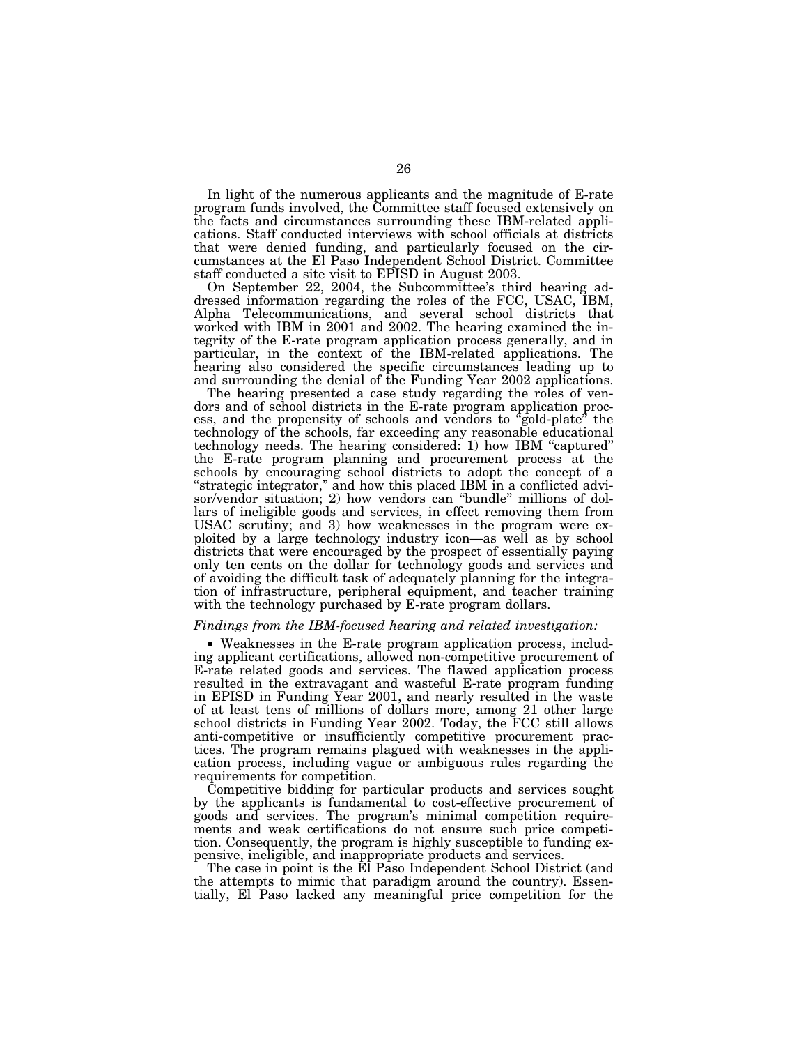In light of the numerous applicants and the magnitude of E-rate program funds involved, the Committee staff focused extensively on the facts and circumstances surrounding these IBM-related applications. Staff conducted interviews with school officials at districts that were denied funding, and particularly focused on the circumstances at the El Paso Independent School District. Committee staff conducted a site visit to EPISD in August 2003.

On September 22, 2004, the Subcommittee's third hearing addressed information regarding the roles of the FCC, USAC, IBM, Alpha Telecommunications, and several school districts that worked with IBM in 2001 and 2002. The hearing examined the integrity of the E-rate program application process generally, and in particular, in the context of the IBM-related applications. The hearing also considered the specific circumstances leading up to and surrounding the denial of the Funding Year 2002 applications.

The hearing presented a case study regarding the roles of vendors and of school districts in the E-rate program application process, and the propensity of schools and vendors to "gold-plate" the technology of the schools, far exceeding any reasonable educational technology needs. The hearing considered: 1) how IBM "captured" the E-rate program planning and procurement process at the schools by encouraging school districts to adopt the concept of a "strategic integrator," and how this placed IBM in a conflicted advisor/vendor situation; 2) how vendors can "bundle" millions of dollars of ineligible goods and services, in effect removing them from USAC scrutiny; and 3) how weaknesses in the program were exploited by a large technology industry icon—as well as by school districts that were encouraged by the prospect of essentially paying only ten cents on the dollar for technology goods and services and of avoiding the difficult task of adequately planning for the integration of infrastructure, peripheral equipment, and teacher training with the technology purchased by E-rate program dollars.

*Findings from the IBM-focused hearing and related investigation:*

- Weaknesses in the E-rate program application process, including applicant certifications, allowed non-competitive procurement of E-rate related goods and services. The flawed application process resulted in the extravagant and wasteful E-rate program funding in EPISD in Funding Year 2001, and nearly resulted in the waste of at least tens of millions of dollars more, among 21 other large school districts in Funding Year 2002. Today, the FCC still allows anti-competitive or insufficiently competitive procurement practices. The program remains plagued with weaknesses in the application process, including vague or ambiguous rules regarding the requirements for competition.

Competitive bidding for particular products and services sought by the applicants is fundamental to cost-effective procurement of goods and services. The program's minimal competition requirements and weak certifications do not ensure such price competition. Consequently, the program is highly susceptible to funding expensive, ineligible, and inappropriate products and services.

The case in point is the El Paso Independent School District (and the attempts to mimic that paradigm around the country). Essentially, El Paso lacked any meaningful price competition for the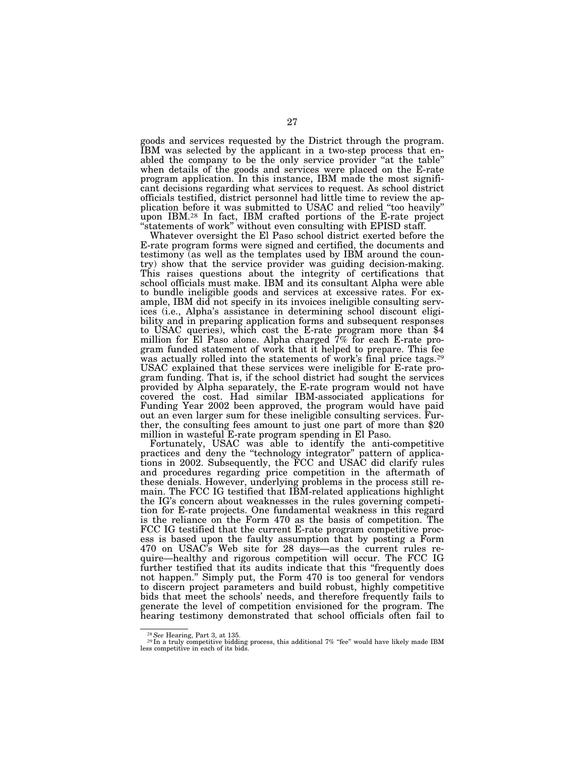goods and services requested by the District through the program. IBM was selected by the applicant in a two-step process that enabled the company to be the only service provider "at the table" when details of the goods and services were placed on the E-rate program application. In this instance, IBM made the most significant decisions regarding what services to request. As school district officials testified, district personnel had little time to review the application before it was submitted to USAC and relied "too heavily" upon IBM.[28] In fact, IBM crafted portions of the E-rate project "statements of work" without even consulting with EPISD staff.

Whatever oversight the El Paso school district exerted before the E-rate program forms were signed and certified, the documents and testimony (as well as the templates used by IBM around the country) show that the service provider was guiding decision-making. This raises questions about the integrity of certifications that school officials must make. IBM and its consultant Alpha were able to bundle ineligible goods and services at excessive rates. For example, IBM did not specify in its invoices ineligible consulting services (i.e., Alpha's assistance in determining school discount eligibility and in preparing application forms and subsequent responses to USAC queries), which cost the E-rate program more than $4 million for El Paso alone. Alpha charged 7% for each E-rate program funded statement of work that it helped to prepare. This fee was actually rolled into the statements of work's final price tags.[29] USAC explained that these services were ineligible for E-rate program funding. That is, if the school district had sought the services provided by Alpha separately, the E-rate program would not have covered the cost. Had similar IBM-associated applications for Funding Year 2002 been approved, the program would have paid out an even larger sum for these ineligible consulting services. Further, the consulting fees amount to just one part of more than $20 million in wasteful E-rate program spending in El Paso.

Fortunately, USAC was able to identify the anti-competitive practices and deny the "technology integrator" pattern of applications in 2002. Subsequently, the FCC and USAC did clarify rules and procedures regarding price competition in the aftermath of these denials. However, underlying problems in the process still remain. The FCC IG testified that IBM-related applications highlight the IG's concern about weaknesses in the rules governing competition for E-rate projects. One fundamental weakness in this regard is the reliance on the Form 470 as the basis of competition. The FCC IG testified that the current E-rate program competitive process is based upon the faulty assumption that by posting a Form 470 on USAC's Web site for 28 days—as the current rules require—healthy and rigorous competition will occur. The FCC IG further testified that its audits indicate that this "frequently does not happen." Simply put, the Form 470 is too general for vendors to discern project parameters and build robust, highly competitive bids that meet the schools' needs, and therefore frequently fails to generate the level of competition envisioned for the program. The hearing testimony demonstrated that school officials often fail to

---

[28] *See* Hearing, Part 3, at 135.

[29] In a truly competitive bidding process, this additional 7% "fee" would have likely made IBM less competitive in each of its bids.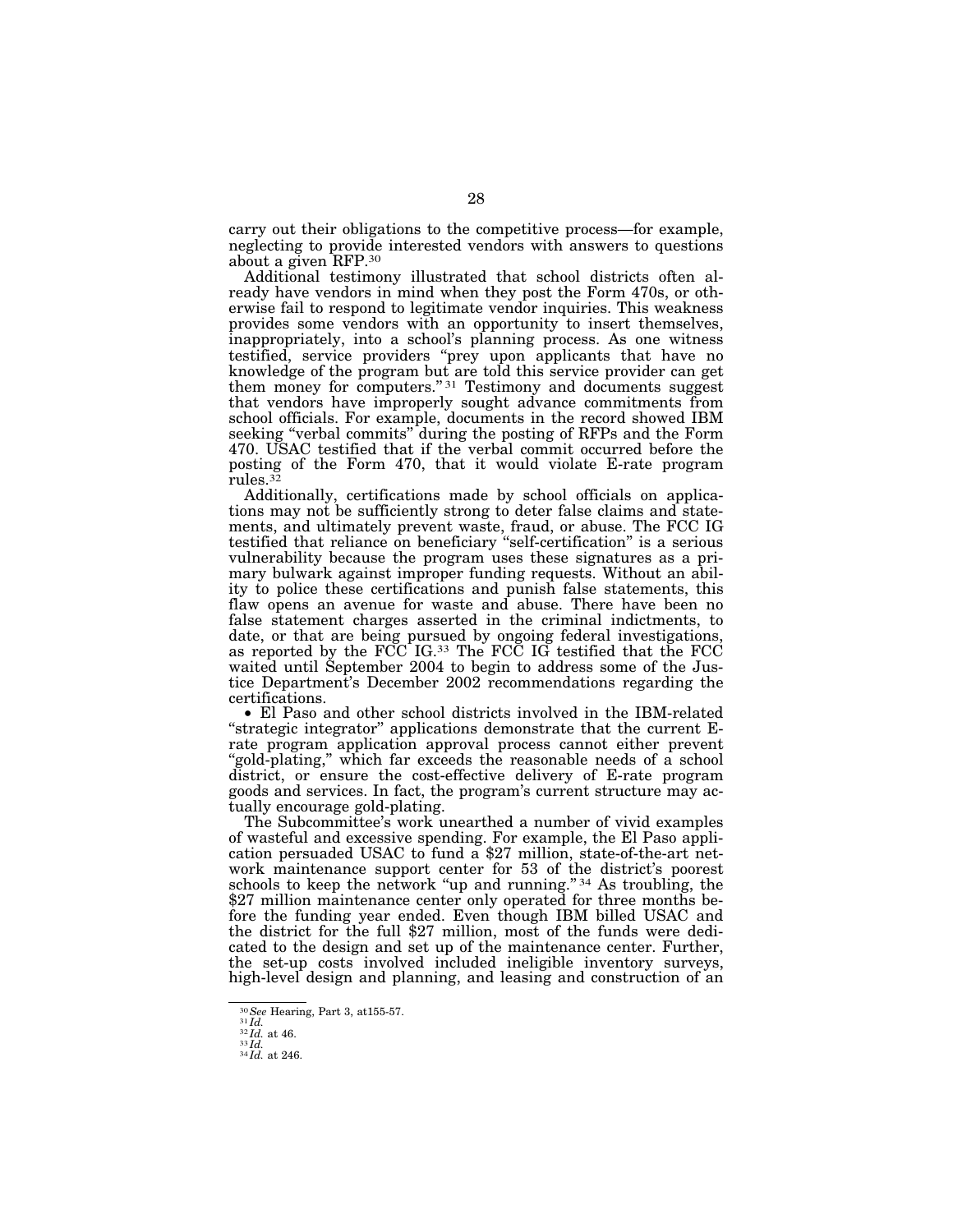carry out their obligations to the competitive process—for example, neglecting to provide interested vendors with answers to questions about a given RFP.[30]

Additional testimony illustrated that school districts often already have vendors in mind when they post the Form 470s, or otherwise fail to respond to legitimate vendor inquiries. This weakness provides some vendors with an opportunity to insert themselves, inappropriately, into a school's planning process. As one witness testified, service providers "prey upon applicants that have no knowledge of the program but are told this service provider can get them money for computers."[31] Testimony and documents suggest that vendors have improperly sought advance commitments from school officials. For example, documents in the record showed IBM seeking "verbal commits" during the posting of RFPs and the Form 470. USAC testified that if the verbal commit occurred before the posting of the Form 470, that it would violate E-rate program rules.[32]

Additionally, certifications made by school officials on applications may not be sufficiently strong to deter false claims and statements, and ultimately prevent waste, fraud, or abuse. The FCC IG testified that reliance on beneficiary "self-certification" is a serious vulnerability because the program uses these signatures as a primary bulwark against improper funding requests. Without an ability to police these certifications and punish false statements, this flaw opens an avenue for waste and abuse. There have been no false statement charges asserted in the criminal indictments, to date, or that are being pursued by ongoing federal investigations, as reported by the FCC IG.[33] The FCC IG testified that the FCC waited until September 2004 to begin to address some of the Justice Department's December 2002 recommendations regarding the certifications.

- El Paso and other school districts involved in the IBM-related "strategic integrator" applications demonstrate that the current E-rate program application approval process cannot either prevent "gold-plating," which far exceeds the reasonable needs of a school district, or ensure the cost-effective delivery of E-rate program goods and services. In fact, the program's current structure may actually encourage gold-plating.

The Subcommittee's work unearthed a number of vivid examples of wasteful and excessive spending. For example, the El Paso application persuaded USAC to fund a $27 million, state-of-the-art network maintenance support center for 53 of the district's poorest schools to keep the network "up and running."[34] As troubling, the $27 million maintenance center only operated for three months before the funding year ended. Even though IBM billed USAC and the district for the full $27 million, most of the funds were dedicated to the design and set up of the maintenance center. Further, the set-up costs involved included ineligible inventory surveys, high-level design and planning, and leasing and construction of an

---

[30] *See* Hearing, Part 3, at155-57.
[31] *Id.*
[32] *Id.* at 46.
[33] *Id.*
[34] *Id.* at 246.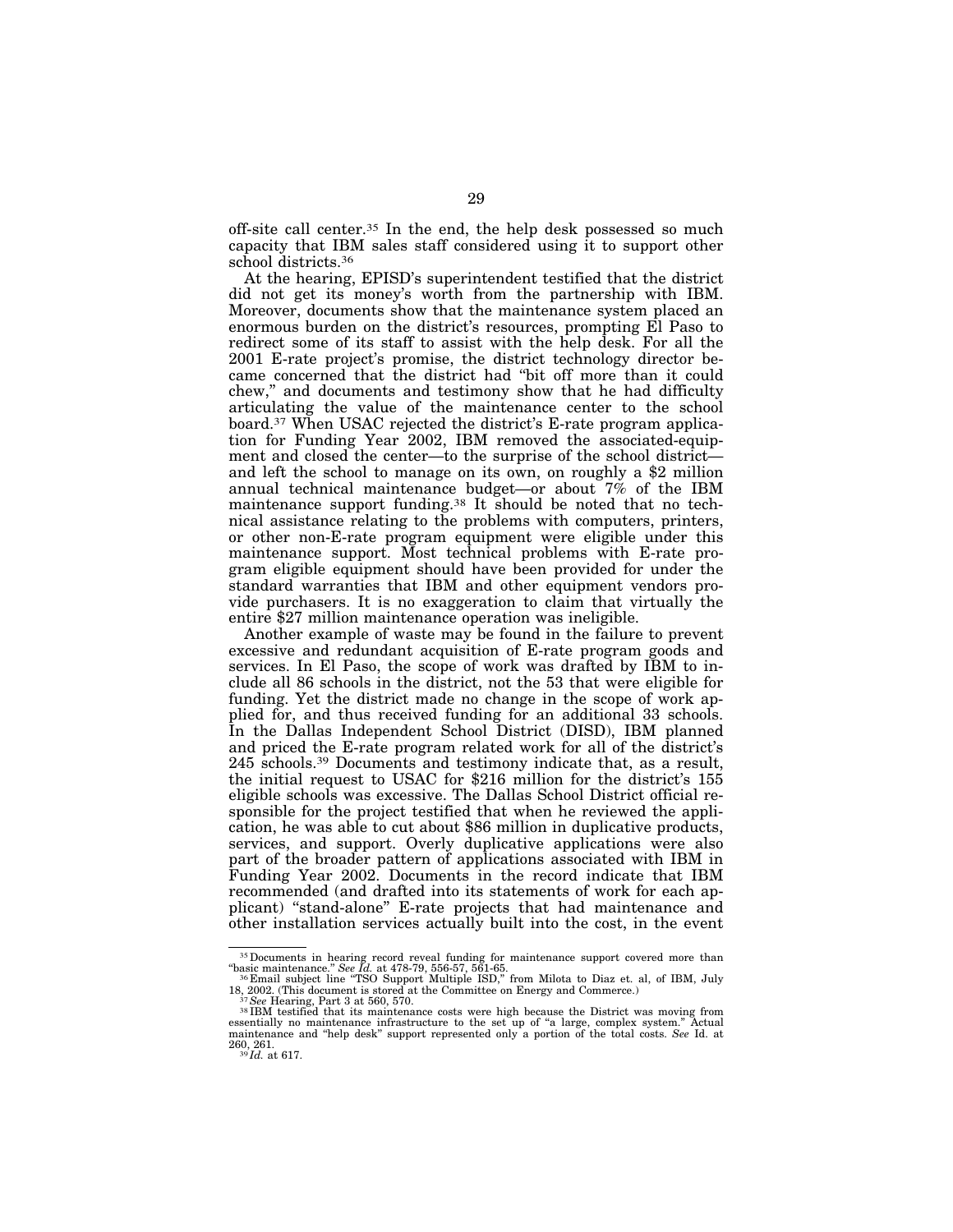off-site call center.[35] In the end, the help desk possessed so much capacity that IBM sales staff considered using it to support other school districts.[36]

At the hearing, EPISD's superintendent testified that the district did not get its money's worth from the partnership with IBM. Moreover, documents show that the maintenance system placed an enormous burden on the district's resources, prompting El Paso to redirect some of its staff to assist with the help desk. For all the 2001 E-rate project's promise, the district technology director became concerned that the district had "bit off more than it could chew," and documents and testimony show that he had difficulty articulating the value of the maintenance center to the school board.[37] When USAC rejected the district's E-rate program application for Funding Year 2002, IBM removed the associated-equipment and closed the center—to the surprise of the school district—and left the school to manage on its own, on roughly a $2 million annual technical maintenance budget—or about 7% of the IBM maintenance support funding.[38] It should be noted that no technical assistance relating to the problems with computers, printers, or other non-E-rate program equipment were eligible under this maintenance support. Most technical problems with E-rate program eligible equipment should have been provided for under the standard warranties that IBM and other equipment vendors provide purchasers. It is no exaggeration to claim that virtually the entire $27 million maintenance operation was ineligible.

Another example of waste may be found in the failure to prevent excessive and redundant acquisition of E-rate program goods and services. In El Paso, the scope of work was drafted by IBM to include all 86 schools in the district, not the 53 that were eligible for funding. Yet the district made no change in the scope of work applied for, and thus received funding for an additional 33 schools. In the Dallas Independent School District (DISD), IBM planned and priced the E-rate program related work for all of the district's 245 schools.[39] Documents and testimony indicate that, as a result, the initial request to USAC for $216 million for the district's 155 eligible schools was excessive. The Dallas School District official responsible for the project testified that when he reviewed the application, he was able to cut about $86 million in duplicative products, services, and support. Overly duplicative applications were also part of the broader pattern of applications associated with IBM in Funding Year 2002. Documents in the record indicate that IBM recommended (and drafted into its statements of work for each applicant) "stand-alone" E-rate projects that had maintenance and other installation services actually built into the cost, in the event

---

[35] Documents in hearing record reveal funding for maintenance support covered more than "basic maintenance." *See Id.* at 478-79, 556-57, 561-65.

[36] Email subject line "TSO Support Multiple ISD," from Milota to Diaz et. al, of IBM, July 18, 2002. (This document is stored at the Committee on Energy and Commerce.)

[37] *See* Hearing, Part 3 at 560, 570.

[38] IBM testified that its maintenance costs were high because the District was moving from essentially no maintenance infrastructure to the set up of "a large, complex system." Actual maintenance and "help desk" support represented only a portion of the total costs. *See* Id. at 260, 261.

[39] *Id.* at 617.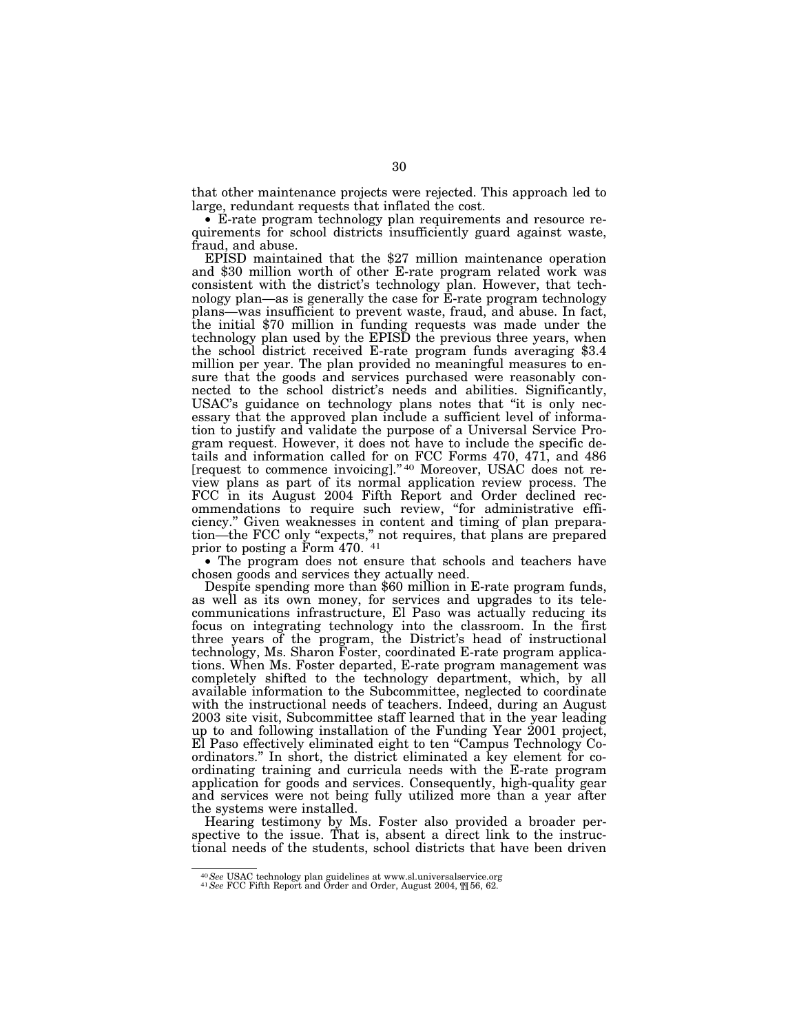that other maintenance projects were rejected. This approach led to large, redundant requests that inflated the cost.

- E-rate program technology plan requirements and resource requirements for school districts insufficiently guard against waste, fraud, and abuse.

EPISD maintained that the $27 million maintenance operation and $30 million worth of other E-rate program related work was consistent with the district's technology plan. However, that technology plan—as is generally the case for E-rate program technology plans—was insufficient to prevent waste, fraud, and abuse. In fact, the initial $70 million in funding requests was made under the technology plan used by the EPISD the previous three years, when the school district received E-rate program funds averaging $3.4 million per year. The plan provided no meaningful measures to ensure that the goods and services purchased were reasonably connected to the school district's needs and abilities. Significantly, USAC's guidance on technology plans notes that "it is only necessary that the approved plan include a sufficient level of information to justify and validate the purpose of a Universal Service Program request. However, it does not have to include the specific details and information called for on FCC Forms 470, 471, and 486 [request to commence invoicing]."[40] Moreover, USAC does not review plans as part of its normal application review process. The FCC in its August 2004 Fifth Report and Order declined recommendations to require such review, "for administrative efficiency." Given weaknesses in content and timing of plan preparation—the FCC only "expects," not requires, that plans are prepared prior to posting a Form 470. [41]

- The program does not ensure that schools and teachers have chosen goods and services they actually need.

Despite spending more than $60 million in E-rate program funds, as well as its own money, for services and upgrades to its telecommunications infrastructure, El Paso was actually reducing its focus on integrating technology into the classroom. In the first three years of the program, the District's head of instructional technology, Ms. Sharon Foster, coordinated E-rate program applications. When Ms. Foster departed, E-rate program management was completely shifted to the technology department, which, by all available information to the Subcommittee, neglected to coordinate with the instructional needs of teachers. Indeed, during an August 2003 site visit, Subcommittee staff learned that in the year leading up to and following installation of the Funding Year 2001 project, El Paso effectively eliminated eight to ten "Campus Technology Coordinators." In short, the district eliminated a key element for coordinating training and curricula needs with the E-rate program application for goods and services. Consequently, high-quality gear and services were not being fully utilized more than a year after the systems were installed.

Hearing testimony by Ms. Foster also provided a broader perspective to the issue. That is, absent a direct link to the instructional needs of the students, school districts that have been driven

---

[40] *See* USAC technology plan guidelines at www.sl.universalservice.org

[41] *See* FCC Fifth Report and Order and Order, August 2004, ¶¶ 56, 62.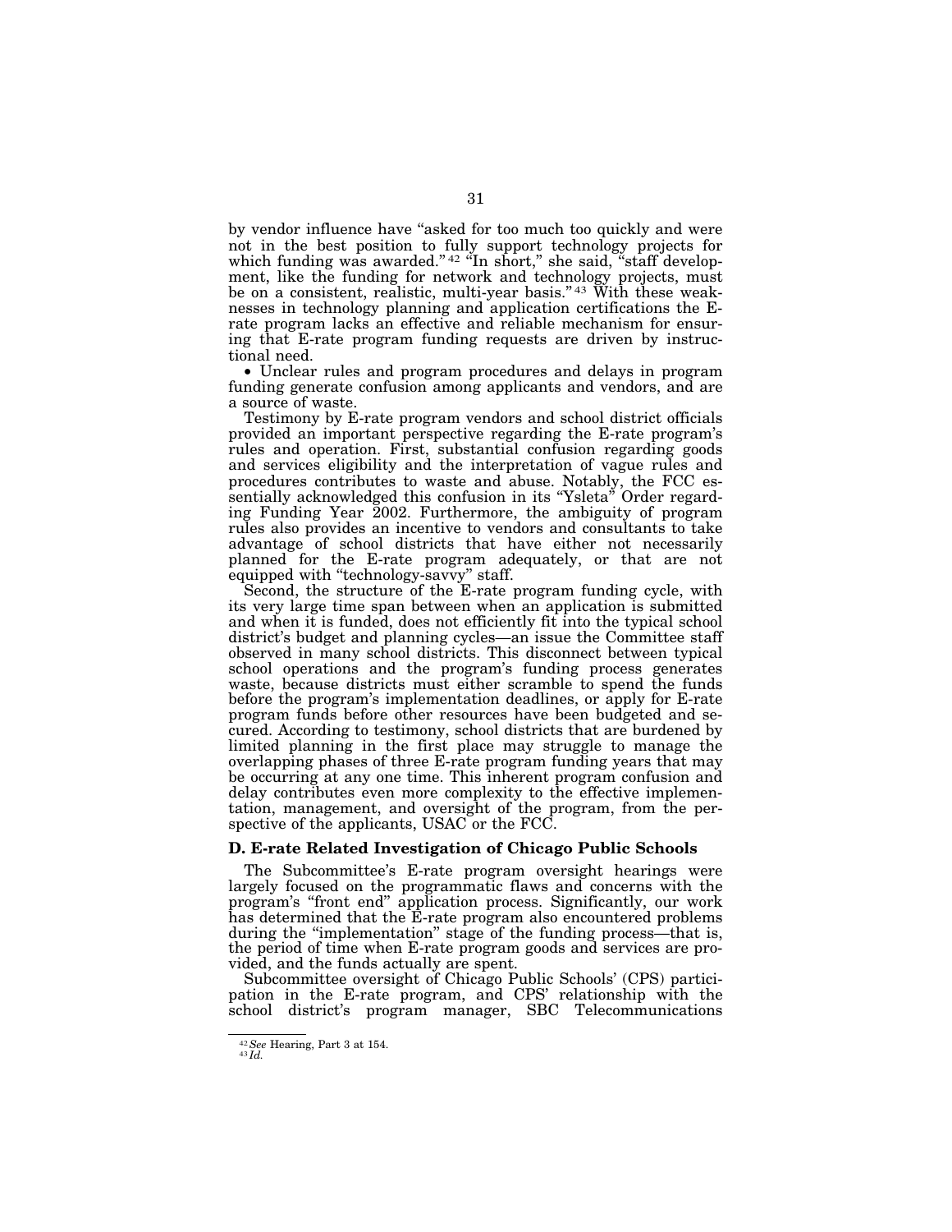by vendor influence have "asked for too much too quickly and were not in the best position to fully support technology projects for which funding was awarded."[42] "In short," she said, "staff development, like the funding for network and technology projects, must be on a consistent, realistic, multi-year basis."[43] With these weaknesses in technology planning and application certifications the E-rate program lacks an effective and reliable mechanism for ensuring that E-rate program funding requests are driven by instructional need.

- Unclear rules and program procedures and delays in program funding generate confusion among applicants and vendors, and are a source of waste.

Testimony by E-rate program vendors and school district officials provided an important perspective regarding the E-rate program's rules and operation. First, substantial confusion regarding goods and services eligibility and the interpretation of vague rules and procedures contributes to waste and abuse. Notably, the FCC essentially acknowledged this confusion in its "Ysleta" Order regarding Funding Year 2002. Furthermore, the ambiguity of program rules also provides an incentive to vendors and consultants to take advantage of school districts that have either not necessarily planned for the E-rate program adequately, or that are not equipped with "technology-savvy" staff.

Second, the structure of the E-rate program funding cycle, with its very large time span between when an application is submitted and when it is funded, does not efficiently fit into the typical school district's budget and planning cycles—an issue the Committee staff observed in many school districts. This disconnect between typical school operations and the program's funding process generates waste, because districts must either scramble to spend the funds before the program's implementation deadlines, or apply for E-rate program funds before other resources have been budgeted and secured. According to testimony, school districts that are burdened by limited planning in the first place may struggle to manage the overlapping phases of three E-rate program funding years that may be occurring at any one time. This inherent program confusion and delay contributes even more complexity to the effective implementation, management, and oversight of the program, from the perspective of the applicants, USAC or the FCC.

### D. E-rate Related Investigation of Chicago Public Schools

The Subcommittee's E-rate program oversight hearings were largely focused on the programmatic flaws and concerns with the program's "front end" application process. Significantly, our work has determined that the E-rate program also encountered problems during the "implementation" stage of the funding process—that is, the period of time when E-rate program goods and services are provided, and the funds actually are spent.

Subcommittee oversight of Chicago Public Schools' (CPS) participation in the E-rate program, and CPS' relationship with the school district's program manager, SBC Telecommunications

---

[42] *See* Hearing, Part 3 at 154.
[43] *Id.*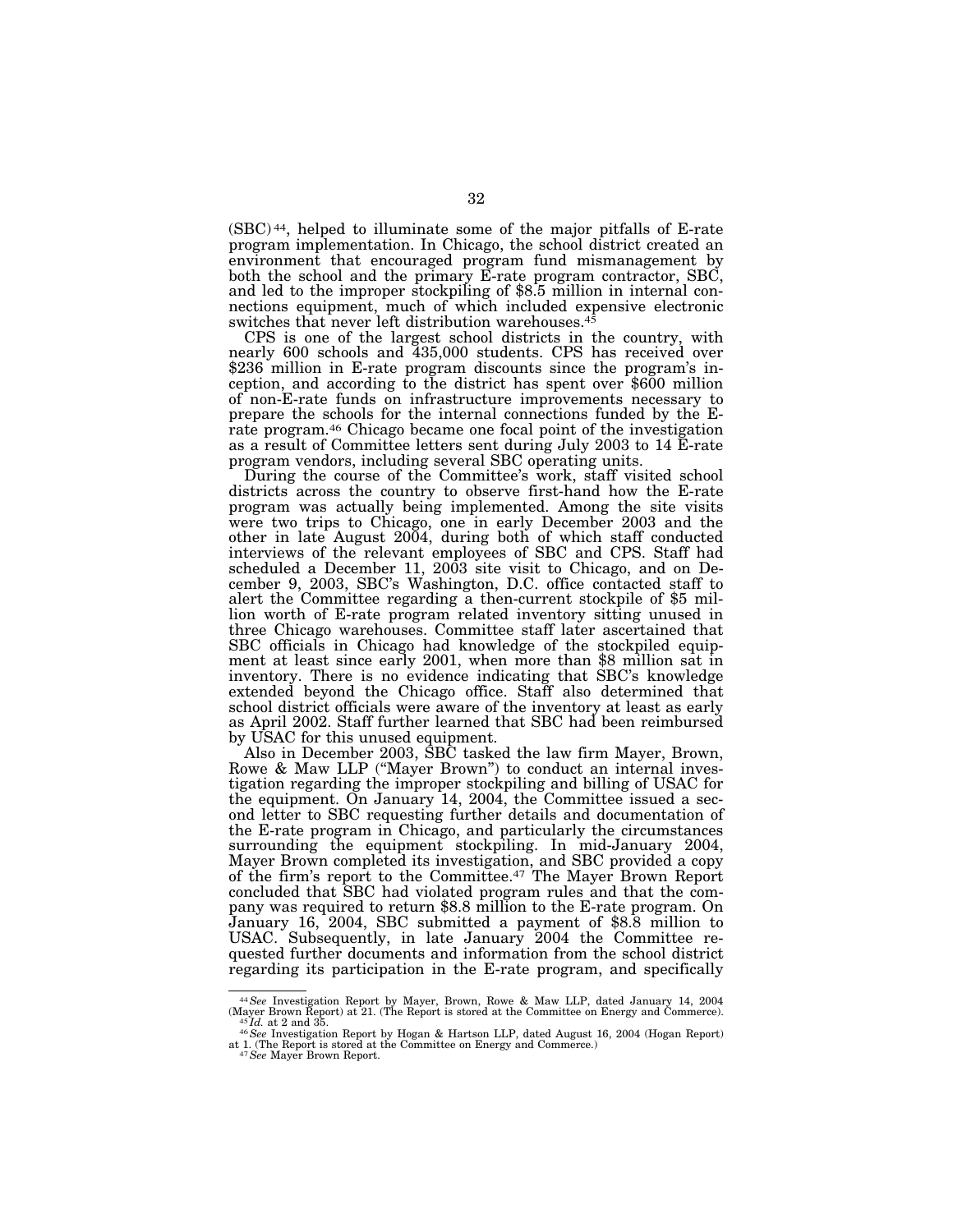(SBC)[44], helped to illuminate some of the major pitfalls of E-rate program implementation. In Chicago, the school district created an environment that encouraged program fund mismanagement by both the school and the primary E-rate program contractor, SBC, and led to the improper stockpiling of $8.5 million in internal connections equipment, much of which included expensive electronic switches that never left distribution warehouses.[45]

CPS is one of the largest school districts in the country, with nearly 600 schools and 435,000 students. CPS has received over $236 million in E-rate program discounts since the program's inception, and according to the district has spent over $600 million of non-E-rate funds on infrastructure improvements necessary to prepare the schools for the internal connections funded by the E-rate program.[46] Chicago became one focal point of the investigation as a result of Committee letters sent during July 2003 to 14 E-rate program vendors, including several SBC operating units.

During the course of the Committee's work, staff visited school districts across the country to observe first-hand how the E-rate program was actually being implemented. Among the site visits were two trips to Chicago, one in early December 2003 and the other in late August 2004, during both of which staff conducted interviews of the relevant employees of SBC and CPS. Staff had scheduled a December 11, 2003 site visit to Chicago, and on December 9, 2003, SBC's Washington, D.C. office contacted staff to alert the Committee regarding a then-current stockpile of $5 million worth of E-rate program related inventory sitting unused in three Chicago warehouses. Committee staff later ascertained that SBC officials in Chicago had knowledge of the stockpiled equipment at least since early 2001, when more than $8 million sat in inventory. There is no evidence indicating that SBC's knowledge extended beyond the Chicago office. Staff also determined that school district officials were aware of the inventory at least as early as April 2002. Staff further learned that SBC had been reimbursed by USAC for this unused equipment.

Also in December 2003, SBC tasked the law firm Mayer, Brown, Rowe & Maw LLP ("Mayer Brown") to conduct an internal investigation regarding the improper stockpiling and billing of USAC for the equipment. On January 14, 2004, the Committee issued a second letter to SBC requesting further details and documentation of the E-rate program in Chicago, and particularly the circumstances surrounding the equipment stockpiling. In mid-January 2004, Mayer Brown completed its investigation, and SBC provided a copy of the firm's report to the Committee.[47] The Mayer Brown Report concluded that SBC had violated program rules and that the company was required to return $8.8 million to the E-rate program. On January 16, 2004, SBC submitted a payment of $8.8 million to USAC. Subsequently, in late January 2004 the Committee requested further documents and information from the school district regarding its participation in the E-rate program, and specifically

---

[44] *See* Investigation Report by Mayer, Brown, Rowe & Maw LLP, dated January 14, 2004 (Mayer Brown Report) at 21. (The Report is stored at the Committee on Energy and Commerce).

[45] *Id.* at 2 and 35.

[46] *See* Investigation Report by Hogan & Hartson LLP, dated August 16, 2004 (Hogan Report) at 1. (The Report is stored at the Committee on Energy and Commerce.)

[47] *See* Mayer Brown Report.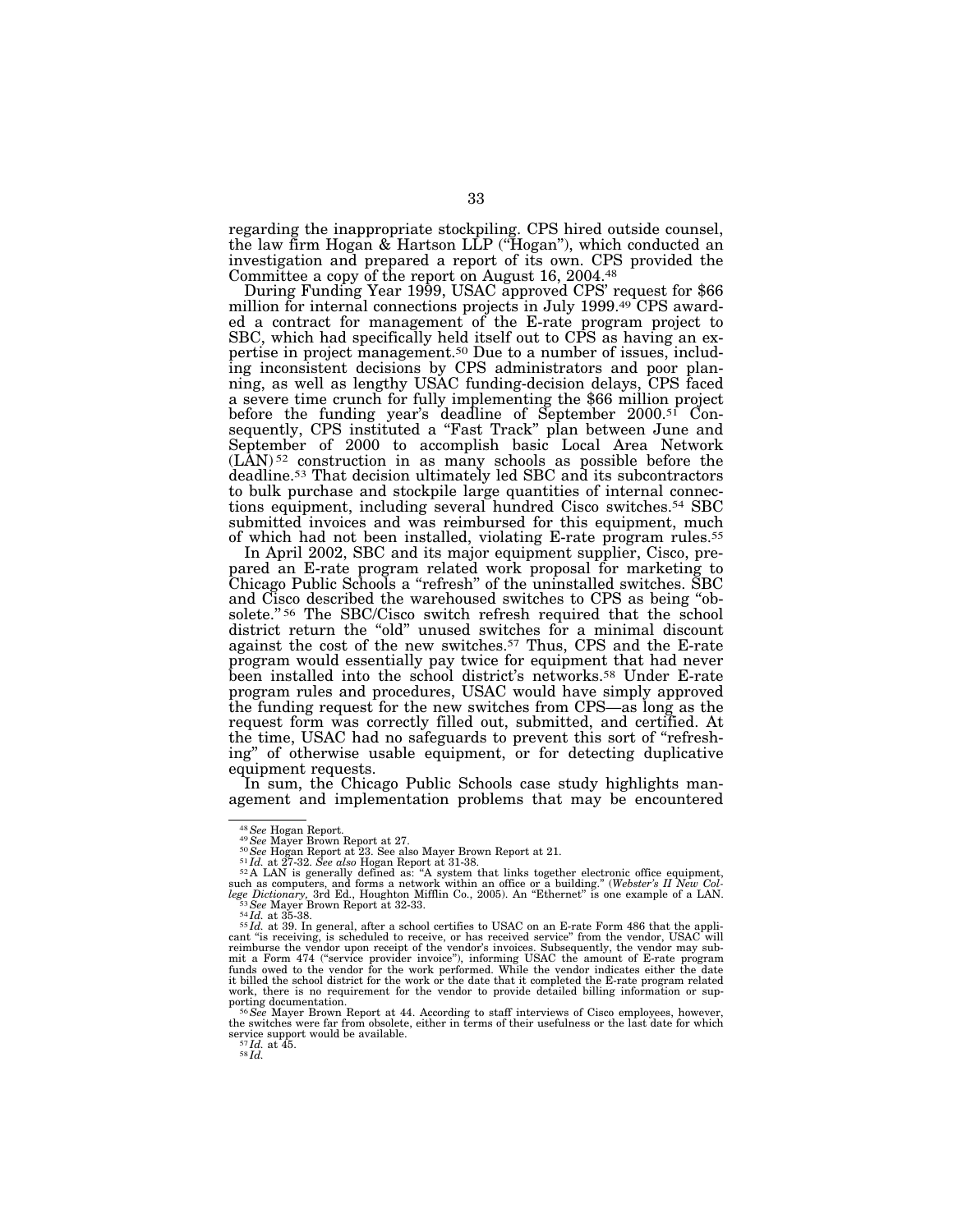regarding the inappropriate stockpiling. CPS hired outside counsel, the law firm Hogan & Hartson LLP ("Hogan"), which conducted an investigation and prepared a report of its own. CPS provided the Committee a copy of the report on August 16, 2004.[48]

During Funding Year 1999, USAC approved CPS' request for $66 million for internal connections projects in July 1999.[49] CPS awarded a contract for management of the E-rate program project to SBC, which had specifically held itself out to CPS as having an expertise in project management.[50] Due to a number of issues, including inconsistent decisions by CPS administrators and poor planning, as well as lengthy USAC funding-decision delays, CPS faced a severe time crunch for fully implementing the $66 million project before the funding year's deadline of September 2000.[51] Consequently, CPS instituted a "Fast Track" plan between June and September of 2000 to accomplish basic Local Area Network (LAN)[52] construction in as many schools as possible before the deadline.[53] That decision ultimately led SBC and its subcontractors to bulk purchase and stockpile large quantities of internal connections equipment, including several hundred Cisco switches.[54] SBC submitted invoices and was reimbursed for this equipment, much of which had not been installed, violating E-rate program rules.[55]

In April 2002, SBC and its major equipment supplier, Cisco, prepared an E-rate program related work proposal for marketing to Chicago Public Schools a "refresh" of the uninstalled switches. SBC and Cisco described the warehoused switches to CPS as being "obsolete."[56] The SBC/Cisco switch refresh required that the school district return the "old" unused switches for a minimal discount against the cost of the new switches.[57] Thus, CPS and the E-rate program would essentially pay twice for equipment that had never been installed into the school district's networks.[58] Under E-rate program rules and procedures, USAC would have simply approved the funding request for the new switches from CPS—as long as the request form was correctly filled out, submitted, and certified. At the time, USAC had no safeguards to prevent this sort of "refreshing" of otherwise usable equipment, or for detecting duplicative equipment requests.

In sum, the Chicago Public Schools case study highlights management and implementation problems that may be encountered

---

[48] *See* Hogan Report.

[49] *See* Mayer Brown Report at 27.

[50] *See* Hogan Report at 23. See also Mayer Brown Report at 21.

[51] *Id.* at 27-32. *See also* Hogan Report at 31-38.

[52] A LAN is generally defined as: "A system that links together electronic office equipment, such as computers, and forms a network within an office or a building." (*Webster's II New College Dictionary*, 3rd Ed., Houghton Mifflin Co., 2005). An "Ethernet" is one example of a LAN.

[53] *See* Mayer Brown Report at 32-33.

[54] *Id.* at 35-38.

[55] *Id.* at 39. In general, after a school certifies to USAC on an E-rate Form 486 that the applicant "is receiving, is scheduled to receive, or has received service" from the vendor, USAC will reimburse the vendor upon receipt of the vendor's invoices. Subsequently, the vendor may submit a Form 474 ("service provider invoice"), informing USAC the amount of E-rate program funds owed to the vendor for the work performed. While the vendor indicates either the date it billed the school district for the work or the date that it completed the E-rate program related work, there is no requirement for the vendor to provide detailed billing information or supporting documentation.

[56] *See* Mayer Brown Report at 44. According to staff interviews of Cisco employees, however, the switches were far from obsolete, either in terms of their usefulness or the last date for which service support would be available.

[57] *Id.* at 45.

[58] *Id.*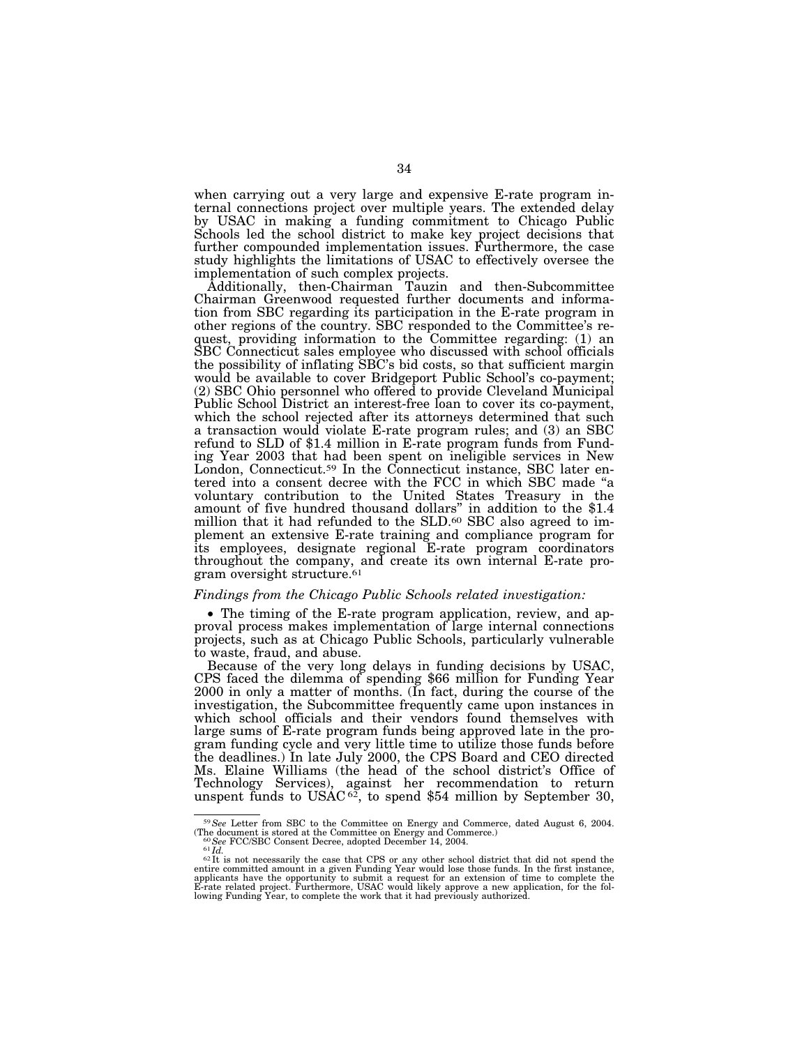when carrying out a very large and expensive E-rate program internal connections project over multiple years. The extended delay by USAC in making a funding commitment to Chicago Public Schools led the school district to make key project decisions that further compounded implementation issues. Furthermore, the case study highlights the limitations of USAC to effectively oversee the implementation of such complex projects.

Additionally, then-Chairman Tauzin and then-Subcommittee Chairman Greenwood requested further documents and information from SBC regarding its participation in the E-rate program in other regions of the country. SBC responded to the Committee's request, providing information to the Committee regarding: (1) an SBC Connecticut sales employee who discussed with school officials the possibility of inflating SBC's bid costs, so that sufficient margin would be available to cover Bridgeport Public School's co-payment; (2) SBC Ohio personnel who offered to provide Cleveland Municipal Public School District an interest-free loan to cover its co-payment, which the school rejected after its attorneys determined that such a transaction would violate E-rate program rules; and (3) an SBC refund to SLD of $1.4 million in E-rate program funds from Funding Year 2003 that had been spent on ineligible services in New London, Connecticut.[59] In the Connecticut instance, SBC later entered into a consent decree with the FCC in which SBC made "a voluntary contribution to the United States Treasury in the amount of five hundred thousand dollars" in addition to the $1.4 million that it had refunded to the SLD.[60] SBC also agreed to implement an extensive E-rate training and compliance program for its employees, designate regional E-rate program coordinators throughout the company, and create its own internal E-rate program oversight structure.[61]

*Findings from the Chicago Public Schools related investigation:*

- The timing of the E-rate program application, review, and approval process makes implementation of large internal connections projects, such as at Chicago Public Schools, particularly vulnerable to waste, fraud, and abuse.

Because of the very long delays in funding decisions by USAC, CPS faced the dilemma of spending $66 million for Funding Year 2000 in only a matter of months. (In fact, during the course of the investigation, the Subcommittee frequently came upon instances in which school officials and their vendors found themselves with large sums of E-rate program funds being approved late in the program funding cycle and very little time to utilize those funds before the deadlines.) In late July 2000, the CPS Board and CEO directed Ms. Elaine Williams (the head of the school district's Office of Technology Services), against her recommendation to return unspent funds to USAC[62], to spend $54 million by September 30,

---

[59] *See* Letter from SBC to the Committee on Energy and Commerce, dated August 6, 2004. (The document is stored at the Committee on Energy and Commerce.)

[60] *See* FCC/SBC Consent Decree, adopted December 14, 2004.

[61] *Id.*

[62] It is not necessarily the case that CPS or any other school district that did not spend the entire committed amount in a given Funding Year would lose those funds. In the first instance, applicants have the opportunity to submit a request for an extension of time to complete the E-rate related project. Furthermore, USAC would likely approve a new application, for the following Funding Year, to complete the work that it had previously authorized.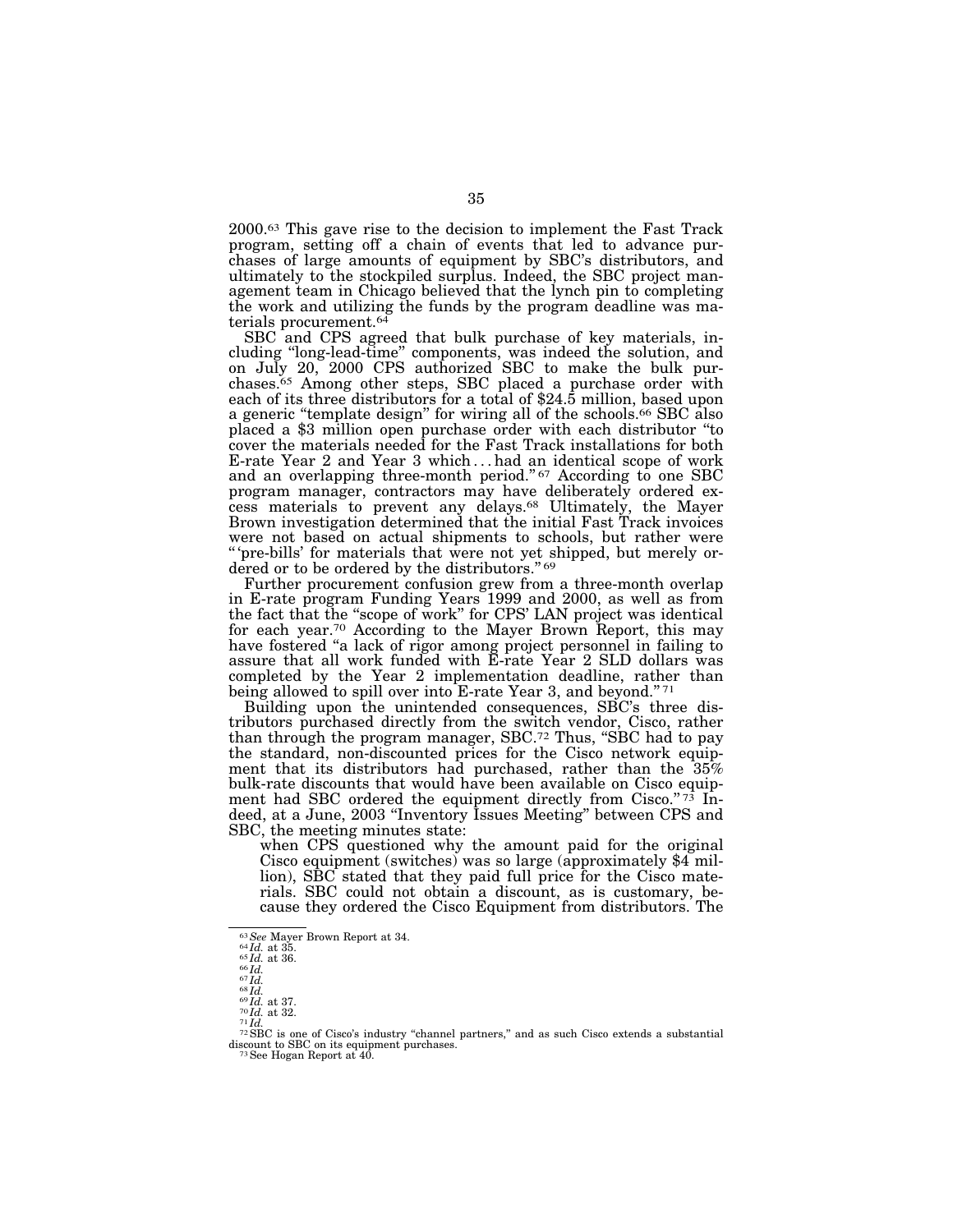2000.[63] This gave rise to the decision to implement the Fast Track program, setting off a chain of events that led to advance purchases of large amounts of equipment by SBC's distributors, and ultimately to the stockpiled surplus. Indeed, the SBC project management team in Chicago believed that the lynch pin to completing the work and utilizing the funds by the program deadline was materials procurement.[64]

SBC and CPS agreed that bulk purchase of key materials, including "long-lead-time" components, was indeed the solution, and on July 20, 2000 CPS authorized SBC to make the bulk purchases.[65] Among other steps, SBC placed a purchase order with each of its three distributors for a total of $24.5 million, based upon a generic "template design" for wiring all of the schools.[66] SBC also placed a $3 million open purchase order with each distributor "to cover the materials needed for the Fast Track installations for both E-rate Year 2 and Year 3 which . . . had an identical scope of work and an overlapping three-month period."[67] According to one SBC program manager, contractors may have deliberately ordered excess materials to prevent any delays.[68] Ultimately, the Mayer Brown investigation determined that the initial Fast Track invoices were not based on actual shipments to schools, but rather were "'pre-bills' for materials that were not yet shipped, but merely ordered or to be ordered by the distributors."[69]

Further procurement confusion grew from a three-month overlap in E-rate program Funding Years 1999 and 2000, as well as from the fact that the "scope of work" for CPS' LAN project was identical for each year.[70] According to the Mayer Brown Report, this may have fostered "a lack of rigor among project personnel in failing to assure that all work funded with E-rate Year 2 SLD dollars was completed by the Year 2 implementation deadline, rather than being allowed to spill over into E-rate Year 3, and beyond."[71]

Building upon the unintended consequences, SBC's three distributors purchased directly from the switch vendor, Cisco, rather than through the program manager, SBC.[72] Thus, "SBC had to pay the standard, non-discounted prices for the Cisco network equipment that its distributors had purchased, rather than the 35% bulk-rate discounts that would have been available on Cisco equipment had SBC ordered the equipment directly from Cisco."[73] Indeed, at a June, 2003 "Inventory Issues Meeting" between CPS and SBC, the meeting minutes state:

> when CPS questioned why the amount paid for the original Cisco equipment (switches) was so large (approximately $4 million), SBC stated that they paid full price for the Cisco materials. SBC could not obtain a discount, as is customary, because they ordered the Cisco Equipment from distributors. The

---

[63] *See* Mayer Brown Report at 34.
[64] *Id.* at 35.
[65] *Id.* at 36.
[66] *Id.*
[67] *Id.*
[68] *Id.*
[69] *Id.* at 37.
[70] *Id.* at 32.
[71] *Id.*
[72] SBC is one of Cisco's industry "channel partners," and as such Cisco extends a substantial discount to SBC on its equipment purchases.
[73] See Hogan Report at 40.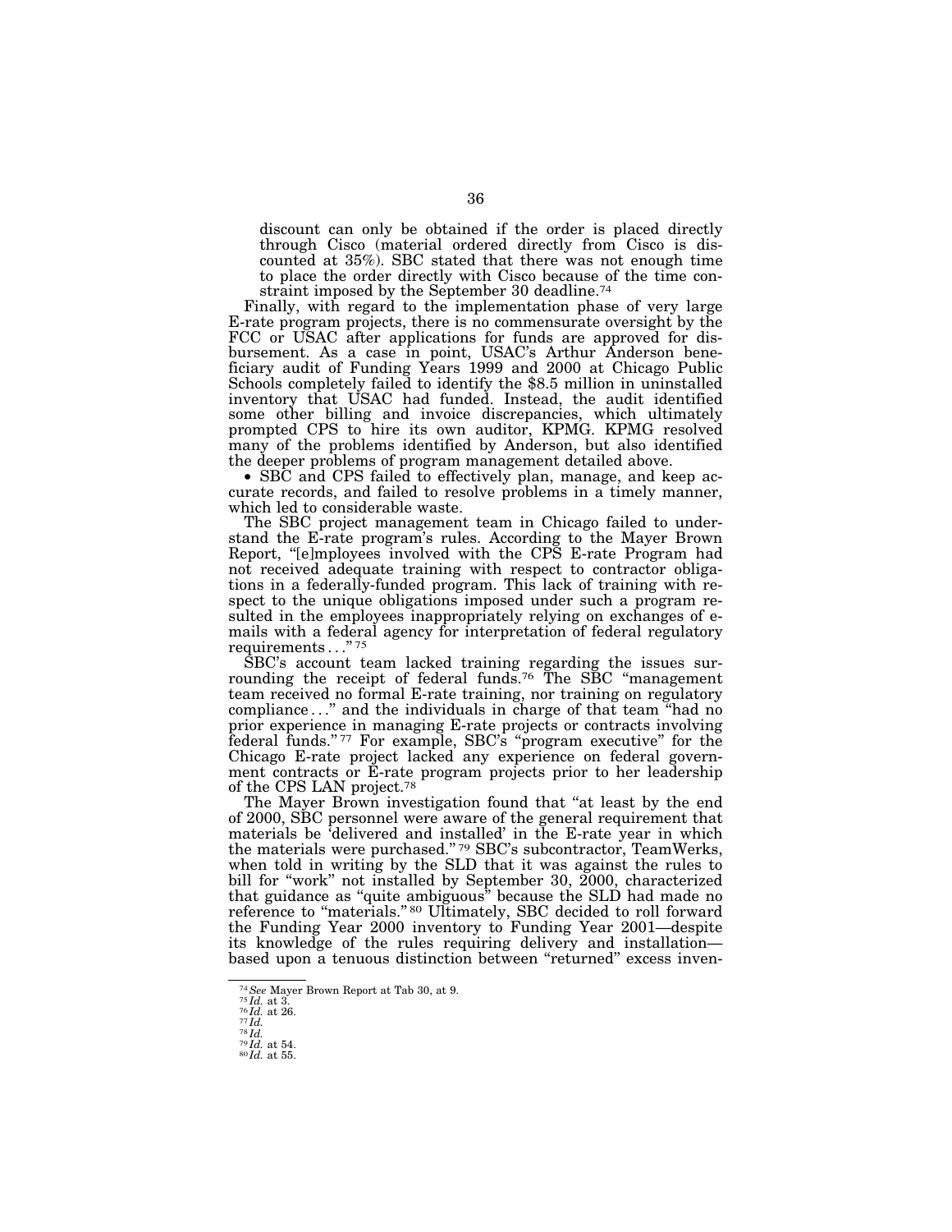discount can only be obtained if the order is placed directly through Cisco (material ordered directly from Cisco is discounted at 35%). SBC stated that there was not enough time to place the order directly with Cisco because of the time constraint imposed by the September 30 deadline.[74]

Finally, with regard to the implementation phase of very large E-rate program projects, there is no commensurate oversight by the FCC or USAC after applications for funds are approved for disbursement. As a case in point, USAC's Arthur Anderson beneficiary audit of Funding Years 1999 and 2000 at Chicago Public Schools completely failed to identify the $8.5 million in uninstalled inventory that USAC had funded. Instead, the audit identified some other billing and invoice discrepancies, which ultimately prompted CPS to hire its own auditor, KPMG. KPMG resolved many of the problems identified by Anderson, but also identified the deeper problems of program management detailed above.

- SBC and CPS failed to effectively plan, manage, and keep accurate records, and failed to resolve problems in a timely manner, which led to considerable waste.

The SBC project management team in Chicago failed to understand the E-rate program's rules. According to the Mayer Brown Report, "[e]mployees involved with the CPS E-rate Program had not received adequate training with respect to contractor obligations in a federally-funded program. This lack of training with respect to the unique obligations imposed under such a program resulted in the employees inappropriately relying on exchanges of e-mails with a federal agency for interpretation of federal regulatory requirements . . ."[75]

SBC's account team lacked training regarding the issues surrounding the receipt of federal funds.[76] The SBC "management team received no formal E-rate training, nor training on regulatory compliance . . ." and the individuals in charge of that team "had no prior experience in managing E-rate projects or contracts involving federal funds."[77] For example, SBC's "program executive" for the Chicago E-rate project lacked any experience on federal government contracts or E-rate program projects prior to her leadership of the CPS LAN project.[78]

The Mayer Brown investigation found that "at least by the end of 2000, SBC personnel were aware of the general requirement that materials be 'delivered and installed' in the E-rate year in which the materials were purchased."[79] SBC's subcontractor, TeamWerks, when told in writing by the SLD that it was against the rules to bill for "work" not installed by September 30, 2000, characterized that guidance as "quite ambiguous" because the SLD had made no reference to "materials."[80] Ultimately, SBC decided to roll forward the Funding Year 2000 inventory to Funding Year 2001—despite its knowledge of the rules requiring delivery and installation—based upon a tenuous distinction between "returned" excess inven-

---

[74] *See* Mayer Brown Report at Tab 30, at 9.
[75] *Id.* at 3.
[76] *Id.* at 26.
[77] *Id.*
[78] *Id.*
[79] *Id.* at 54.
[80] *Id.* at 55.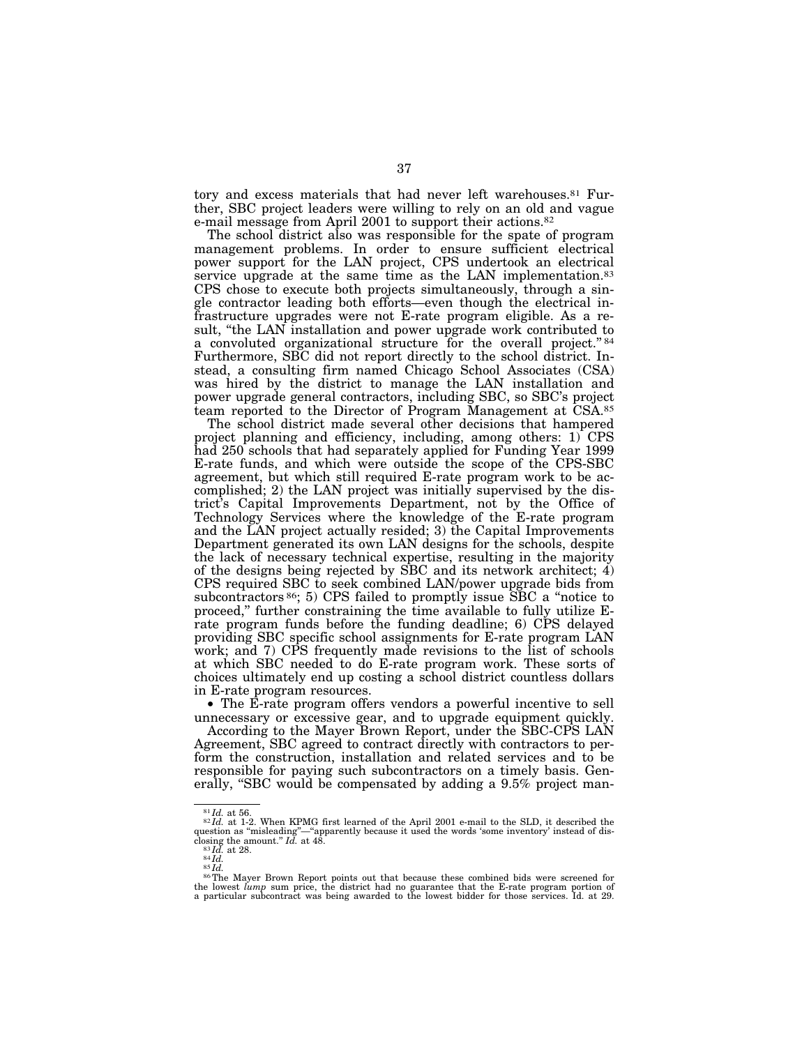tory and excess materials that had never left warehouses.[81] Further, SBC project leaders were willing to rely on an old and vague e-mail message from April 2001 to support their actions.[82]

The school district also was responsible for the spate of program management problems. In order to ensure sufficient electrical power support for the LAN project, CPS undertook an electrical service upgrade at the same time as the LAN implementation.[83] CPS chose to execute both projects simultaneously, through a single contractor leading both efforts—even though the electrical infrastructure upgrades were not E-rate program eligible. As a result, "the LAN installation and power upgrade work contributed to a convoluted organizational structure for the overall project."[84] Furthermore, SBC did not report directly to the school district. Instead, a consulting firm named Chicago School Associates (CSA) was hired by the district to manage the LAN installation and power upgrade general contractors, including SBC, so SBC's project team reported to the Director of Program Management at CSA.[85]

The school district made several other decisions that hampered project planning and efficiency, including, among others: 1) CPS had 250 schools that had separately applied for Funding Year 1999 E-rate funds, and which were outside the scope of the CPS-SBC agreement, but which still required E-rate program work to be accomplished; 2) the LAN project was initially supervised by the district's Capital Improvements Department, not by the Office of Technology Services where the knowledge of the E-rate program and the LAN project actually resided; 3) the Capital Improvements Department generated its own LAN designs for the schools, despite the lack of necessary technical expertise, resulting in the majority of the designs being rejected by SBC and its network architect; 4) CPS required SBC to seek combined LAN/power upgrade bids from subcontractors[86]; 5) CPS failed to promptly issue SBC a "notice to proceed," further constraining the time available to fully utilize E-rate program funds before the funding deadline; 6) CPS delayed providing SBC specific school assignments for E-rate program LAN work; and 7) CPS frequently made revisions to the list of schools at which SBC needed to do E-rate program work. These sorts of choices ultimately end up costing a school district countless dollars in E-rate program resources.

- The E-rate program offers vendors a powerful incentive to sell unnecessary or excessive gear, and to upgrade equipment quickly.

According to the Mayer Brown Report, under the SBC-CPS LAN Agreement, SBC agreed to contract directly with contractors to perform the construction, installation and related services and to be responsible for paying such subcontractors on a timely basis. Generally, "SBC would be compensated by adding a 9.5% project man-

---

[81] *Id.* at 56.

[82] *Id.* at 1-2. When KPMG first learned of the April 2001 e-mail to the SLD, it described the question as "misleading"—"apparently because it used the words 'some inventory' instead of disclosing the amount." *Id.* at 48.

[83] *Id.* at 28.

[84] *Id.*

[85] *Id.*

[86] The Mayer Brown Report points out that because these combined bids were screened for the lowest *lump* sum price, the district had no guarantee that the E-rate program portion of a particular subcontract was being awarded to the lowest bidder for those services. Id. at 29.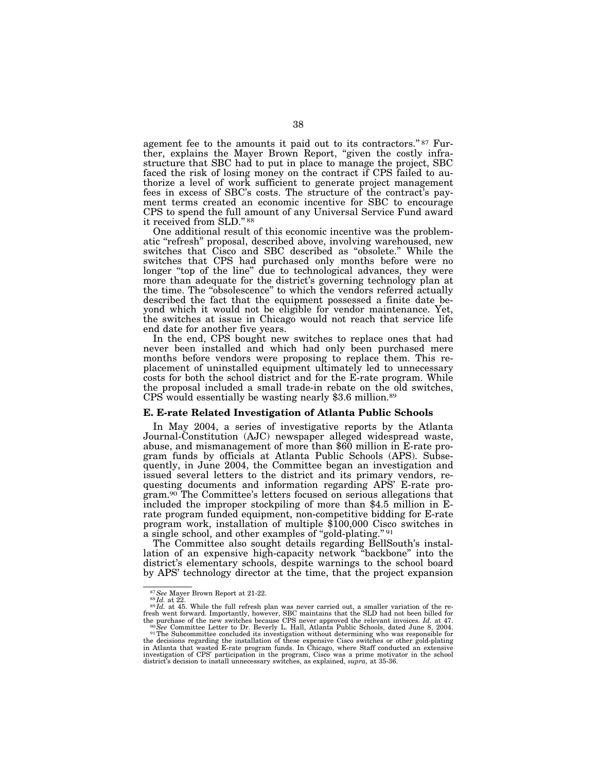agement fee to the amounts it paid out to its contractors."[87] Further, explains the Mayer Brown Report, "given the costly infrastructure that SBC had to put in place to manage the project, SBC faced the risk of losing money on the contract if CPS failed to authorize a level of work sufficient to generate project management fees in excess of SBC's costs. The structure of the contract's payment terms created an economic incentive for SBC to encourage CPS to spend the full amount of any Universal Service Fund award it received from SLD."[88]

One additional result of this economic incentive was the problematic "refresh" proposal, described above, involving warehoused, new switches that Cisco and SBC described as "obsolete." While the switches that CPS had purchased only months before were no longer "top of the line" due to technological advances, they were more than adequate for the district's governing technology plan at the time. The "obsolescence" to which the vendors referred actually described the fact that the equipment possessed a finite date beyond which it would not be eligible for vendor maintenance. Yet, the switches at issue in Chicago would not reach that service life end date for another five years.

In the end, CPS bought new switches to replace ones that had never been installed and which had only been purchased mere months before vendors were proposing to replace them. This replacement of uninstalled equipment ultimately led to unnecessary costs for both the school district and for the E-rate program. While the proposal included a small trade-in rebate on the old switches, CPS would essentially be wasting nearly $3.6 million.[89]

### E. E-rate Related Investigation of Atlanta Public Schools

In May 2004, a series of investigative reports by the Atlanta Journal-Constitution (AJC) newspaper alleged widespread waste, abuse, and mismanagement of more than $60 million in E-rate program funds by officials at Atlanta Public Schools (APS). Subsequently, in June 2004, the Committee began an investigation and issued several letters to the district and its primary vendors, requesting documents and information regarding APS' E-rate program.[90] The Committee's letters focused on serious allegations that included the improper stockpiling of more than $4.5 million in E-rate program funded equipment, non-competitive bidding for E-rate program work, installation of multiple $100,000 Cisco switches in a single school, and other examples of "gold-plating."[91]

The Committee also sought details regarding BellSouth's installation of an expensive high-capacity network "backbone" into the district's elementary schools, despite warnings to the school board by APS' technology director at the time, that the project expansion

---

[87] *See* Mayer Brown Report at 21-22.

[88] *Id.* at 22.

[89] *Id.* at 45. While the full refresh plan was never carried out, a smaller variation of the refresh went forward. Importantly, however, SBC maintains that the SLD had not been billed for the purchase of the new switches because CPS never approved the relevant invoices. *Id.* at 47.

[90] *See* Committee Letter to Dr. Beverly L. Hall, Atlanta Public Schools, dated June 8, 2004.

[91] The Subcommittee concluded its investigation without determining who was responsible for the decisions regarding the installation of these expensive Cisco switches or other gold-plating in Atlanta that wasted E-rate program funds. In Chicago, where Staff conducted an extensive investigation of CPS' participation in the program, Cisco was a prime motivator in the school district's decision to install unnecessary switches, as explained, *supra,* at 35-36.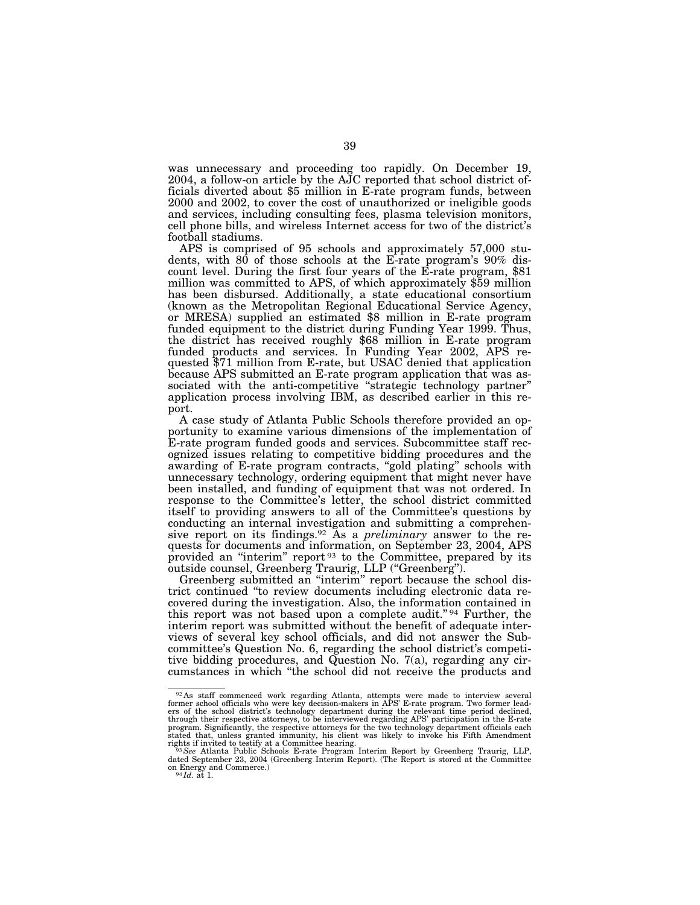was unnecessary and proceeding too rapidly. On December 19, 2004, a follow-on article by the AJC reported that school district officials diverted about $5 million in E-rate program funds, between 2000 and 2002, to cover the cost of unauthorized or ineligible goods and services, including consulting fees, plasma television monitors, cell phone bills, and wireless Internet access for two of the district's football stadiums.

APS is comprised of 95 schools and approximately 57,000 students, with 80 of those schools at the E-rate program's 90% discount level. During the first four years of the E-rate program, $81 million was committed to APS, of which approximately $59 million has been disbursed. Additionally, a state educational consortium (known as the Metropolitan Regional Educational Service Agency, or MRESA) supplied an estimated $8 million in E-rate program funded equipment to the district during Funding Year 1999. Thus, the district has received roughly $68 million in E-rate program funded products and services. In Funding Year 2002, APS requested $71 million from E-rate, but USAC denied that application because APS submitted an E-rate program application that was associated with the anti-competitive "strategic technology partner" application process involving IBM, as described earlier in this report.

A case study of Atlanta Public Schools therefore provided an opportunity to examine various dimensions of the implementation of E-rate program funded goods and services. Subcommittee staff recognized issues relating to competitive bidding procedures and the awarding of E-rate program contracts, "gold plating" schools with unnecessary technology, ordering equipment that might never have been installed, and funding of equipment that was not ordered. In response to the Committee's letter, the school district committed itself to providing answers to all of the Committee's questions by conducting an internal investigation and submitting a comprehensive report on its findings.[92] As a *preliminary* answer to the requests for documents and information, on September 23, 2004, APS provided an "interim" report[93] to the Committee, prepared by its outside counsel, Greenberg Traurig, LLP ("Greenberg").

Greenberg submitted an "interim" report because the school district continued "to review documents including electronic data recovered during the investigation. Also, the information contained in this report was not based upon a complete audit."[94] Further, the interim report was submitted without the benefit of adequate interviews of several key school officials, and did not answer the Subcommittee's Question No. 6, regarding the school district's competitive bidding procedures, and Question No. 7(a), regarding any circumstances in which "the school did not receive the products and

---

[92] As staff commenced work regarding Atlanta, attempts were made to interview several former school officials who were key decision-makers in APS' E-rate program. Two former leaders of the school district's technology department during the relevant time period declined, through their respective attorneys, to be interviewed regarding APS' participation in the E-rate program. Significantly, the respective attorneys for the two technology department officials each stated that, unless granted immunity, his client was likely to invoke his Fifth Amendment rights if invited to testify at a Committee hearing.

[93] *See* Atlanta Public Schools E-rate Program Interim Report by Greenberg Traurig, LLP, dated September 23, 2004 (Greenberg Interim Report). (The Report is stored at the Committee on Energy and Commerce.)

[94] *Id.* at 1.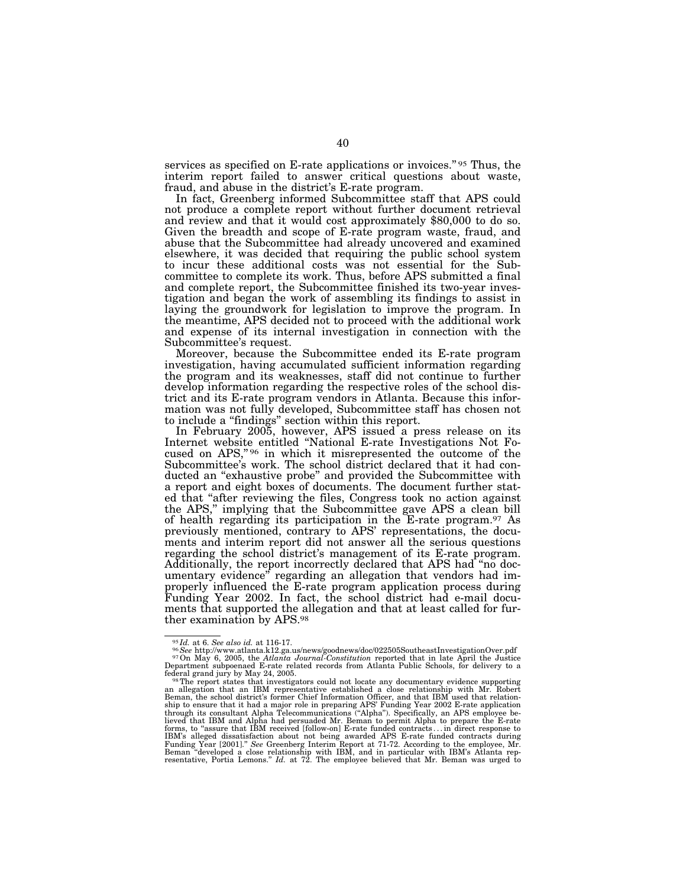services as specified on E-rate applications or invoices."[95] Thus, the interim report failed to answer critical questions about waste, fraud, and abuse in the district's E-rate program.

In fact, Greenberg informed Subcommittee staff that APS could not produce a complete report without further document retrieval and review and that it would cost approximately $80,000 to do so. Given the breadth and scope of E-rate program waste, fraud, and abuse that the Subcommittee had already uncovered and examined elsewhere, it was decided that requiring the public school system to incur these additional costs was not essential for the Subcommittee to complete its work. Thus, before APS submitted a final and complete report, the Subcommittee finished its two-year investigation and began the work of assembling its findings to assist in laying the groundwork for legislation to improve the program. In the meantime, APS decided not to proceed with the additional work and expense of its internal investigation in connection with the Subcommittee's request.

Moreover, because the Subcommittee ended its E-rate program investigation, having accumulated sufficient information regarding the program and its weaknesses, staff did not continue to further develop information regarding the respective roles of the school district and its E-rate program vendors in Atlanta. Because this information was not fully developed, Subcommittee staff has chosen not to include a "findings" section within this report.

In February 2005, however, APS issued a press release on its Internet website entitled "National E-rate Investigations Not Focused on APS,"[96] in which it misrepresented the outcome of the Subcommittee's work. The school district declared that it had conducted an "exhaustive probe" and provided the Subcommittee with a report and eight boxes of documents. The document further stated that "after reviewing the files, Congress took no action against the APS," implying that the Subcommittee gave APS a clean bill of health regarding its participation in the E-rate program.[97] As previously mentioned, contrary to APS' representations, the documents and interim report did not answer all the serious questions regarding the school district's management of its E-rate program. Additionally, the report incorrectly declared that APS had "no documentary evidence" regarding an allegation that vendors had improperly influenced the E-rate program application process during Funding Year 2002. In fact, the school district had e-mail documents that supported the allegation and that at least called for further examination by APS.[98]

---

[95] *Id.* at 6. *See also id.* at 116-17.

[96] *See* http://www.atlanta.k12.ga.us/news/goodnews/doc/022505SoutheastInvestigationOver.pdf

[97] On May 6, 2005, the *Atlanta Journal-Constitution* reported that in late April the Justice Department subpoenaed E-rate related records from Atlanta Public Schools, for delivery to a federal grand jury by May 24, 2005.

[98] The report states that investigators could not locate any documentary evidence supporting an allegation that an IBM representative established a close relationship with Mr. Robert Beman, the school district's former Chief Information Officer, and that IBM used that relationship to ensure that it had a major role in preparing APS' Funding Year 2002 E-rate application through its consultant Alpha Telecommunications ("Alpha"). Specifically, an APS employee believed that IBM and Alpha had persuaded Mr. Beman to permit Alpha to prepare the E-rate forms, to "assure that IBM received [follow-on] E-rate funded contracts . . . in direct response to IBM's alleged dissatisfaction about not being awarded APS E-rate funded contracts during Funding Year [2001]." *See* Greenberg Interim Report at 71-72. According to the employee, Mr. Beman "developed a close relationship with IBM, and in particular with IBM's Atlanta representative, Portia Lemons." *Id.* at 72. The employee believed that Mr. Beman was urged to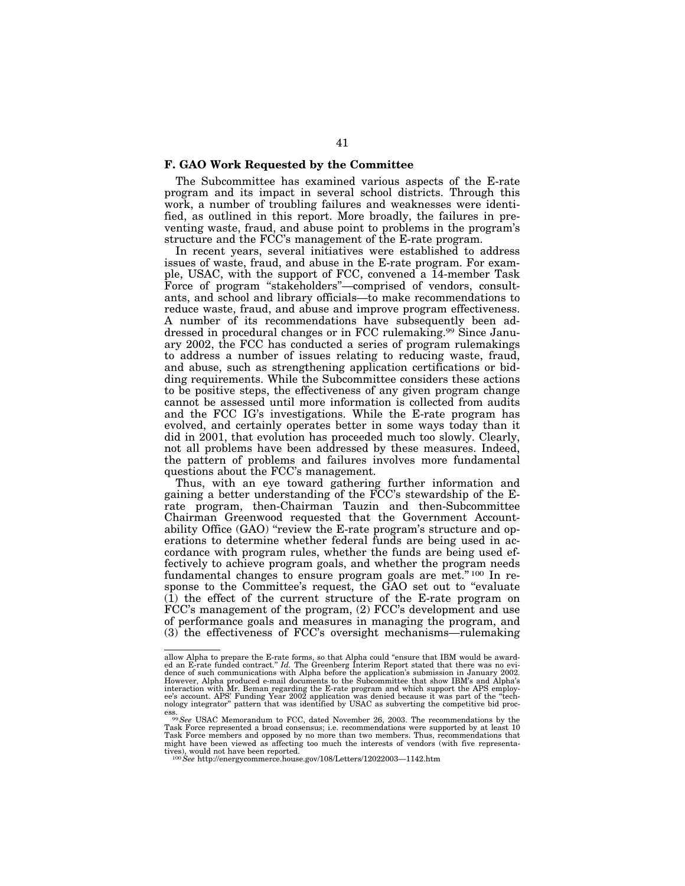### F. GAO Work Requested by the Committee

The Subcommittee has examined various aspects of the E-rate program and its impact in several school districts. Through this work, a number of troubling failures and weaknesses were identified, as outlined in this report. More broadly, the failures in preventing waste, fraud, and abuse point to problems in the program's structure and the FCC's management of the E-rate program.

In recent years, several initiatives were established to address issues of waste, fraud, and abuse in the E-rate program. For example, USAC, with the support of FCC, convened a 14-member Task Force of program "stakeholders"—comprised of vendors, consultants, and school and library officials—to make recommendations to reduce waste, fraud, and abuse and improve program effectiveness. A number of its recommendations have subsequently been addressed in procedural changes or in FCC rulemaking.[99] Since January 2002, the FCC has conducted a series of program rulemakings to address a number of issues relating to reducing waste, fraud, and abuse, such as strengthening application certifications or bidding requirements. While the Subcommittee considers these actions to be positive steps, the effectiveness of any given program change cannot be assessed until more information is collected from audits and the FCC IG's investigations. While the E-rate program has evolved, and certainly operates better in some ways today than it did in 2001, that evolution has proceeded much too slowly. Clearly, not all problems have been addressed by these measures. Indeed, the pattern of problems and failures involves more fundamental questions about the FCC's management.

Thus, with an eye toward gathering further information and gaining a better understanding of the FCC's stewardship of the E-rate program, then-Chairman Tauzin and then-Subcommittee Chairman Greenwood requested that the Government Accountability Office (GAO) "review the E-rate program's structure and operations to determine whether federal funds are being used in accordance with program rules, whether the funds are being used effectively to achieve program goals, and whether the program needs fundamental changes to ensure program goals are met."[100] In response to the Committee's request, the GAO set out to "evaluate (1) the effect of the current structure of the E-rate program on FCC's management of the program, (2) FCC's development and use of performance goals and measures in managing the program, and (3) the effectiveness of FCC's oversight mechanisms—rulemaking

---

allow Alpha to prepare the E-rate forms, so that Alpha could "ensure that IBM would be awarded an E-rate funded contract." *Id.* The Greenberg Interim Report stated that there was no evidence of such communications with Alpha before the application's submission in January 2002. However, Alpha produced e-mail documents to the Subcommittee that show IBM's and Alpha's interaction with Mr. Beman regarding the E-rate program and which support the APS employee's account. APS' Funding Year 2002 application was denied because it was part of the "technology integrator" pattern that was identified by USAC as subverting the competitive bid process.

[99] *See* USAC Memorandum to FCC, dated November 26, 2003. The recommendations by the Task Force represented a broad consensus; i.e. recommendations were supported by at least 10 Task Force members and opposed by no more than two members. Thus, recommendations that might have been viewed as affecting too much the interests of vendors (with five representatives), would not have been reported.

[100] *See* http://energycommerce.house.gov/108/Letters/12022003—1142.htm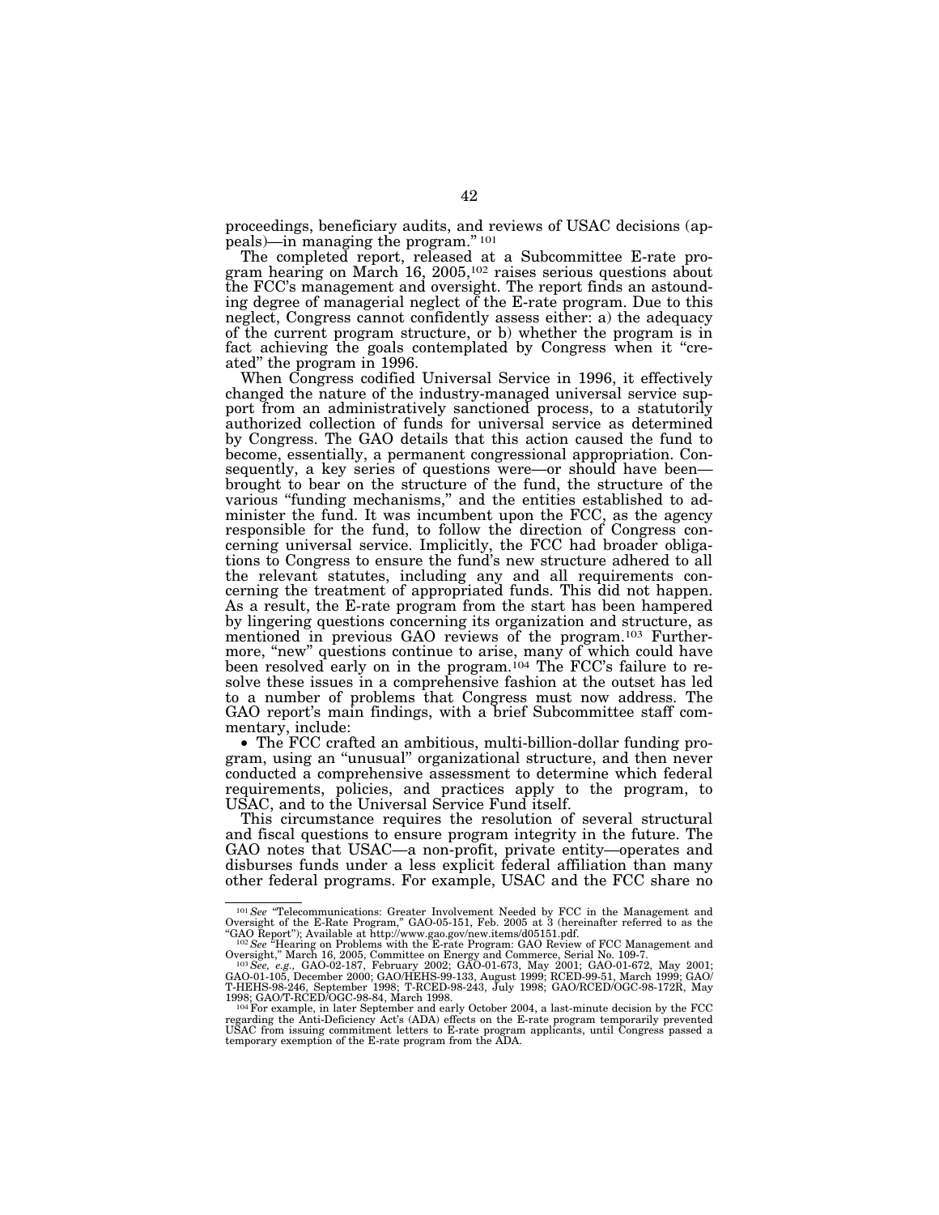proceedings, beneficiary audits, and reviews of USAC decisions (appeals)—in managing the program." [101]

The completed report, released at a Subcommittee E-rate program hearing on March 16, 2005,[102] raises serious questions about the FCC's management and oversight. The report finds an astounding degree of managerial neglect of the E-rate program. Due to this neglect, Congress cannot confidently assess either: a) the adequacy of the current program structure, or b) whether the program is in fact achieving the goals contemplated by Congress when it "created" the program in 1996.

When Congress codified Universal Service in 1996, it effectively changed the nature of the industry-managed universal service support from an administratively sanctioned process, to a statutorily authorized collection of funds for universal service as determined by Congress. The GAO details that this action caused the fund to become, essentially, a permanent congressional appropriation. Consequently, a key series of questions were—or should have been—brought to bear on the structure of the fund, the structure of the various "funding mechanisms," and the entities established to administer the fund. It was incumbent upon the FCC, as the agency responsible for the fund, to follow the direction of Congress concerning universal service. Implicitly, the FCC had broader obligations to Congress to ensure the fund's new structure adhered to all the relevant statutes, including any and all requirements concerning the treatment of appropriated funds. This did not happen. As a result, the E-rate program from the start has been hampered by lingering questions concerning its organization and structure, as mentioned in previous GAO reviews of the program.[103] Furthermore, "new" questions continue to arise, many of which could have been resolved early on in the program.[104] The FCC's failure to resolve these issues in a comprehensive fashion at the outset has led to a number of problems that Congress must now address. The GAO report's main findings, with a brief Subcommittee staff commentary, include:

- The FCC crafted an ambitious, multi-billion-dollar funding program, using an "unusual" organizational structure, and then never conducted a comprehensive assessment to determine which federal requirements, policies, and practices apply to the program, to USAC, and to the Universal Service Fund itself.

This circumstance requires the resolution of several structural and fiscal questions to ensure program integrity in the future. The GAO notes that USAC—a non-profit, private entity—operates and disburses funds under a less explicit federal affiliation than many other federal programs. For example, USAC and the FCC share no

---

[101] *See* "Telecommunications: Greater Involvement Needed by FCC in the Management and Oversight of the E-Rate Program," GAO-05-151, Feb. 2005 at 3 (hereinafter referred to as the "GAO Report"); Available at http://www.gao.gov/new.items/d05151.pdf.

[102] *See* "Hearing on Problems with the E-rate Program: GAO Review of FCC Management and Oversight," March 16, 2005, Committee on Energy and Commerce, Serial No. 109-7.

[103] *See, e.g.*, GAO-02-187, February 2002; GAO-01-673, May 2001; GAO-01-672, May 2001; GAO-01-105, December 2000; GAO/HEHS-99-133, August 1999; RCED-99-51, March 1999; GAO/T-HEHS-98-246, September 1998; T-RCED-98-243, July 1998; GAO/RCED/OGC-98-172R, May 1998; GAO/T-RCED/OGC-98-84, March 1998.

[104] For example, in later September and early October 2004, a last-minute decision by the FCC regarding the Anti-Deficiency Act's (ADA) effects on the E-rate program temporarily prevented USAC from issuing commitment letters to E-rate program applicants, until Congress passed a temporary exemption of the E-rate program from the ADA.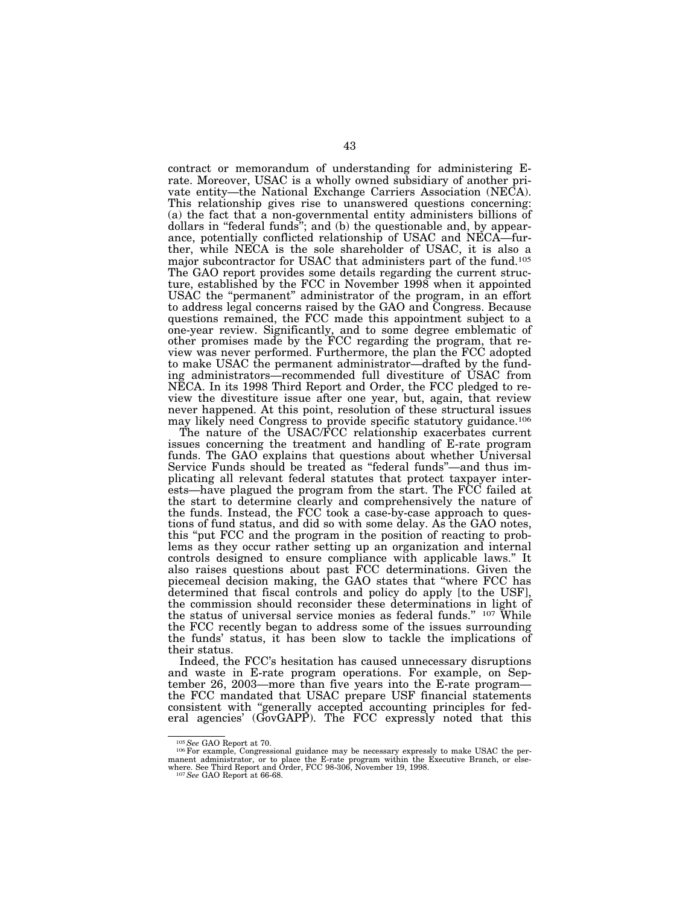contract or memorandum of understanding for administering E-rate. Moreover, USAC is a wholly owned subsidiary of another private entity—the National Exchange Carriers Association (NECA). This relationship gives rise to unanswered questions concerning: (a) the fact that a non-governmental entity administers billions of dollars in "federal funds"; and (b) the questionable and, by appearance, potentially conflicted relationship of USAC and NECA—further, while NECA is the sole shareholder of USAC, it is also a major subcontractor for USAC that administers part of the fund.[105] The GAO report provides some details regarding the current structure, established by the FCC in November 1998 when it appointed USAC the "permanent" administrator of the program, in an effort to address legal concerns raised by the GAO and Congress. Because questions remained, the FCC made this appointment subject to a one-year review. Significantly, and to some degree emblematic of other promises made by the FCC regarding the program, that review was never performed. Furthermore, the plan the FCC adopted to make USAC the permanent administrator—drafted by the funding administrators—recommended full divestiture of USAC from NECA. In its 1998 Third Report and Order, the FCC pledged to review the divestiture issue after one year, but, again, that review never happened. At this point, resolution of these structural issues may likely need Congress to provide specific statutory guidance.[106]

The nature of the USAC/FCC relationship exacerbates current issues concerning the treatment and handling of E-rate program funds. The GAO explains that questions about whether Universal Service Funds should be treated as "federal funds"—and thus implicating all relevant federal statutes that protect taxpayer interests—have plagued the program from the start. The FCC failed at the start to determine clearly and comprehensively the nature of the funds. Instead, the FCC took a case-by-case approach to questions of fund status, and did so with some delay. As the GAO notes, this "put FCC and the program in the position of reacting to problems as they occur rather setting up an organization and internal controls designed to ensure compliance with applicable laws." It also raises questions about past FCC determinations. Given the piecemeal decision making, the GAO states that "where FCC has determined that fiscal controls and policy do apply [to the USF], the commission should reconsider these determinations in light of the status of universal service monies as federal funds." [107] While the FCC recently began to address some of the issues surrounding the funds' status, it has been slow to tackle the implications of their status.

Indeed, the FCC's hesitation has caused unnecessary disruptions and waste in E-rate program operations. For example, on September 26, 2003—more than five years into the E-rate program—the FCC mandated that USAC prepare USF financial statements consistent with "generally accepted accounting principles for federal agencies' (GovGAPP). The FCC expressly noted that this

---

[105] *See* GAO Report at 70.

[106] For example, Congressional guidance may be necessary expressly to make USAC the permanent administrator, or to place the E-rate program within the Executive Branch, or elsewhere. See Third Report and Order, FCC 98-306, November 19, 1998.

[107] *See* GAO Report at 66-68.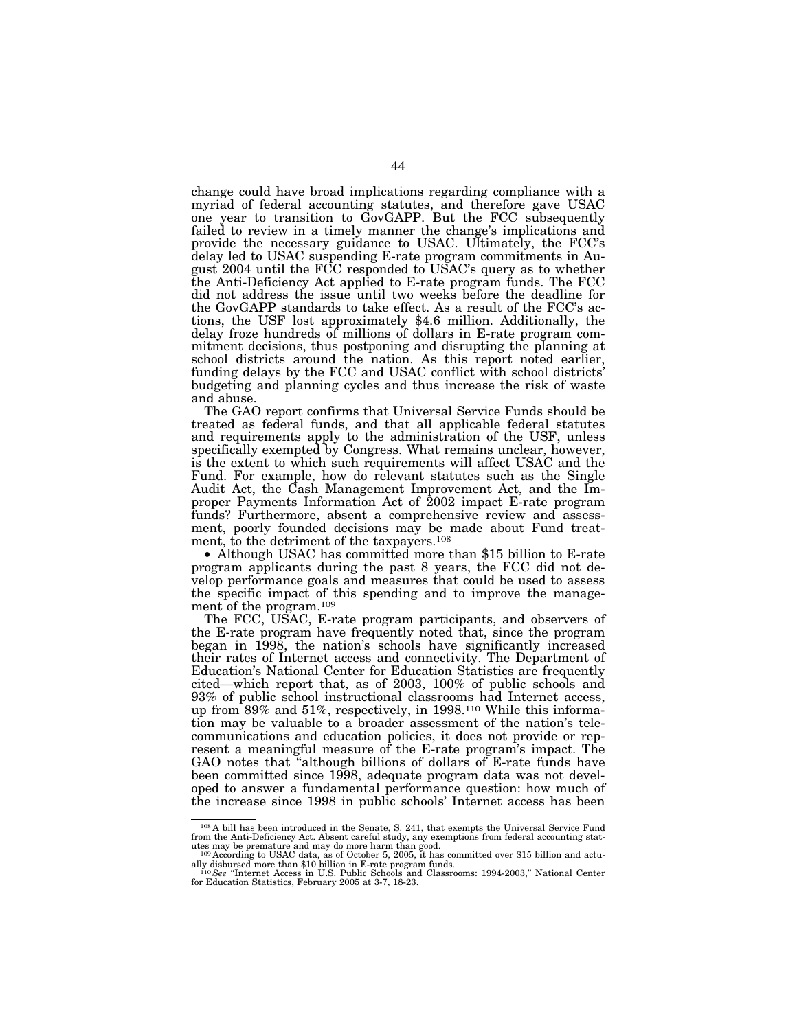change could have broad implications regarding compliance with a myriad of federal accounting statutes, and therefore gave USAC one year to transition to GovGAPP. But the FCC subsequently failed to review in a timely manner the change's implications and provide the necessary guidance to USAC. Ultimately, the FCC's delay led to USAC suspending E-rate program commitments in August 2004 until the FCC responded to USAC's query as to whether the Anti-Deficiency Act applied to E-rate program funds. The FCC did not address the issue until two weeks before the deadline for the GovGAPP standards to take effect. As a result of the FCC's actions, the USF lost approximately $4.6 million. Additionally, the delay froze hundreds of millions of dollars in E-rate program commitment decisions, thus postponing and disrupting the planning at school districts around the nation. As this report noted earlier, funding delays by the FCC and USAC conflict with school districts' budgeting and planning cycles and thus increase the risk of waste and abuse.

The GAO report confirms that Universal Service Funds should be treated as federal funds, and that all applicable federal statutes and requirements apply to the administration of the USF, unless specifically exempted by Congress. What remains unclear, however, is the extent to which such requirements will affect USAC and the Fund. For example, how do relevant statutes such as the Single Audit Act, the Cash Management Improvement Act, and the Improper Payments Information Act of 2002 impact E-rate program funds? Furthermore, absent a comprehensive review and assessment, poorly founded decisions may be made about Fund treatment, to the detriment of the taxpayers.[108]

- Although USAC has committed more than $15 billion to E-rate program applicants during the past 8 years, the FCC did not develop performance goals and measures that could be used to assess the specific impact of this spending and to improve the management of the program.[109]

The FCC, USAC, E-rate program participants, and observers of the E-rate program have frequently noted that, since the program began in 1998, the nation's schools have significantly increased their rates of Internet access and connectivity. The Department of Education's National Center for Education Statistics are frequently cited—which report that, as of 2003, 100% of public schools and 93% of public school instructional classrooms had Internet access, up from 89% and 51%, respectively, in 1998.[110] While this information may be valuable to a broader assessment of the nation's telecommunications and education policies, it does not provide or represent a meaningful measure of the E-rate program's impact. The GAO notes that "although billions of dollars of E-rate funds have been committed since 1998, adequate program data was not developed to answer a fundamental performance question: how much of the increase since 1998 in public schools' Internet access has been

---

[108] A bill has been introduced in the Senate, S. 241, that exempts the Universal Service Fund from the Anti-Deficiency Act. Absent careful study, any exemptions from federal accounting statutes may be premature and may do more harm than good.

[109] According to USAC data, as of October 5, 2005, it has committed over $15 billion and actually disbursed more than $10 billion in E-rate program funds.

[110] *See* "Internet Access in U.S. Public Schools and Classrooms: 1994-2003," National Center for Education Statistics, February 2005 at 3-7, 18-23.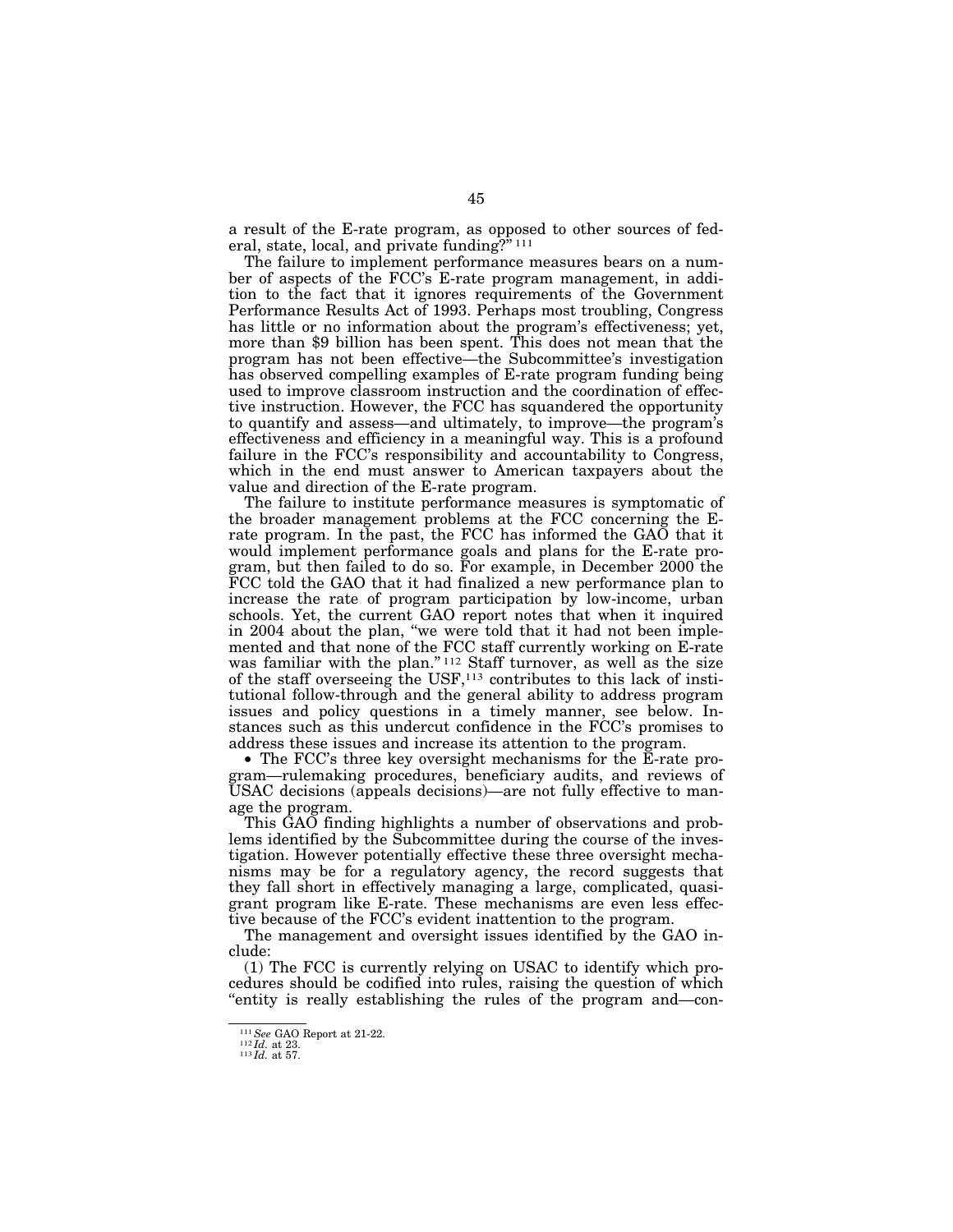a result of the E-rate program, as opposed to other sources of federal, state, local, and private funding?"[111]

The failure to implement performance measures bears on a number of aspects of the FCC's E-rate program management, in addition to the fact that it ignores requirements of the Government Performance Results Act of 1993. Perhaps most troubling, Congress has little or no information about the program's effectiveness; yet, more than $9 billion has been spent. This does not mean that the program has not been effective—the Subcommittee's investigation has observed compelling examples of E-rate program funding being used to improve classroom instruction and the coordination of effective instruction. However, the FCC has squandered the opportunity to quantify and assess—and ultimately, to improve—the program's effectiveness and efficiency in a meaningful way. This is a profound failure in the FCC's responsibility and accountability to Congress, which in the end must answer to American taxpayers about the value and direction of the E-rate program.

The failure to institute performance measures is symptomatic of the broader management problems at the FCC concerning the E-rate program. In the past, the FCC has informed the GAO that it would implement performance goals and plans for the E-rate program, but then failed to do so. For example, in December 2000 the FCC told the GAO that it had finalized a new performance plan to increase the rate of program participation by low-income, urban schools. Yet, the current GAO report notes that when it inquired in 2004 about the plan, "we were told that it had not been implemented and that none of the FCC staff currently working on E-rate was familiar with the plan."[112] Staff turnover, as well as the size of the staff overseeing the USF,[113] contributes to this lack of institutional follow-through and the general ability to address program issues and policy questions in a timely manner, see below. Instances such as this undercut confidence in the FCC's promises to address these issues and increase its attention to the program.

- The FCC's three key oversight mechanisms for the E-rate program—rulemaking procedures, beneficiary audits, and reviews of USAC decisions (appeals decisions)—are not fully effective to manage the program.

This GAO finding highlights a number of observations and problems identified by the Subcommittee during the course of the investigation. However potentially effective these three oversight mechanisms may be for a regulatory agency, the record suggests that they fall short in effectively managing a large, complicated, quasi-grant program like E-rate. These mechanisms are even less effective because of the FCC's evident inattention to the program.

The management and oversight issues identified by the GAO include:

(1) The FCC is currently relying on USAC to identify which procedures should be codified into rules, raising the question of which "entity is really establishing the rules of the program and—con-

---

[111] *See* GAO Report at 21-22.
[112] *Id.* at 23.
[113] *Id.* at 57.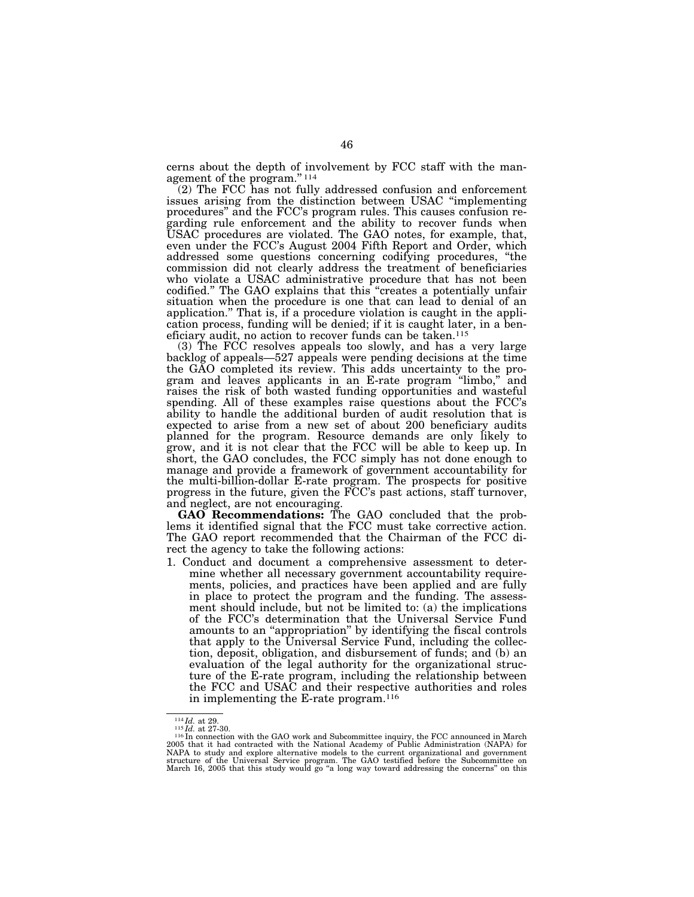cerns about the depth of involvement by FCC staff with the management of the program."[114]

(2) The FCC has not fully addressed confusion and enforcement issues arising from the distinction between USAC "implementing procedures" and the FCC's program rules. This causes confusion regarding rule enforcement and the ability to recover funds when USAC procedures are violated. The GAO notes, for example, that, even under the FCC's August 2004 Fifth Report and Order, which addressed some questions concerning codifying procedures, "the commission did not clearly address the treatment of beneficiaries who violate a USAC administrative procedure that has not been codified." The GAO explains that this "creates a potentially unfair situation when the procedure is one that can lead to denial of an application." That is, if a procedure violation is caught in the application process, funding will be denied; if it is caught later, in a beneficiary audit, no action to recover funds can be taken.[115]

(3) The FCC resolves appeals too slowly, and has a very large backlog of appeals—527 appeals were pending decisions at the time the GAO completed its review. This adds uncertainty to the program and leaves applicants in an E-rate program "limbo," and raises the risk of both wasted funding opportunities and wasteful spending. All of these examples raise questions about the FCC's ability to handle the additional burden of audit resolution that is expected to arise from a new set of about 200 beneficiary audits planned for the program. Resource demands are only likely to grow, and it is not clear that the FCC will be able to keep up. In short, the GAO concludes, the FCC simply has not done enough to manage and provide a framework of government accountability for the multi-billion-dollar E-rate program. The prospects for positive progress in the future, given the FCC's past actions, staff turnover, and neglect, are not encouraging.

**GAO Recommendations:** The GAO concluded that the problems it identified signal that the FCC must take corrective action. The GAO report recommended that the Chairman of the FCC direct the agency to take the following actions:

1. Conduct and document a comprehensive assessment to determine whether all necessary government accountability requirements, policies, and practices have been applied and are fully in place to protect the program and the funding. The assessment should include, but not be limited to: (a) the implications of the FCC's determination that the Universal Service Fund amounts to an "appropriation" by identifying the fiscal controls that apply to the Universal Service Fund, including the collection, deposit, obligation, and disbursement of funds; and (b) an evaluation of the legal authority for the organizational structure of the E-rate program, including the relationship between the FCC and USAC and their respective authorities and roles in implementing the E-rate program.[116]

---

[114] *Id.* at 29.

[115] *Id.* at 27-30.

[116] In connection with the GAO work and Subcommittee inquiry, the FCC announced in March 2005 that it had contracted with the National Academy of Public Administration (NAPA) for NAPA to study and explore alternative models to the current organizational and government structure of the Universal Service program. The GAO testified before the Subcommittee on March 16, 2005 that this study would go "a long way toward addressing the concerns" on this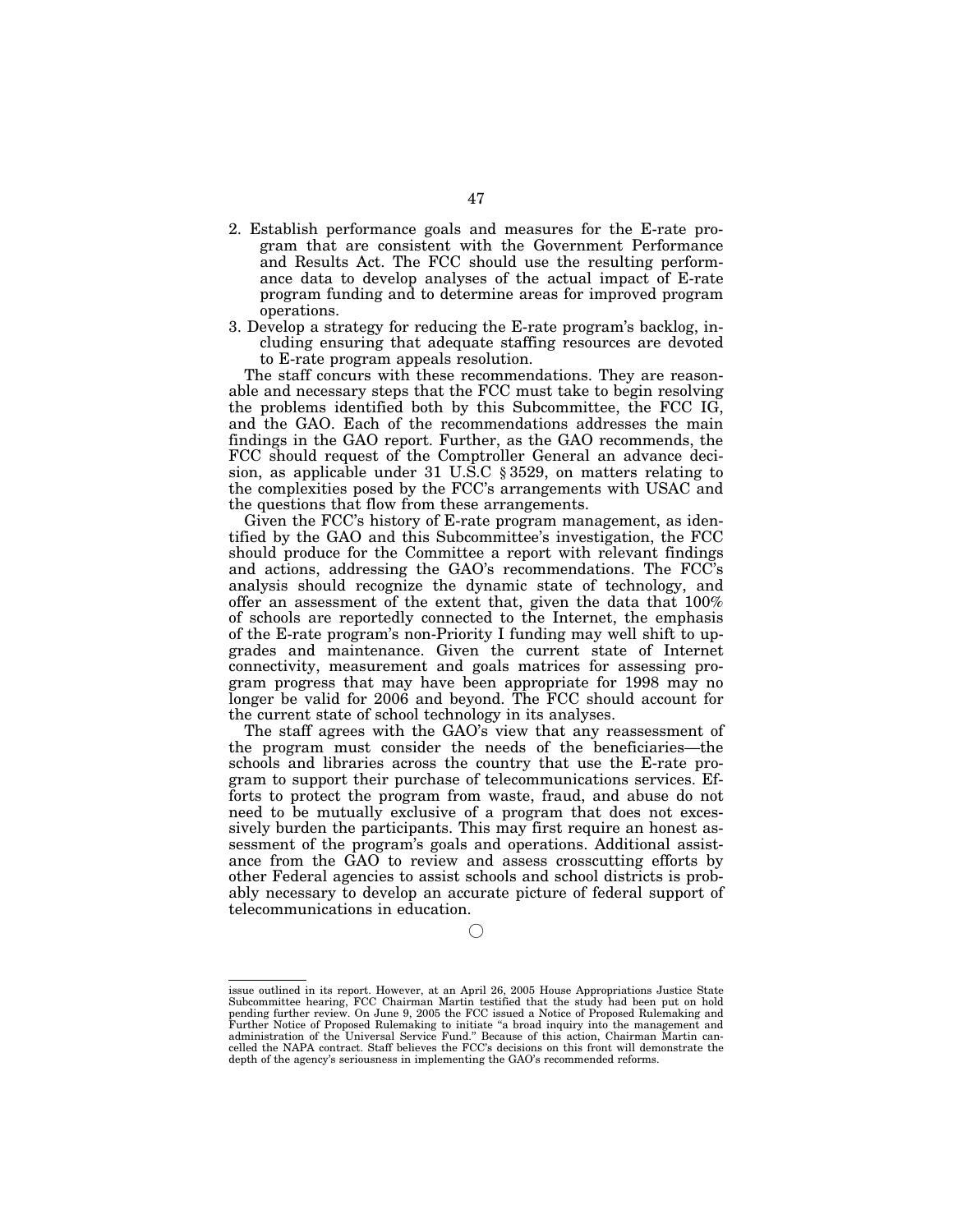2. Establish performance goals and measures for the E-rate program that are consistent with the Government Performance and Results Act. The FCC should use the resulting performance data to develop analyses of the actual impact of E-rate program funding and to determine areas for improved program operations.
3. Develop a strategy for reducing the E-rate program's backlog, including ensuring that adequate staffing resources are devoted to E-rate program appeals resolution.

The staff concurs with these recommendations. They are reasonable and necessary steps that the FCC must take to begin resolving the problems identified both by this Subcommittee, the FCC IG, and the GAO. Each of the recommendations addresses the main findings in the GAO report. Further, as the GAO recommends, the FCC should request of the Comptroller General an advance decision, as applicable under 31 U.S.C § 3529, on matters relating to the complexities posed by the FCC's arrangements with USAC and the questions that flow from these arrangements.

Given the FCC's history of E-rate program management, as identified by the GAO and this Subcommittee's investigation, the FCC should produce for the Committee a report with relevant findings and actions, addressing the GAO's recommendations. The FCC's analysis should recognize the dynamic state of technology, and offer an assessment of the extent that, given the data that 100% of schools are reportedly connected to the Internet, the emphasis of the E-rate program's non-Priority I funding may well shift to upgrades and maintenance. Given the current state of Internet connectivity, measurement and goals matrices for assessing program progress that may have been appropriate for 1998 may no longer be valid for 2006 and beyond. The FCC should account for the current state of school technology in its analyses.

The staff agrees with the GAO's view that any reassessment of the program must consider the needs of the beneficiaries—the schools and libraries across the country that use the E-rate program to support their purchase of telecommunications services. Efforts to protect the program from waste, fraud, and abuse do not need to be mutually exclusive of a program that does not excessively burden the participants. This may first require an honest assessment of the program's goals and operations. Additional assistance from the GAO to review and assess crosscutting efforts by other Federal agencies to assist schools and school districts is probably necessary to develop an accurate picture of federal support of telecommunications in education.

○

---

issue outlined in its report. However, at an April 26, 2005 House Appropriations Justice State Subcommittee hearing, FCC Chairman Martin testified that the study had been put on hold pending further review. On June 9, 2005 the FCC issued a Notice of Proposed Rulemaking and Further Notice of Proposed Rulemaking to initiate "a broad inquiry into the management and administration of the Universal Service Fund." Because of this action, Chairman Martin cancelled the NAPA contract. Staff believes the FCC's decisions on this front will demonstrate the depth of the agency's seriousness in implementing the GAO's recommended reforms.